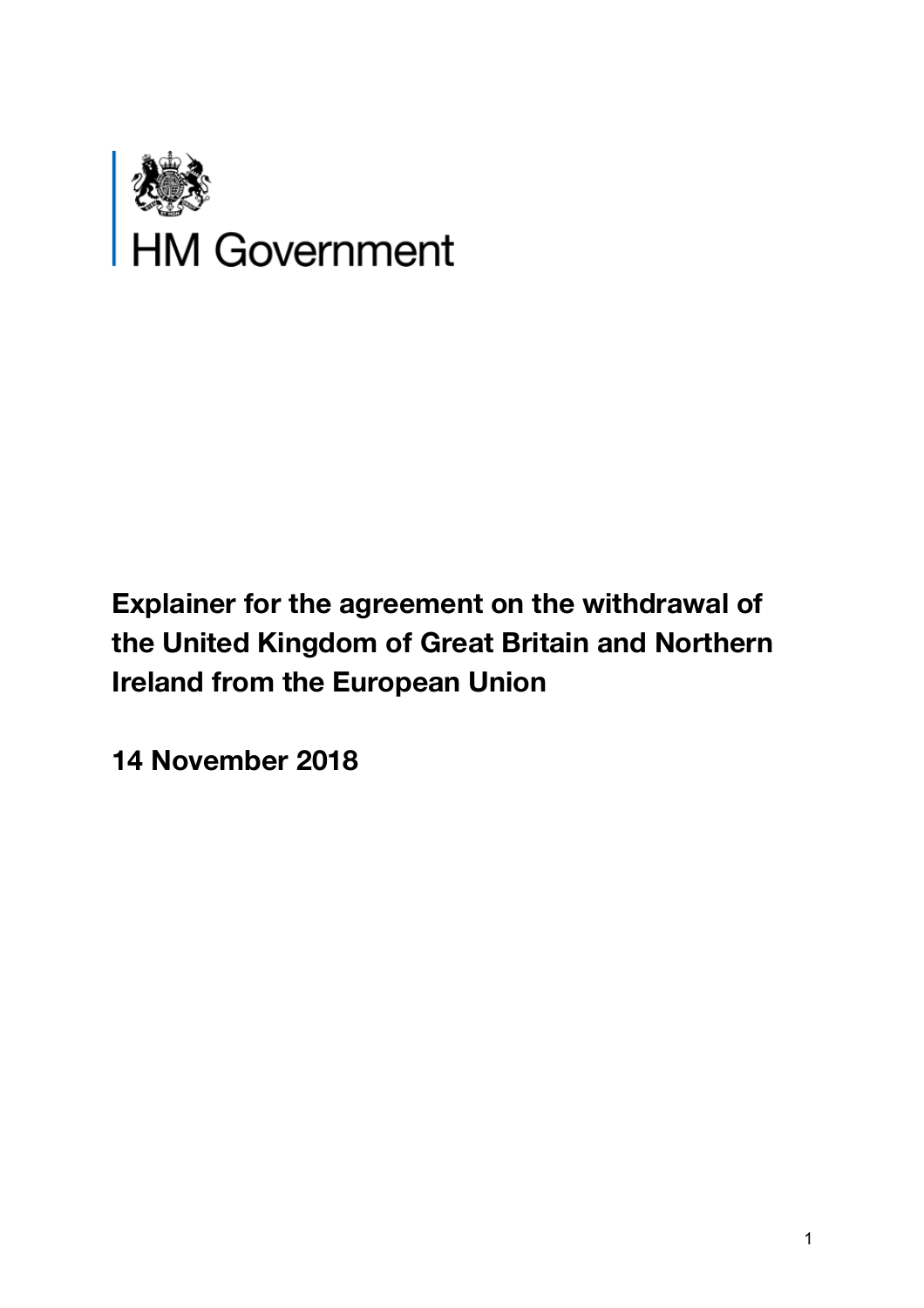HM Government

# Explainer for the agreement on the withdrawal of the United Kingdom of Great Britain and Northern Ireland from the European Union

**14 November 2018**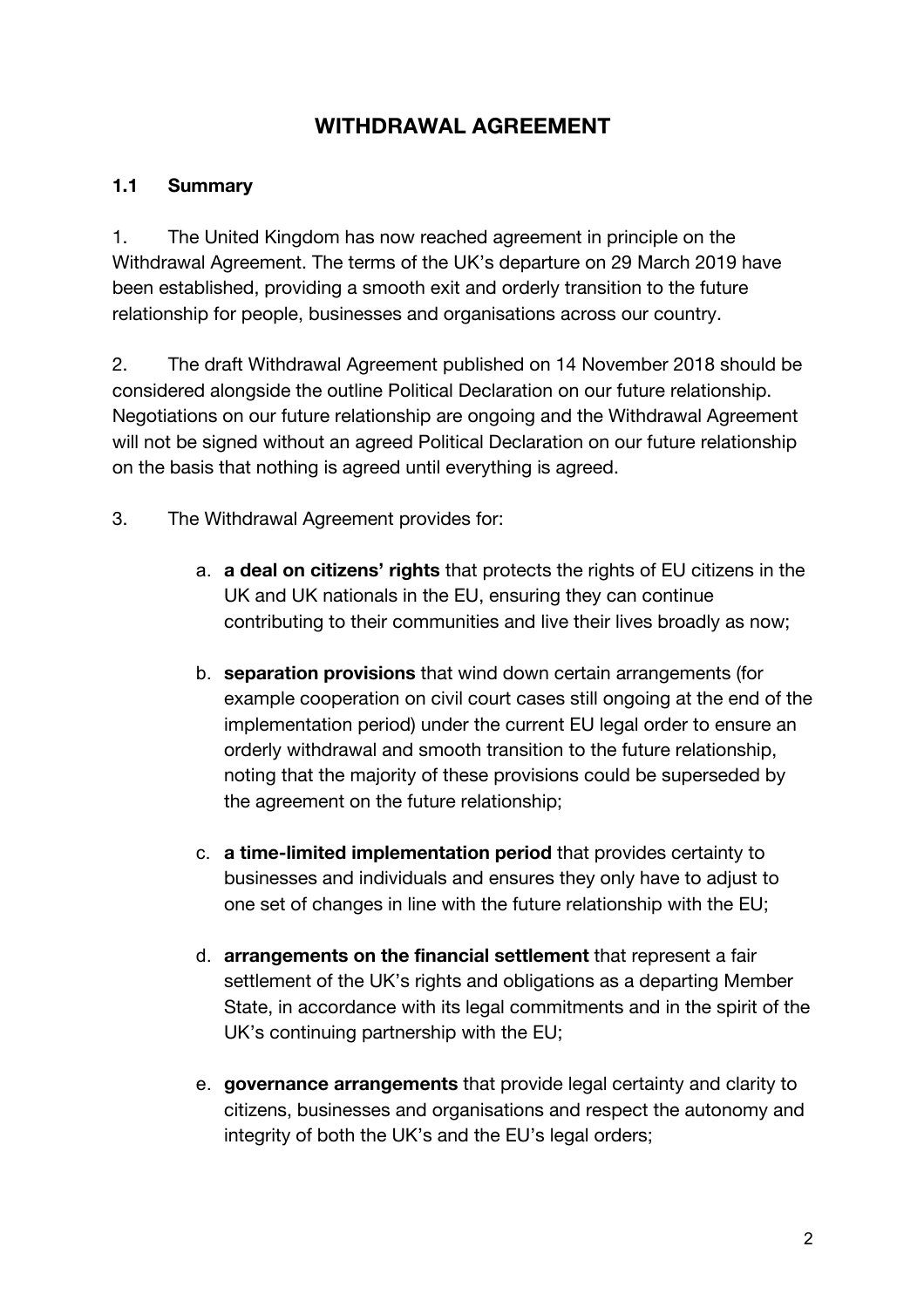# WITHDRAWAL AGREEMENT

## 1.1 Summary

1. The United Kingdom has now reached agreement in principle on the Withdrawal Agreement. The terms of the UK's departure on 29 March 2019 have been established, providing a smooth exit and orderly transition to the future relationship for people, businesses and organisations across our country.

2. The draft Withdrawal Agreement published on 14 November 2018 should be considered alongside the outline Political Declaration on our future relationship. Negotiations on our future relationship are ongoing and the Withdrawal Agreement will not be signed without an agreed Political Declaration on our future relationship on the basis that nothing is agreed until everything is agreed.

3. The Withdrawal Agreement provides for:

   a. **a deal on citizens' rights** that protects the rights of EU citizens in the UK and UK nationals in the EU, ensuring they can continue contributing to their communities and live their lives broadly as now;

   b. **separation provisions** that wind down certain arrangements (for example cooperation on civil court cases still ongoing at the end of the implementation period) under the current EU legal order to ensure an orderly withdrawal and smooth transition to the future relationship, noting that the majority of these provisions could be superseded by the agreement on the future relationship;

   c. **a time-limited implementation period** that provides certainty to businesses and individuals and ensures they only have to adjust to one set of changes in line with the future relationship with the EU;

   d. **arrangements on the financial settlement** that represent a fair settlement of the UK's rights and obligations as a departing Member State, in accordance with its legal commitments and in the spirit of the UK's continuing partnership with the EU;

   e. **governance arrangements** that provide legal certainty and clarity to citizens, businesses and organisations and respect the autonomy and integrity of both the UK's and the EU's legal orders;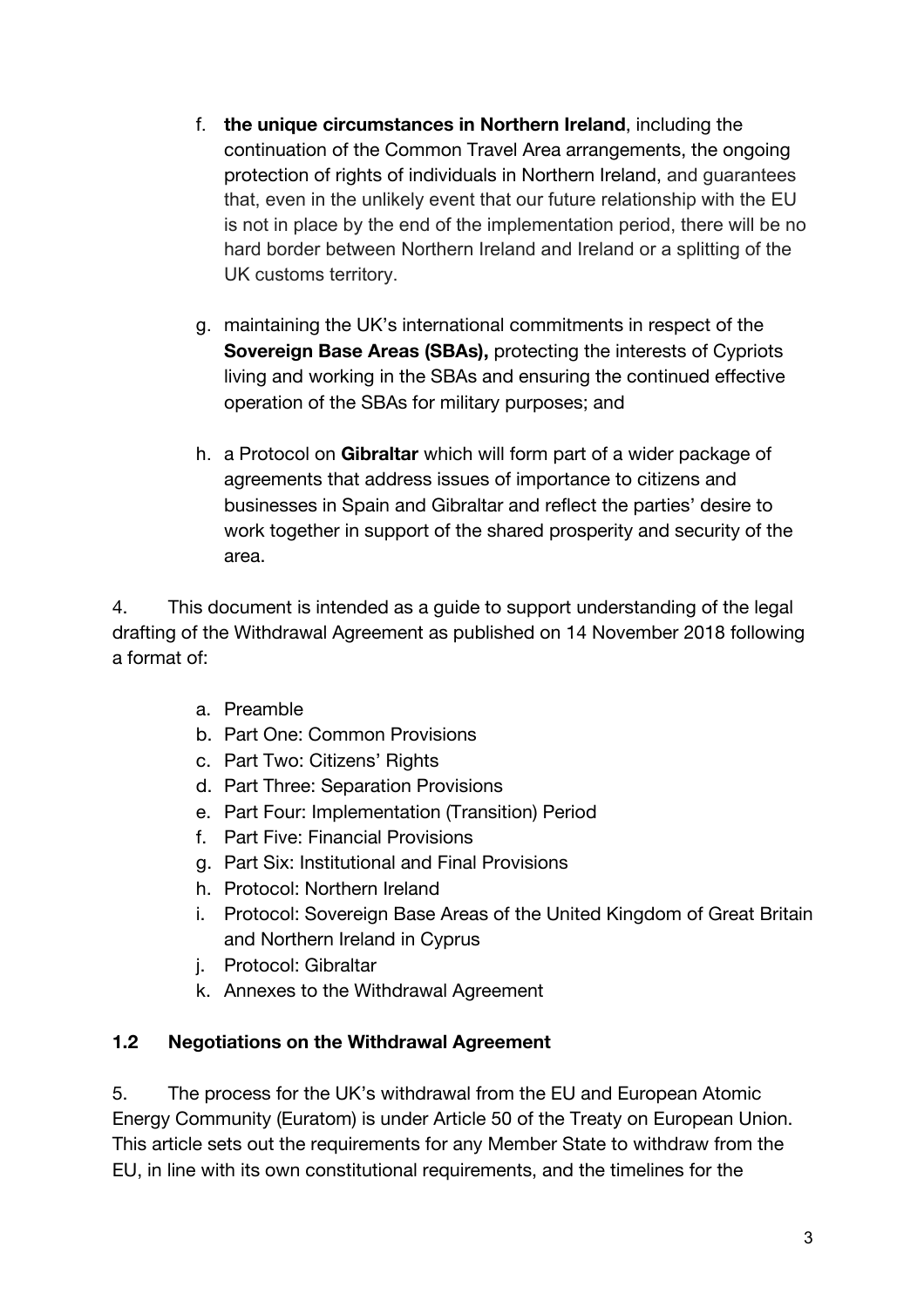f. **the unique circumstances in Northern Ireland**, including the continuation of the Common Travel Area arrangements, the ongoing protection of rights of individuals in Northern Ireland, and guarantees that, even in the unlikely event that our future relationship with the EU is not in place by the end of the implementation period, there will be no hard border between Northern Ireland and Ireland or a splitting of the UK customs territory.

g. maintaining the UK's international commitments in respect of the **Sovereign Base Areas (SBAs),** protecting the interests of Cypriots living and working in the SBAs and ensuring the continued effective operation of the SBAs for military purposes; and

h. a Protocol on **Gibraltar** which will form part of a wider package of agreements that address issues of importance to citizens and businesses in Spain and Gibraltar and reflect the parties' desire to work together in support of the shared prosperity and security of the area.

4. This document is intended as a guide to support understanding of the legal drafting of the Withdrawal Agreement as published on 14 November 2018 following a format of:

a. Preamble
b. Part One: Common Provisions
c. Part Two: Citizens' Rights
d. Part Three: Separation Provisions
e. Part Four: Implementation (Transition) Period
f. Part Five: Financial Provisions
g. Part Six: Institutional and Final Provisions
h. Protocol: Northern Ireland
i. Protocol: Sovereign Base Areas of the United Kingdom of Great Britain and Northern Ireland in Cyprus
j. Protocol: Gibraltar
k. Annexes to the Withdrawal Agreement

### 1.2 Negotiations on the Withdrawal Agreement

5. The process for the UK's withdrawal from the EU and European Atomic Energy Community (Euratom) is under Article 50 of the Treaty on European Union. This article sets out the requirements for any Member State to withdraw from the EU, in line with its own constitutional requirements, and the timelines for the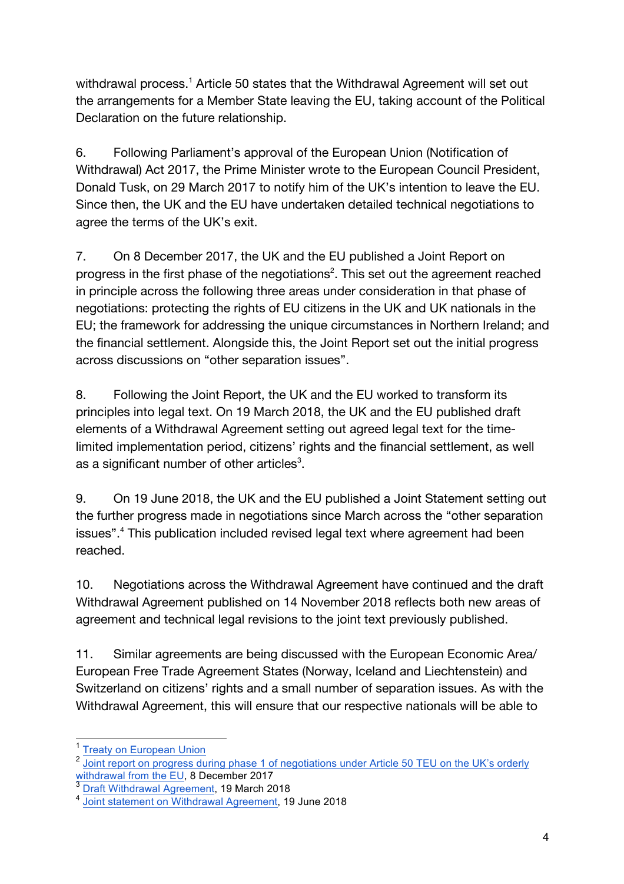withdrawal process.[1] Article 50 states that the Withdrawal Agreement will set out the arrangements for a Member State leaving the EU, taking account of the Political Declaration on the future relationship.

6. Following Parliament's approval of the European Union (Notification of Withdrawal) Act 2017, the Prime Minister wrote to the European Council President, Donald Tusk, on 29 March 2017 to notify him of the UK's intention to leave the EU. Since then, the UK and the EU have undertaken detailed technical negotiations to agree the terms of the UK's exit.

7. On 8 December 2017, the UK and the EU published a Joint Report on progress in the first phase of the negotiations[2]. This set out the agreement reached in principle across the following three areas under consideration in that phase of negotiations: protecting the rights of EU citizens in the UK and UK nationals in the EU; the framework for addressing the unique circumstances in Northern Ireland; and the financial settlement. Alongside this, the Joint Report set out the initial progress across discussions on "other separation issues".

8. Following the Joint Report, the UK and the EU worked to transform its principles into legal text. On 19 March 2018, the UK and the EU published draft elements of a Withdrawal Agreement setting out agreed legal text for the time-limited implementation period, citizens' rights and the financial settlement, as well as a significant number of other articles[3].

9. On 19 June 2018, the UK and the EU published a Joint Statement setting out the further progress made in negotiations since March across the "other separation issues".[4] This publication included revised legal text where agreement had been reached.

10. Negotiations across the Withdrawal Agreement have continued and the draft Withdrawal Agreement published on 14 November 2018 reflects both new areas of agreement and technical legal revisions to the joint text previously published.

11. Similar agreements are being discussed with the European Economic Area/ European Free Trade Agreement States (Norway, Iceland and Liechtenstein) and Switzerland on citizens' rights and a small number of separation issues. As with the Withdrawal Agreement, this will ensure that our respective nationals will be able to

---

[1] Treaty on European Union

[2] Joint report on progress during phase 1 of negotiations under Article 50 TEU on the UK's orderly withdrawal from the EU, 8 December 2017

[3] Draft Withdrawal Agreement, 19 March 2018

[4] Joint statement on Withdrawal Agreement, 19 June 2018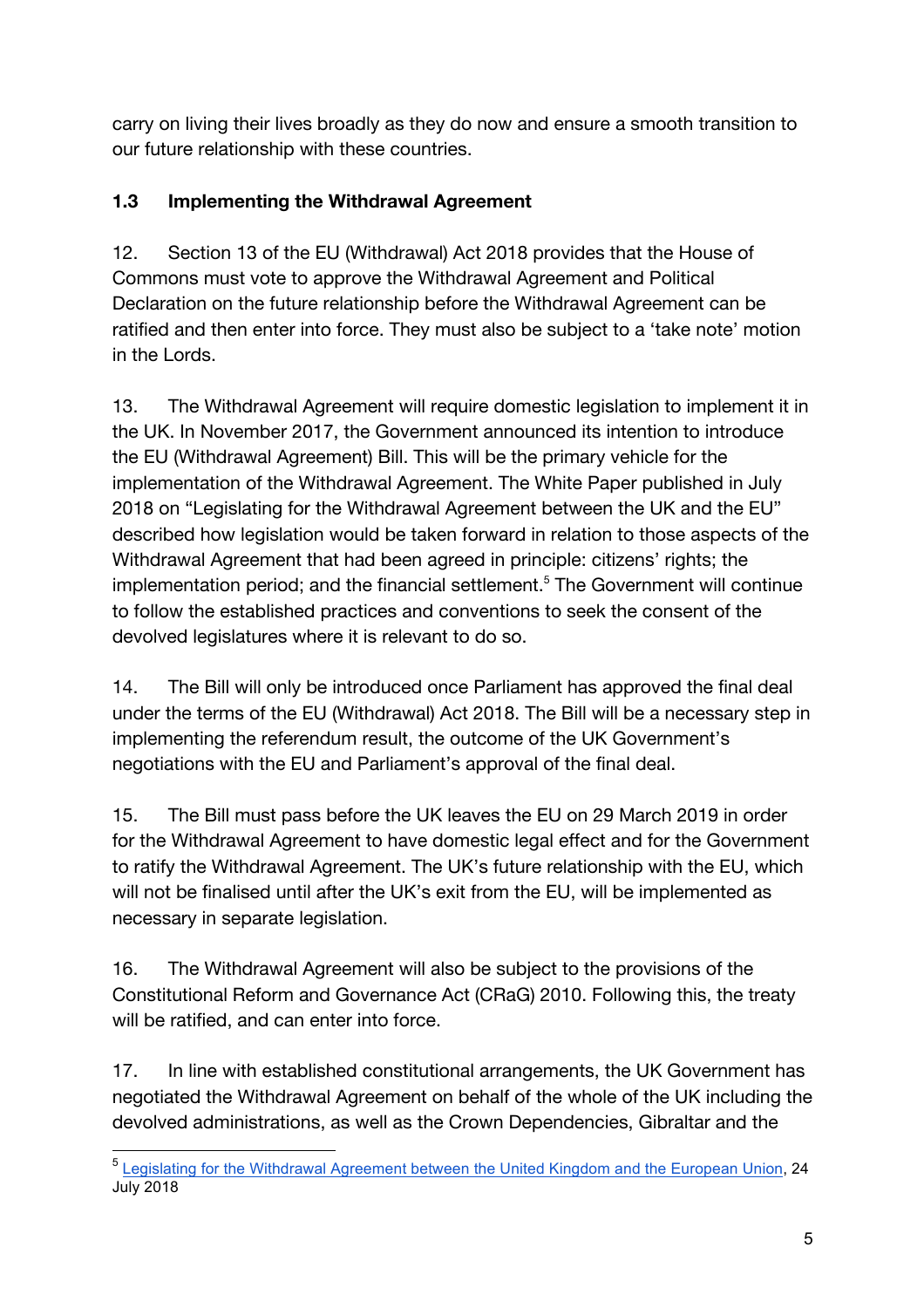carry on living their lives broadly as they do now and ensure a smooth transition to our future relationship with these countries.

### 1.3 Implementing the Withdrawal Agreement

12. Section 13 of the EU (Withdrawal) Act 2018 provides that the House of Commons must vote to approve the Withdrawal Agreement and Political Declaration on the future relationship before the Withdrawal Agreement can be ratified and then enter into force. They must also be subject to a 'take note' motion in the Lords.

13. The Withdrawal Agreement will require domestic legislation to implement it in the UK. In November 2017, the Government announced its intention to introduce the EU (Withdrawal Agreement) Bill. This will be the primary vehicle for the implementation of the Withdrawal Agreement. The White Paper published in July 2018 on "Legislating for the Withdrawal Agreement between the UK and the EU" described how legislation would be taken forward in relation to those aspects of the Withdrawal Agreement that had been agreed in principle: citizens' rights; the implementation period; and the financial settlement.[5] The Government will continue to follow the established practices and conventions to seek the consent of the devolved legislatures where it is relevant to do so.

14. The Bill will only be introduced once Parliament has approved the final deal under the terms of the EU (Withdrawal) Act 2018. The Bill will be a necessary step in implementing the referendum result, the outcome of the UK Government's negotiations with the EU and Parliament's approval of the final deal.

15. The Bill must pass before the UK leaves the EU on 29 March 2019 in order for the Withdrawal Agreement to have domestic legal effect and for the Government to ratify the Withdrawal Agreement. The UK's future relationship with the EU, which will not be finalised until after the UK's exit from the EU, will be implemented as necessary in separate legislation.

16. The Withdrawal Agreement will also be subject to the provisions of the Constitutional Reform and Governance Act (CRaG) 2010. Following this, the treaty will be ratified, and can enter into force.

17. In line with established constitutional arrangements, the UK Government has negotiated the Withdrawal Agreement on behalf of the whole of the UK including the devolved administrations, as well as the Crown Dependencies, Gibraltar and the

---

[5] Legislating for the Withdrawal Agreement between the United Kingdom and the European Union, 24 July 2018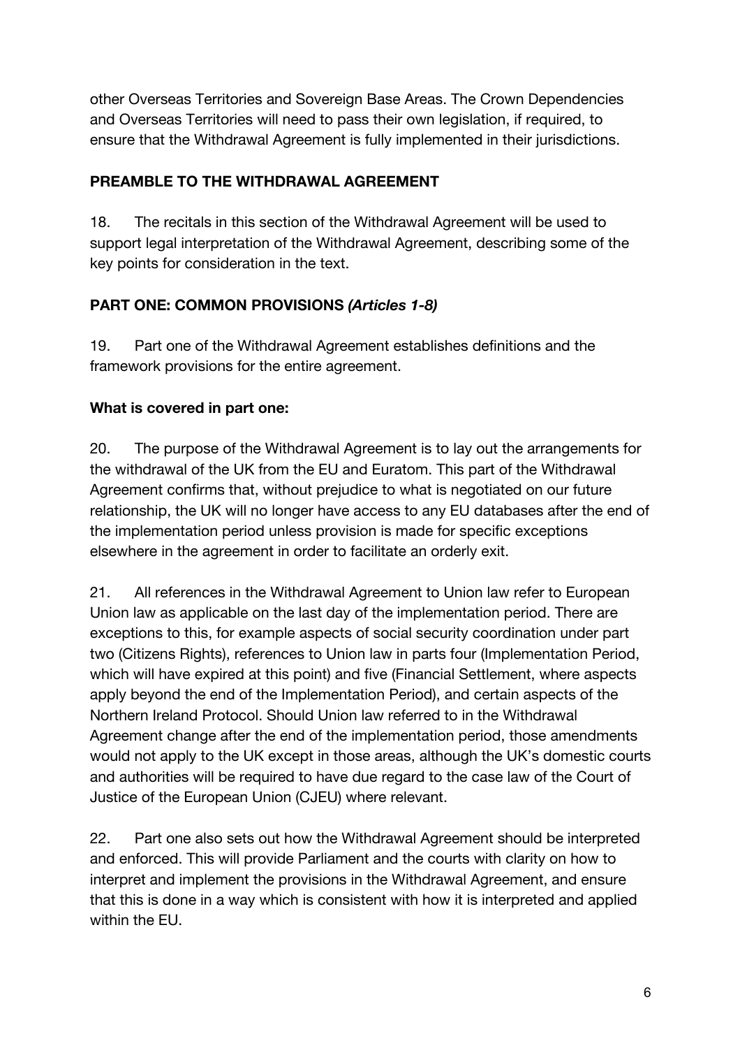other Overseas Territories and Sovereign Base Areas. The Crown Dependencies and Overseas Territories will need to pass their own legislation, if required, to ensure that the Withdrawal Agreement is fully implemented in their jurisdictions.

## PREAMBLE TO THE WITHDRAWAL AGREEMENT

18. The recitals in this section of the Withdrawal Agreement will be used to support legal interpretation of the Withdrawal Agreement, describing some of the key points for consideration in the text.

## PART ONE: COMMON PROVISIONS *(Articles 1-8)*

19. Part one of the Withdrawal Agreement establishes definitions and the framework provisions for the entire agreement.

### What is covered in part one:

20. The purpose of the Withdrawal Agreement is to lay out the arrangements for the withdrawal of the UK from the EU and Euratom. This part of the Withdrawal Agreement confirms that, without prejudice to what is negotiated on our future relationship, the UK will no longer have access to any EU databases after the end of the implementation period unless provision is made for specific exceptions elsewhere in the agreement in order to facilitate an orderly exit.

21. All references in the Withdrawal Agreement to Union law refer to European Union law as applicable on the last day of the implementation period. There are exceptions to this, for example aspects of social security coordination under part two (Citizens Rights), references to Union law in parts four (Implementation Period, which will have expired at this point) and five (Financial Settlement, where aspects apply beyond the end of the Implementation Period), and certain aspects of the Northern Ireland Protocol. Should Union law referred to in the Withdrawal Agreement change after the end of the implementation period, those amendments would not apply to the UK except in those areas, although the UK's domestic courts and authorities will be required to have due regard to the case law of the Court of Justice of the European Union (CJEU) where relevant.

22. Part one also sets out how the Withdrawal Agreement should be interpreted and enforced. This will provide Parliament and the courts with clarity on how to interpret and implement the provisions in the Withdrawal Agreement, and ensure that this is done in a way which is consistent with how it is interpreted and applied within the EU.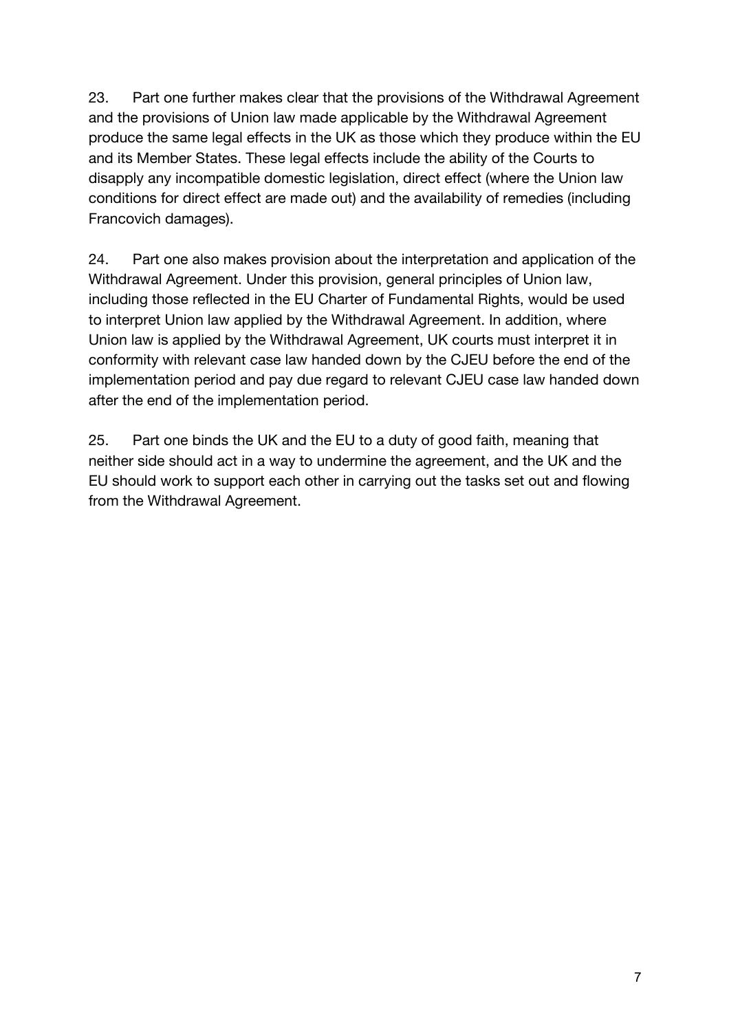23. Part one further makes clear that the provisions of the Withdrawal Agreement and the provisions of Union law made applicable by the Withdrawal Agreement produce the same legal effects in the UK as those which they produce within the EU and its Member States. These legal effects include the ability of the Courts to disapply any incompatible domestic legislation, direct effect (where the Union law conditions for direct effect are made out) and the availability of remedies (including Francovich damages).

24. Part one also makes provision about the interpretation and application of the Withdrawal Agreement. Under this provision, general principles of Union law, including those reflected in the EU Charter of Fundamental Rights, would be used to interpret Union law applied by the Withdrawal Agreement. In addition, where Union law is applied by the Withdrawal Agreement, UK courts must interpret it in conformity with relevant case law handed down by the CJEU before the end of the implementation period and pay due regard to relevant CJEU case law handed down after the end of the implementation period.

25. Part one binds the UK and the EU to a duty of good faith, meaning that neither side should act in a way to undermine the agreement, and the UK and the EU should work to support each other in carrying out the tasks set out and flowing from the Withdrawal Agreement.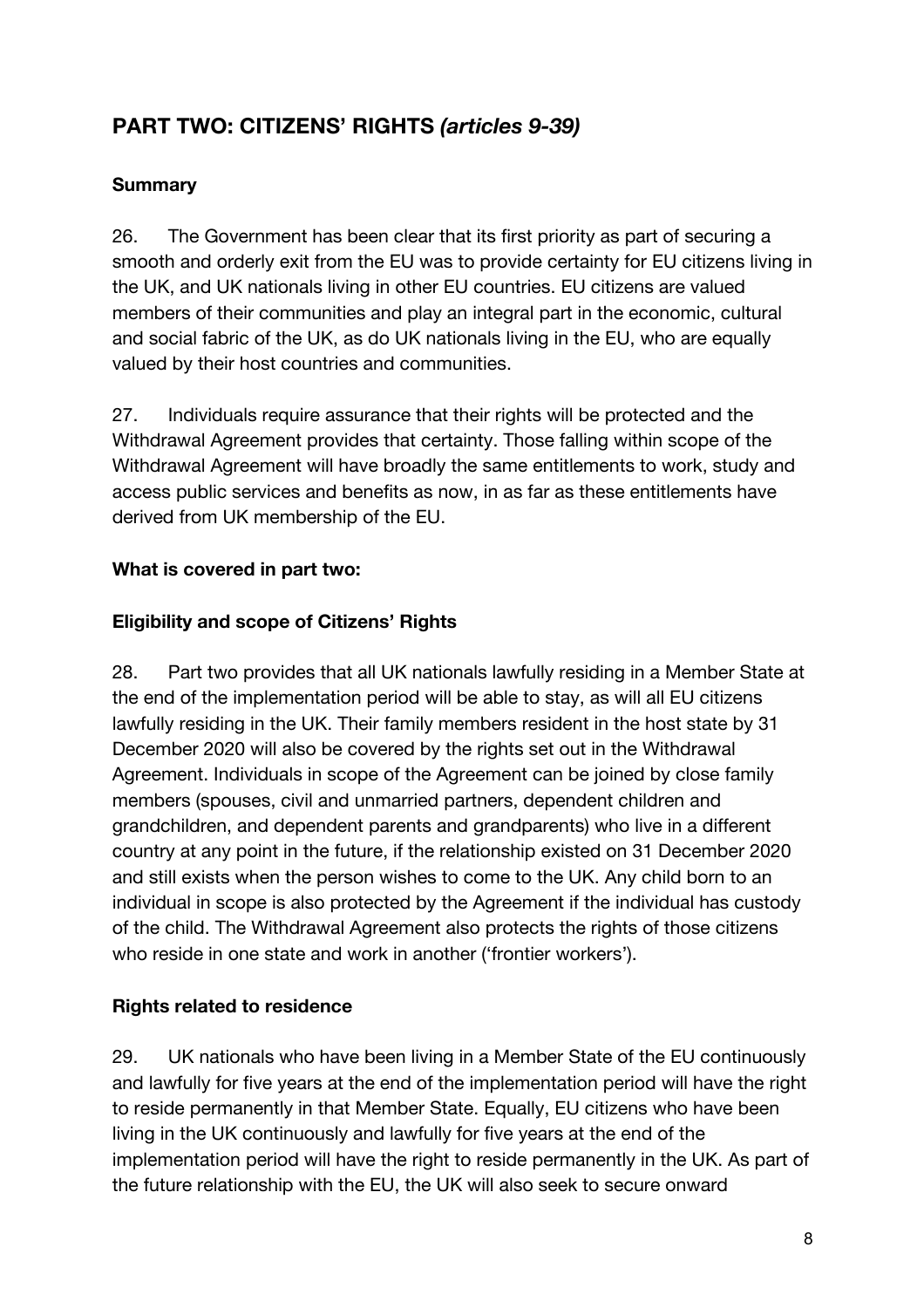## PART TWO: CITIZENS' RIGHTS *(articles 9-39)*

### Summary

26. The Government has been clear that its first priority as part of securing a smooth and orderly exit from the EU was to provide certainty for EU citizens living in the UK, and UK nationals living in other EU countries. EU citizens are valued members of their communities and play an integral part in the economic, cultural and social fabric of the UK, as do UK nationals living in the EU, who are equally valued by their host countries and communities.

27. Individuals require assurance that their rights will be protected and the Withdrawal Agreement provides that certainty. Those falling within scope of the Withdrawal Agreement will have broadly the same entitlements to work, study and access public services and benefits as now, in as far as these entitlements have derived from UK membership of the EU.

### What is covered in part two:

### Eligibility and scope of Citizens' Rights

28. Part two provides that all UK nationals lawfully residing in a Member State at the end of the implementation period will be able to stay, as will all EU citizens lawfully residing in the UK. Their family members resident in the host state by 31 December 2020 will also be covered by the rights set out in the Withdrawal Agreement. Individuals in scope of the Agreement can be joined by close family members (spouses, civil and unmarried partners, dependent children and grandchildren, and dependent parents and grandparents) who live in a different country at any point in the future, if the relationship existed on 31 December 2020 and still exists when the person wishes to come to the UK. Any child born to an individual in scope is also protected by the Agreement if the individual has custody of the child. The Withdrawal Agreement also protects the rights of those citizens who reside in one state and work in another ('frontier workers').

### Rights related to residence

29. UK nationals who have been living in a Member State of the EU continuously and lawfully for five years at the end of the implementation period will have the right to reside permanently in that Member State. Equally, EU citizens who have been living in the UK continuously and lawfully for five years at the end of the implementation period will have the right to reside permanently in the UK. As part of the future relationship with the EU, the UK will also seek to secure onward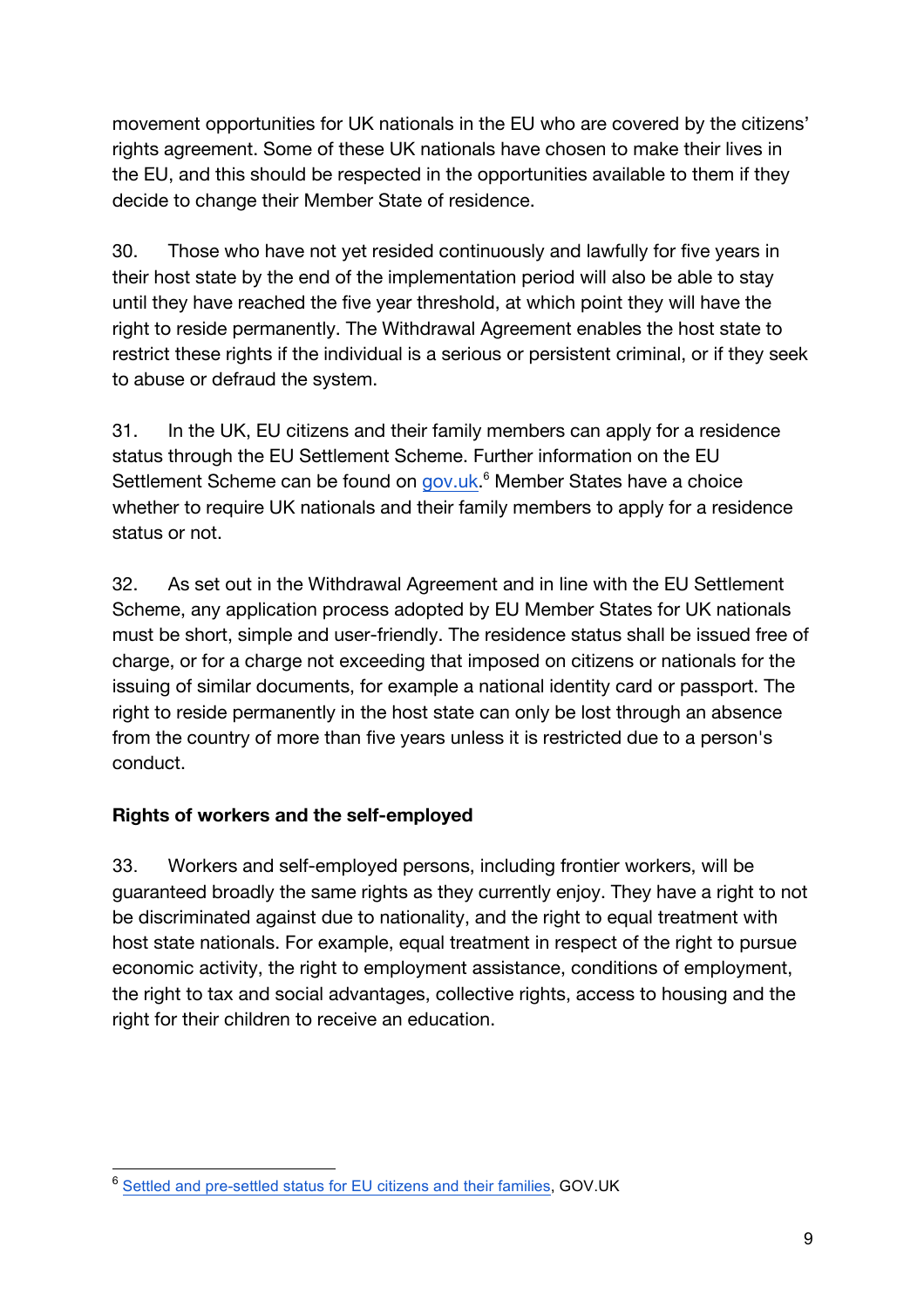movement opportunities for UK nationals in the EU who are covered by the citizens' rights agreement. Some of these UK nationals have chosen to make their lives in the EU, and this should be respected in the opportunities available to them if they decide to change their Member State of residence.

30. Those who have not yet resided continuously and lawfully for five years in their host state by the end of the implementation period will also be able to stay until they have reached the five year threshold, at which point they will have the right to reside permanently. The Withdrawal Agreement enables the host state to restrict these rights if the individual is a serious or persistent criminal, or if they seek to abuse or defraud the system.

31. In the UK, EU citizens and their family members can apply for a residence status through the EU Settlement Scheme. Further information on the EU Settlement Scheme can be found on gov.uk.[6] Member States have a choice whether to require UK nationals and their family members to apply for a residence status or not.

32. As set out in the Withdrawal Agreement and in line with the EU Settlement Scheme, any application process adopted by EU Member States for UK nationals must be short, simple and user-friendly. The residence status shall be issued free of charge, or for a charge not exceeding that imposed on citizens or nationals for the issuing of similar documents, for example a national identity card or passport. The right to reside permanently in the host state can only be lost through an absence from the country of more than five years unless it is restricted due to a person's conduct.

**Rights of workers and the self-employed**

33. Workers and self-employed persons, including frontier workers, will be guaranteed broadly the same rights as they currently enjoy. They have a right to not be discriminated against due to nationality, and the right to equal treatment with host state nationals. For example, equal treatment in respect of the right to pursue economic activity, the right to employment assistance, conditions of employment, the right to tax and social advantages, collective rights, access to housing and the right for their children to receive an education.

---

[6] Settled and pre-settled status for EU citizens and their families, GOV.UK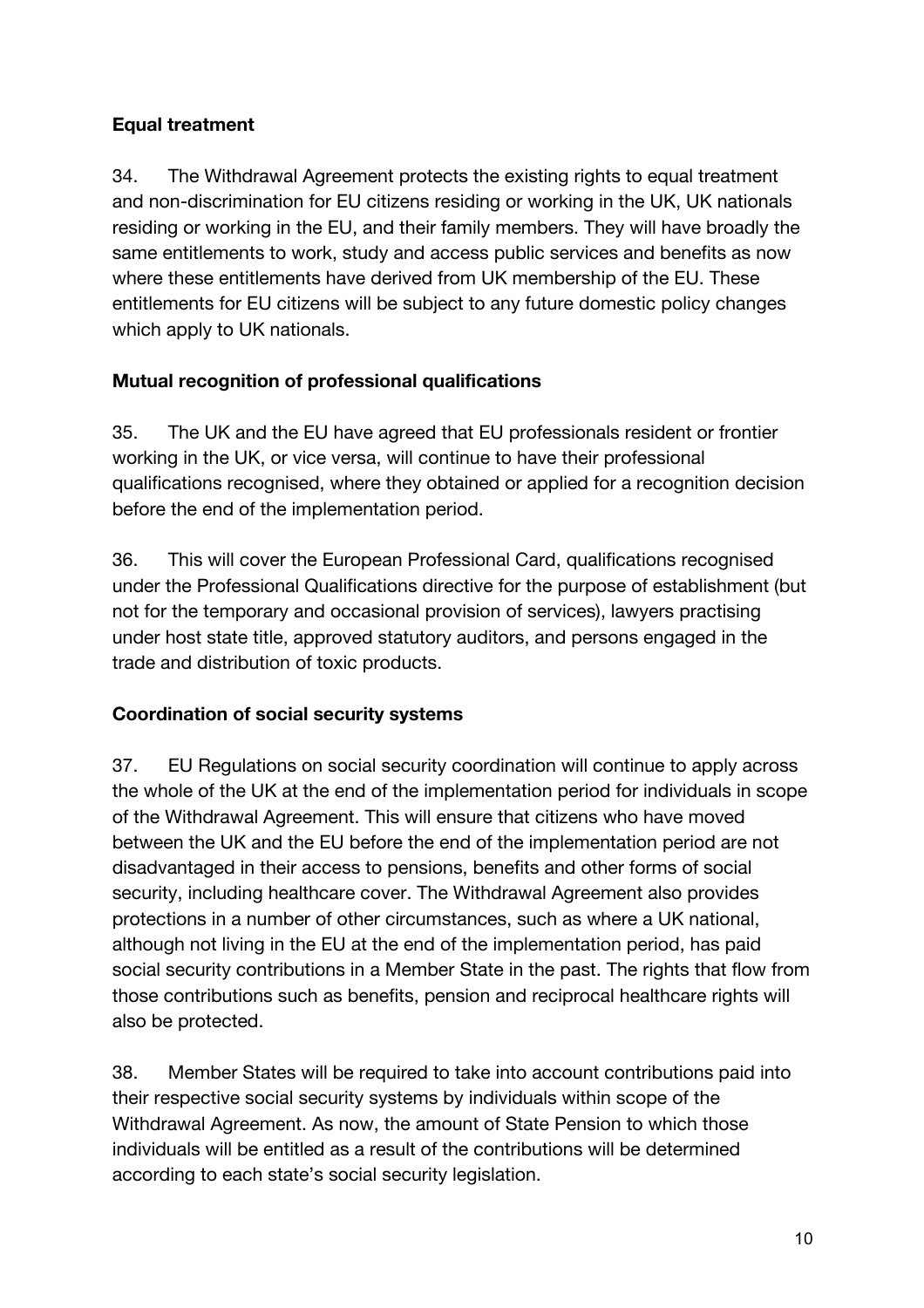**Equal treatment**

34. The Withdrawal Agreement protects the existing rights to equal treatment and non-discrimination for EU citizens residing or working in the UK, UK nationals residing or working in the EU, and their family members. They will have broadly the same entitlements to work, study and access public services and benefits as now where these entitlements have derived from UK membership of the EU. These entitlements for EU citizens will be subject to any future domestic policy changes which apply to UK nationals.

**Mutual recognition of professional qualifications**

35. The UK and the EU have agreed that EU professionals resident or frontier working in the UK, or vice versa, will continue to have their professional qualifications recognised, where they obtained or applied for a recognition decision before the end of the implementation period.

36. This will cover the European Professional Card, qualifications recognised under the Professional Qualifications directive for the purpose of establishment (but not for the temporary and occasional provision of services), lawyers practising under host state title, approved statutory auditors, and persons engaged in the trade and distribution of toxic products.

**Coordination of social security systems**

37. EU Regulations on social security coordination will continue to apply across the whole of the UK at the end of the implementation period for individuals in scope of the Withdrawal Agreement. This will ensure that citizens who have moved between the UK and the EU before the end of the implementation period are not disadvantaged in their access to pensions, benefits and other forms of social security, including healthcare cover. The Withdrawal Agreement also provides protections in a number of other circumstances, such as where a UK national, although not living in the EU at the end of the implementation period, has paid social security contributions in a Member State in the past. The rights that flow from those contributions such as benefits, pension and reciprocal healthcare rights will also be protected.

38. Member States will be required to take into account contributions paid into their respective social security systems by individuals within scope of the Withdrawal Agreement. As now, the amount of State Pension to which those individuals will be entitled as a result of the contributions will be determined according to each state's social security legislation.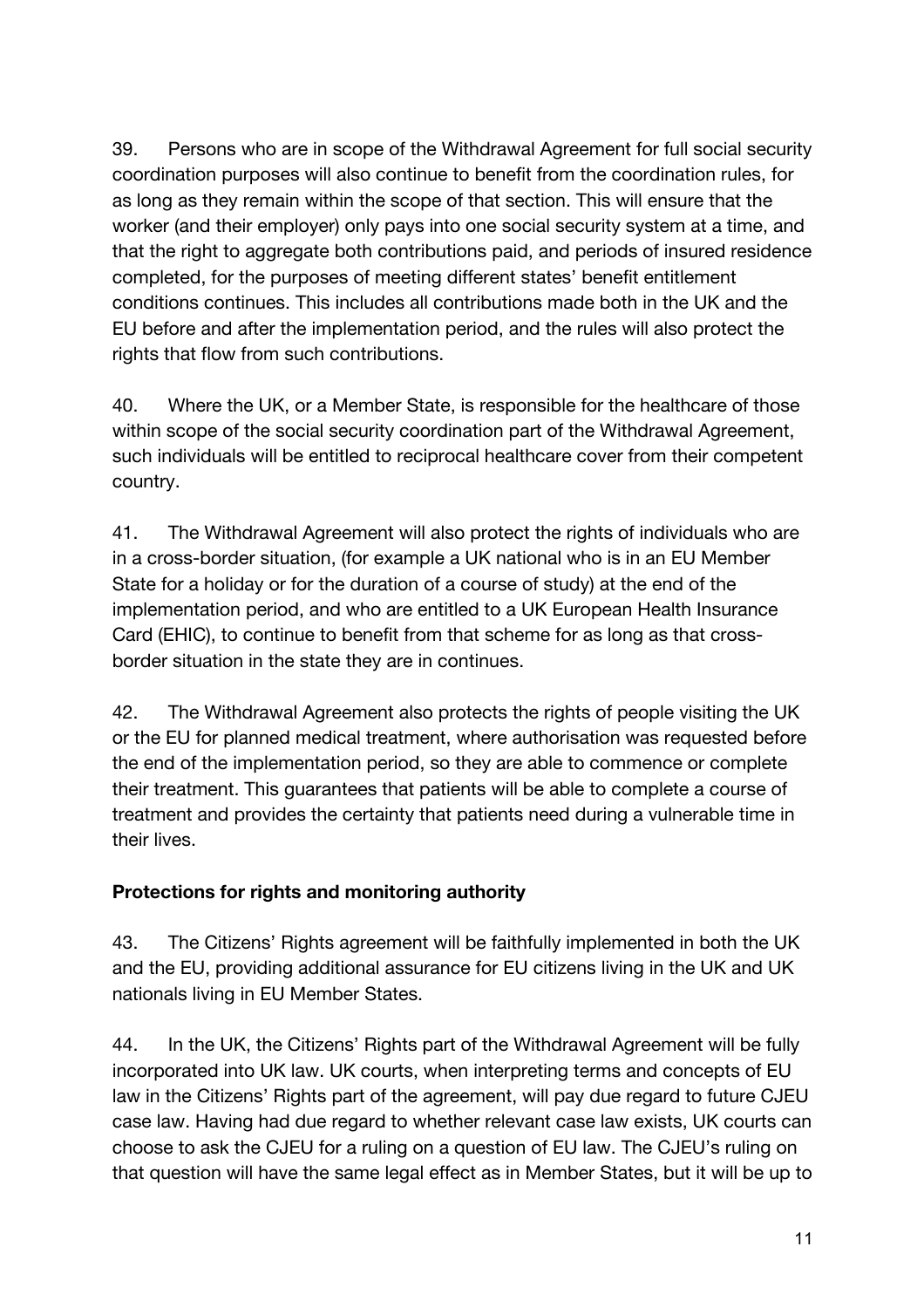39. Persons who are in scope of the Withdrawal Agreement for full social security coordination purposes will also continue to benefit from the coordination rules, for as long as they remain within the scope of that section. This will ensure that the worker (and their employer) only pays into one social security system at a time, and that the right to aggregate both contributions paid, and periods of insured residence completed, for the purposes of meeting different states' benefit entitlement conditions continues. This includes all contributions made both in the UK and the EU before and after the implementation period, and the rules will also protect the rights that flow from such contributions.

40. Where the UK, or a Member State, is responsible for the healthcare of those within scope of the social security coordination part of the Withdrawal Agreement, such individuals will be entitled to reciprocal healthcare cover from their competent country.

41. The Withdrawal Agreement will also protect the rights of individuals who are in a cross-border situation, (for example a UK national who is in an EU Member State for a holiday or for the duration of a course of study) at the end of the implementation period, and who are entitled to a UK European Health Insurance Card (EHIC), to continue to benefit from that scheme for as long as that cross-border situation in the state they are in continues.

42. The Withdrawal Agreement also protects the rights of people visiting the UK or the EU for planned medical treatment, where authorisation was requested before the end of the implementation period, so they are able to commence or complete their treatment. This guarantees that patients will be able to complete a course of treatment and provides the certainty that patients need during a vulnerable time in their lives.

**Protections for rights and monitoring authority**

43. The Citizens' Rights agreement will be faithfully implemented in both the UK and the EU, providing additional assurance for EU citizens living in the UK and UK nationals living in EU Member States.

44. In the UK, the Citizens' Rights part of the Withdrawal Agreement will be fully incorporated into UK law. UK courts, when interpreting terms and concepts of EU law in the Citizens' Rights part of the agreement, will pay due regard to future CJEU case law. Having had due regard to whether relevant case law exists, UK courts can choose to ask the CJEU for a ruling on a question of EU law. The CJEU's ruling on that question will have the same legal effect as in Member States, but it will be up to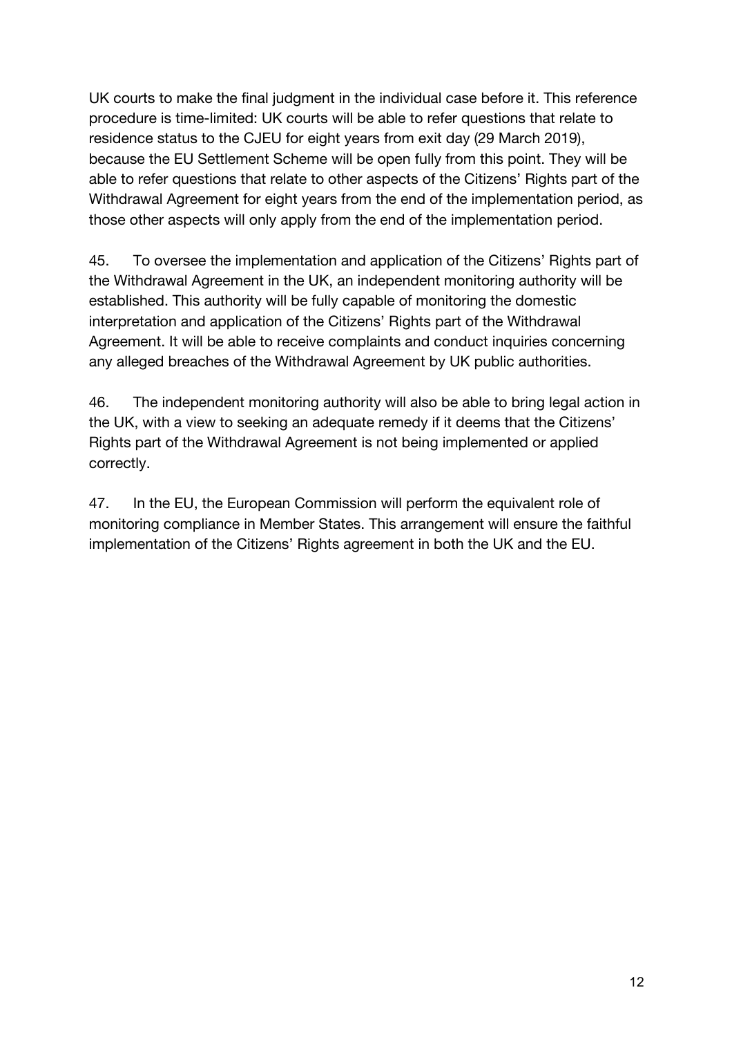UK courts to make the final judgment in the individual case before it. This reference procedure is time-limited: UK courts will be able to refer questions that relate to residence status to the CJEU for eight years from exit day (29 March 2019), because the EU Settlement Scheme will be open fully from this point. They will be able to refer questions that relate to other aspects of the Citizens' Rights part of the Withdrawal Agreement for eight years from the end of the implementation period, as those other aspects will only apply from the end of the implementation period.

45. To oversee the implementation and application of the Citizens' Rights part of the Withdrawal Agreement in the UK, an independent monitoring authority will be established. This authority will be fully capable of monitoring the domestic interpretation and application of the Citizens' Rights part of the Withdrawal Agreement. It will be able to receive complaints and conduct inquiries concerning any alleged breaches of the Withdrawal Agreement by UK public authorities.

46. The independent monitoring authority will also be able to bring legal action in the UK, with a view to seeking an adequate remedy if it deems that the Citizens' Rights part of the Withdrawal Agreement is not being implemented or applied correctly.

47. In the EU, the European Commission will perform the equivalent role of monitoring compliance in Member States. This arrangement will ensure the faithful implementation of the Citizens' Rights agreement in both the UK and the EU.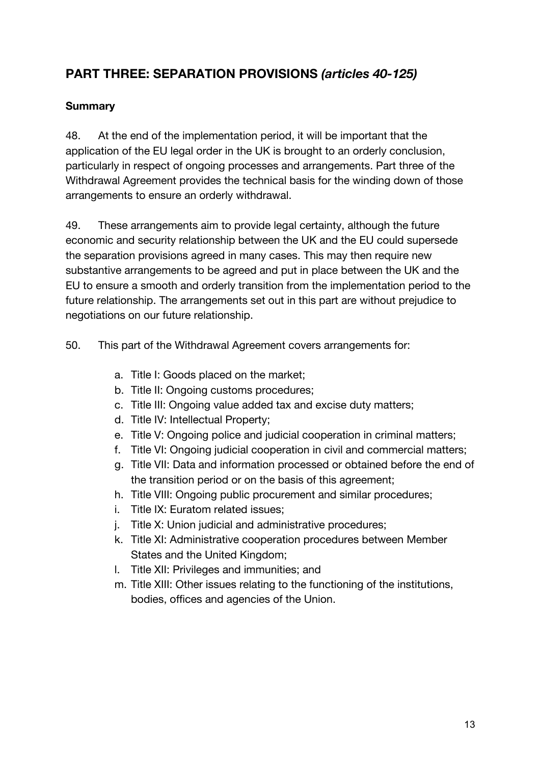## **PART THREE: SEPARATION PROVISIONS** ***(articles 40-125)***

### **Summary**

48. At the end of the implementation period, it will be important that the application of the EU legal order in the UK is brought to an orderly conclusion, particularly in respect of ongoing processes and arrangements. Part three of the Withdrawal Agreement provides the technical basis for the winding down of those arrangements to ensure an orderly withdrawal.

49. These arrangements aim to provide legal certainty, although the future economic and security relationship between the UK and the EU could supersede the separation provisions agreed in many cases. This may then require new substantive arrangements to be agreed and put in place between the UK and the EU to ensure a smooth and orderly transition from the implementation period to the future relationship. The arrangements set out in this part are without prejudice to negotiations on our future relationship.

50. This part of the Withdrawal Agreement covers arrangements for:

a. Title I: Goods placed on the market;
b. Title II: Ongoing customs procedures;
c. Title III: Ongoing value added tax and excise duty matters;
d. Title IV: Intellectual Property;
e. Title V: Ongoing police and judicial cooperation in criminal matters;
f. Title VI: Ongoing judicial cooperation in civil and commercial matters;
g. Title VII: Data and information processed or obtained before the end of the transition period or on the basis of this agreement;
h. Title VIII: Ongoing public procurement and similar procedures;
i. Title IX: Euratom related issues;
j. Title X: Union judicial and administrative procedures;
k. Title XI: Administrative cooperation procedures between Member States and the United Kingdom;
l. Title XII: Privileges and immunities; and
m. Title XIII: Other issues relating to the functioning of the institutions, bodies, offices and agencies of the Union.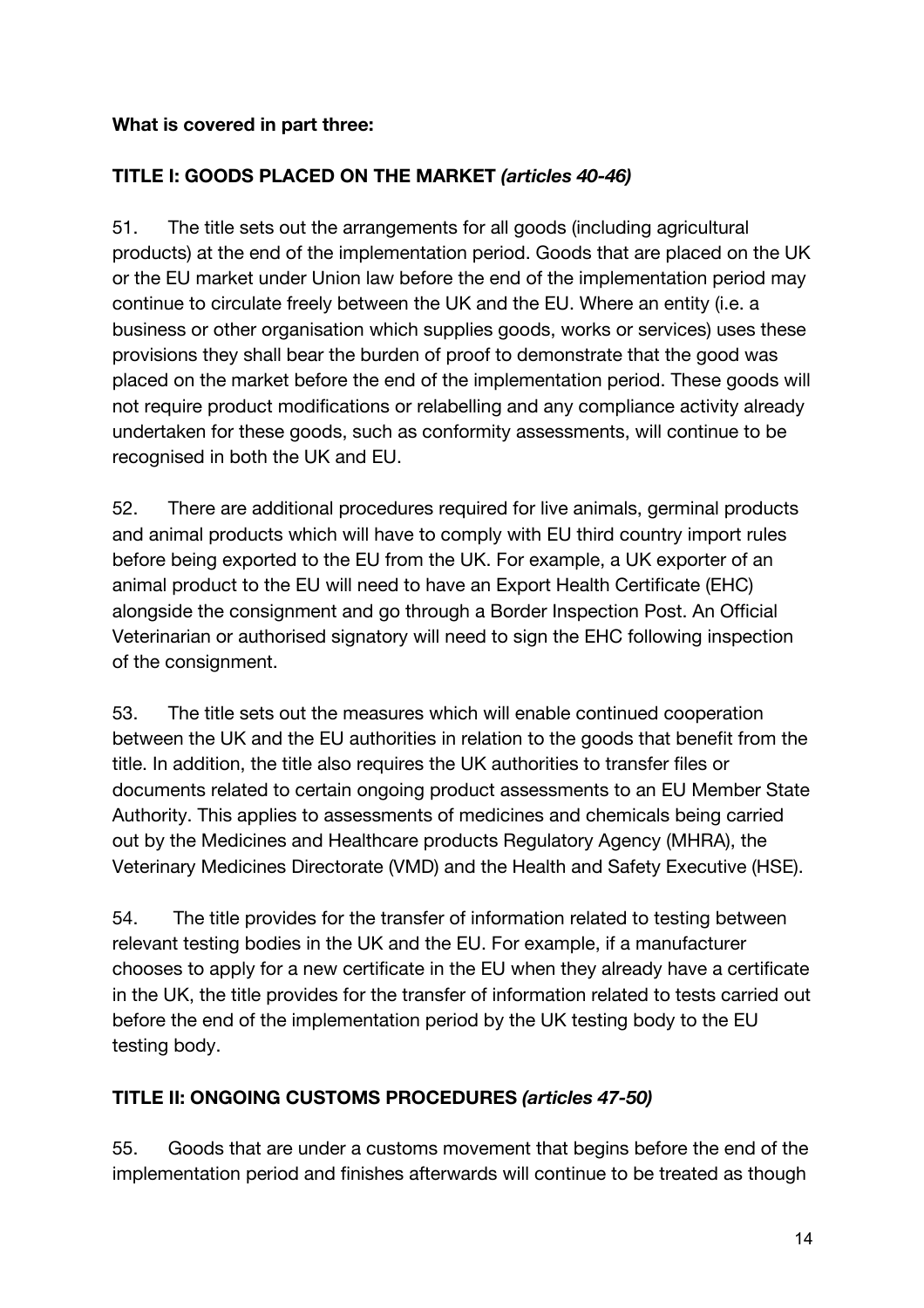**What is covered in part three:**

**TITLE I: GOODS PLACED ON THE MARKET *(articles 40-46)***

51. The title sets out the arrangements for all goods (including agricultural products) at the end of the implementation period. Goods that are placed on the UK or the EU market under Union law before the end of the implementation period may continue to circulate freely between the UK and the EU. Where an entity (i.e. a business or other organisation which supplies goods, works or services) uses these provisions they shall bear the burden of proof to demonstrate that the good was placed on the market before the end of the implementation period. These goods will not require product modifications or relabelling and any compliance activity already undertaken for these goods, such as conformity assessments, will continue to be recognised in both the UK and EU.

52. There are additional procedures required for live animals, germinal products and animal products which will have to comply with EU third country import rules before being exported to the EU from the UK. For example, a UK exporter of an animal product to the EU will need to have an Export Health Certificate (EHC) alongside the consignment and go through a Border Inspection Post. An Official Veterinarian or authorised signatory will need to sign the EHC following inspection of the consignment.

53. The title sets out the measures which will enable continued cooperation between the UK and the EU authorities in relation to the goods that benefit from the title. In addition, the title also requires the UK authorities to transfer files or documents related to certain ongoing product assessments to an EU Member State Authority. This applies to assessments of medicines and chemicals being carried out by the Medicines and Healthcare products Regulatory Agency (MHRA), the Veterinary Medicines Directorate (VMD) and the Health and Safety Executive (HSE).

54. The title provides for the transfer of information related to testing between relevant testing bodies in the UK and the EU. For example, if a manufacturer chooses to apply for a new certificate in the EU when they already have a certificate in the UK, the title provides for the transfer of information related to tests carried out before the end of the implementation period by the UK testing body to the EU testing body.

**TITLE II: ONGOING CUSTOMS PROCEDURES *(articles 47-50)***

55. Goods that are under a customs movement that begins before the end of the implementation period and finishes afterwards will continue to be treated as though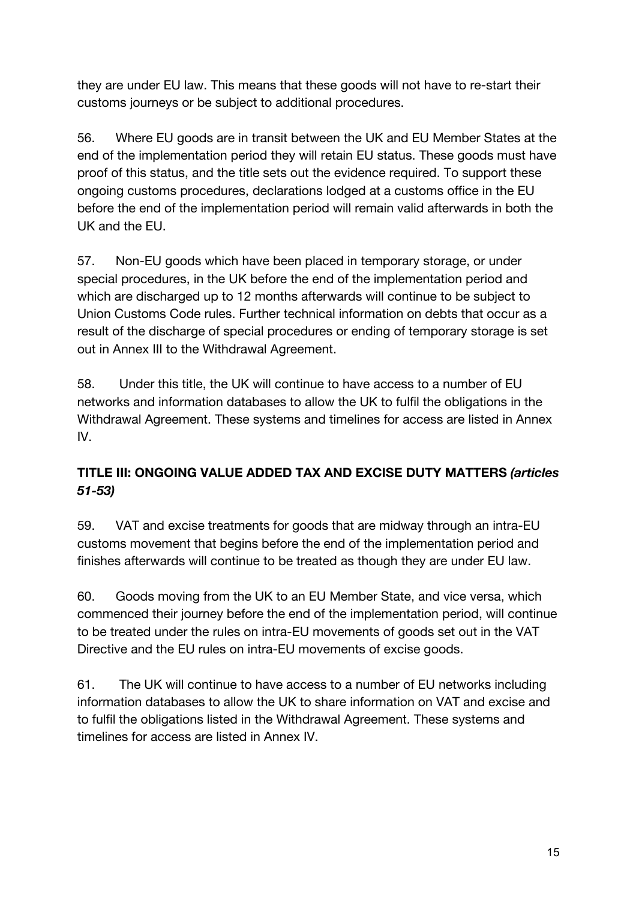they are under EU law. This means that these goods will not have to re-start their customs journeys or be subject to additional procedures.

56. Where EU goods are in transit between the UK and EU Member States at the end of the implementation period they will retain EU status. These goods must have proof of this status, and the title sets out the evidence required. To support these ongoing customs procedures, declarations lodged at a customs office in the EU before the end of the implementation period will remain valid afterwards in both the UK and the EU.

57. Non-EU goods which have been placed in temporary storage, or under special procedures, in the UK before the end of the implementation period and which are discharged up to 12 months afterwards will continue to be subject to Union Customs Code rules. Further technical information on debts that occur as a result of the discharge of special procedures or ending of temporary storage is set out in Annex III to the Withdrawal Agreement.

58. Under this title, the UK will continue to have access to a number of EU networks and information databases to allow the UK to fulfil the obligations in the Withdrawal Agreement. These systems and timelines for access are listed in Annex IV.

## TITLE III: ONGOING VALUE ADDED TAX AND EXCISE DUTY MATTERS *(articles 51-53)*

59. VAT and excise treatments for goods that are midway through an intra-EU customs movement that begins before the end of the implementation period and finishes afterwards will continue to be treated as though they are under EU law.

60. Goods moving from the UK to an EU Member State, and vice versa, which commenced their journey before the end of the implementation period, will continue to be treated under the rules on intra-EU movements of goods set out in the VAT Directive and the EU rules on intra-EU movements of excise goods.

61. The UK will continue to have access to a number of EU networks including information databases to allow the UK to share information on VAT and excise and to fulfil the obligations listed in the Withdrawal Agreement. These systems and timelines for access are listed in Annex IV.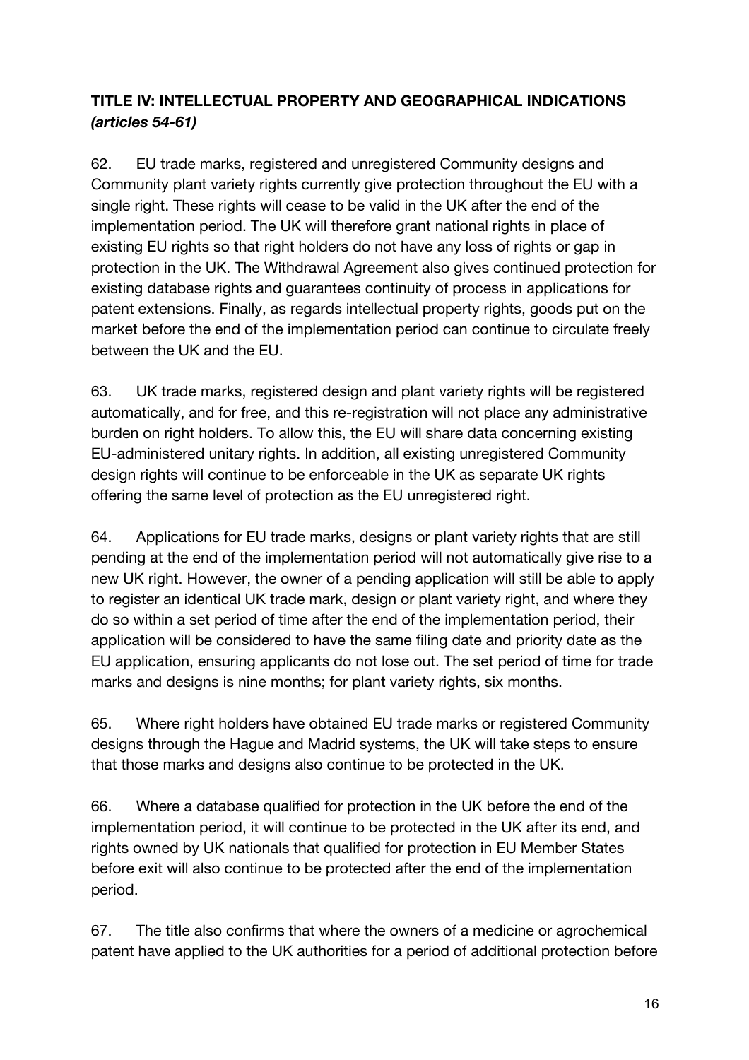## TITLE IV: INTELLECTUAL PROPERTY AND GEOGRAPHICAL INDICATIONS *(articles 54-61)*

62. EU trade marks, registered and unregistered Community designs and Community plant variety rights currently give protection throughout the EU with a single right. These rights will cease to be valid in the UK after the end of the implementation period. The UK will therefore grant national rights in place of existing EU rights so that right holders do not have any loss of rights or gap in protection in the UK. The Withdrawal Agreement also gives continued protection for existing database rights and guarantees continuity of process in applications for patent extensions. Finally, as regards intellectual property rights, goods put on the market before the end of the implementation period can continue to circulate freely between the UK and the EU.

63. UK trade marks, registered design and plant variety rights will be registered automatically, and for free, and this re-registration will not place any administrative burden on right holders. To allow this, the EU will share data concerning existing EU-administered unitary rights. In addition, all existing unregistered Community design rights will continue to be enforceable in the UK as separate UK rights offering the same level of protection as the EU unregistered right.

64. Applications for EU trade marks, designs or plant variety rights that are still pending at the end of the implementation period will not automatically give rise to a new UK right. However, the owner of a pending application will still be able to apply to register an identical UK trade mark, design or plant variety right, and where they do so within a set period of time after the end of the implementation period, their application will be considered to have the same filing date and priority date as the EU application, ensuring applicants do not lose out. The set period of time for trade marks and designs is nine months; for plant variety rights, six months.

65. Where right holders have obtained EU trade marks or registered Community designs through the Hague and Madrid systems, the UK will take steps to ensure that those marks and designs also continue to be protected in the UK.

66. Where a database qualified for protection in the UK before the end of the implementation period, it will continue to be protected in the UK after its end, and rights owned by UK nationals that qualified for protection in EU Member States before exit will also continue to be protected after the end of the implementation period.

67. The title also confirms that where the owners of a medicine or agrochemical patent have applied to the UK authorities for a period of additional protection before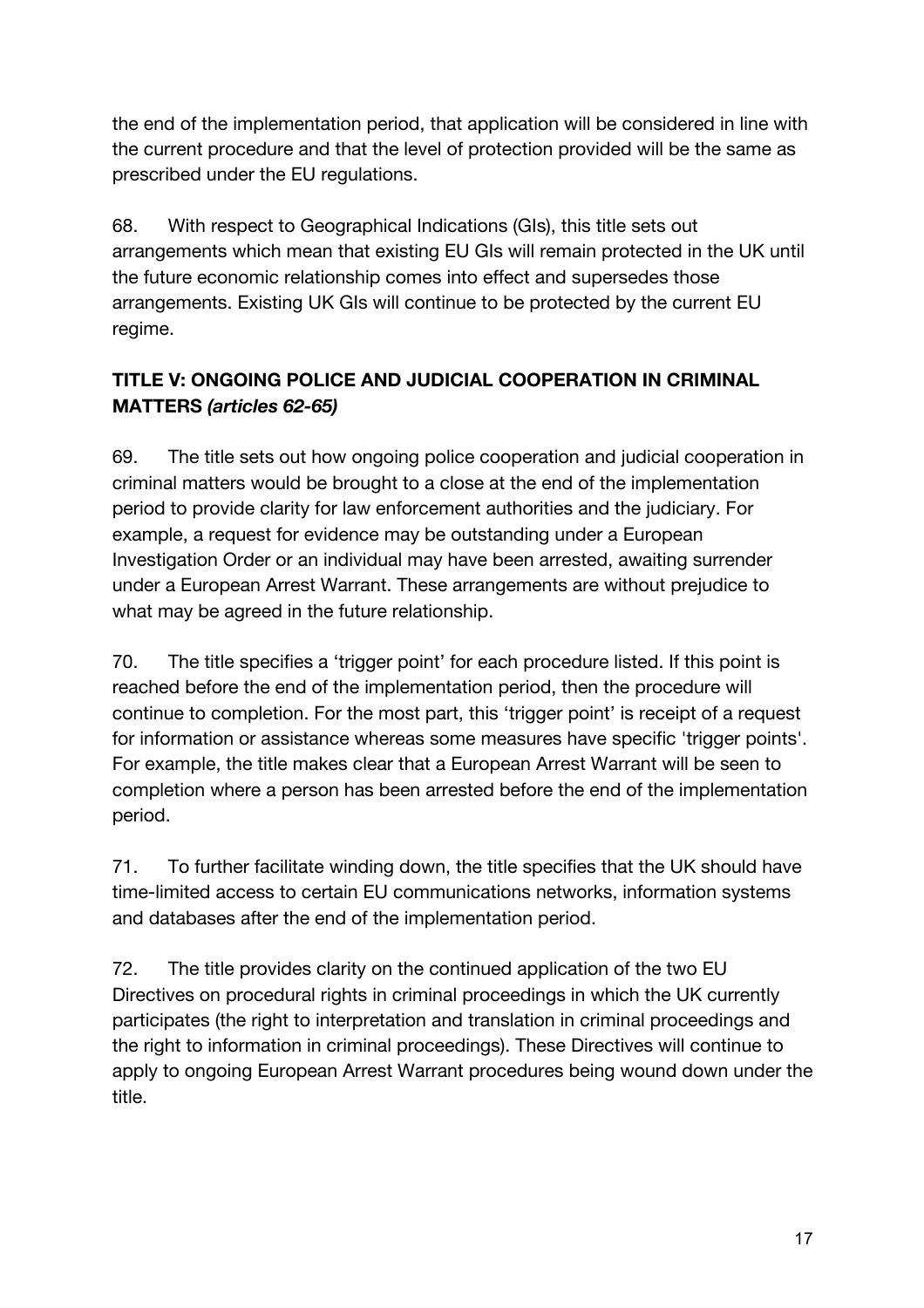the end of the implementation period, that application will be considered in line with the current procedure and that the level of protection provided will be the same as prescribed under the EU regulations.

68. With respect to Geographical Indications (GIs), this title sets out arrangements which mean that existing EU GIs will remain protected in the UK until the future economic relationship comes into effect and supersedes those arrangements. Existing UK GIs will continue to be protected by the current EU regime.

## TITLE V: ONGOING POLICE AND JUDICIAL COOPERATION IN CRIMINAL MATTERS *(articles 62-65)*

69. The title sets out how ongoing police cooperation and judicial cooperation in criminal matters would be brought to a close at the end of the implementation period to provide clarity for law enforcement authorities and the judiciary. For example, a request for evidence may be outstanding under a European Investigation Order or an individual may have been arrested, awaiting surrender under a European Arrest Warrant. These arrangements are without prejudice to what may be agreed in the future relationship.

70. The title specifies a 'trigger point' for each procedure listed. If this point is reached before the end of the implementation period, then the procedure will continue to completion. For the most part, this 'trigger point' is receipt of a request for information or assistance whereas some measures have specific 'trigger points'. For example, the title makes clear that a European Arrest Warrant will be seen to completion where a person has been arrested before the end of the implementation period.

71. To further facilitate winding down, the title specifies that the UK should have time-limited access to certain EU communications networks, information systems and databases after the end of the implementation period.

72. The title provides clarity on the continued application of the two EU Directives on procedural rights in criminal proceedings in which the UK currently participates (the right to interpretation and translation in criminal proceedings and the right to information in criminal proceedings). These Directives will continue to apply to ongoing European Arrest Warrant procedures being wound down under the title.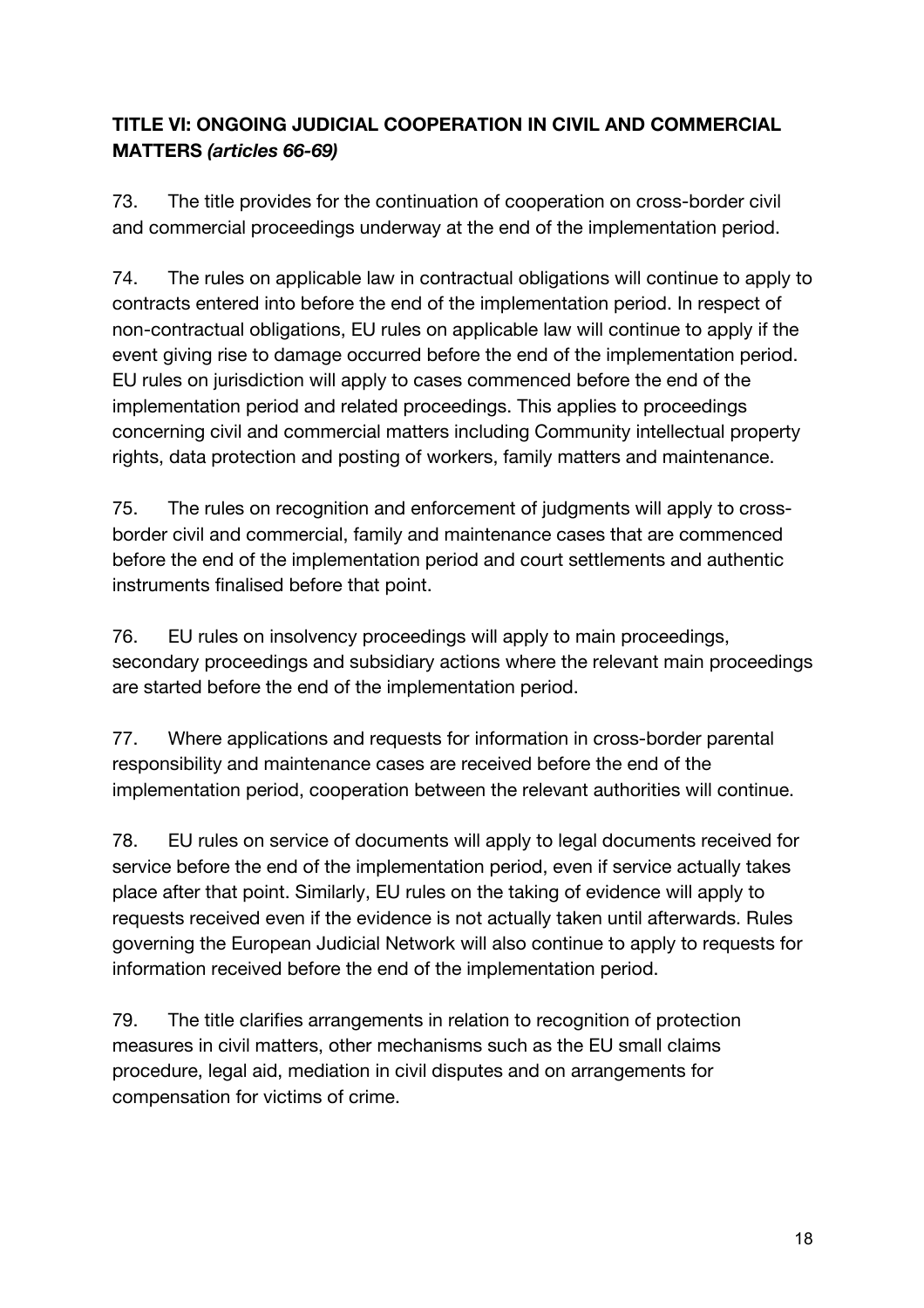## **TITLE VI: ONGOING JUDICIAL COOPERATION IN CIVIL AND COMMERCIAL MATTERS *(articles 66-69)***

73. The title provides for the continuation of cooperation on cross-border civil and commercial proceedings underway at the end of the implementation period.

74. The rules on applicable law in contractual obligations will continue to apply to contracts entered into before the end of the implementation period. In respect of non-contractual obligations, EU rules on applicable law will continue to apply if the event giving rise to damage occurred before the end of the implementation period. EU rules on jurisdiction will apply to cases commenced before the end of the implementation period and related proceedings. This applies to proceedings concerning civil and commercial matters including Community intellectual property rights, data protection and posting of workers, family matters and maintenance.

75. The rules on recognition and enforcement of judgments will apply to cross-border civil and commercial, family and maintenance cases that are commenced before the end of the implementation period and court settlements and authentic instruments finalised before that point.

76. EU rules on insolvency proceedings will apply to main proceedings, secondary proceedings and subsidiary actions where the relevant main proceedings are started before the end of the implementation period.

77. Where applications and requests for information in cross-border parental responsibility and maintenance cases are received before the end of the implementation period, cooperation between the relevant authorities will continue.

78. EU rules on service of documents will apply to legal documents received for service before the end of the implementation period, even if service actually takes place after that point. Similarly, EU rules on the taking of evidence will apply to requests received even if the evidence is not actually taken until afterwards. Rules governing the European Judicial Network will also continue to apply to requests for information received before the end of the implementation period.

79. The title clarifies arrangements in relation to recognition of protection measures in civil matters, other mechanisms such as the EU small claims procedure, legal aid, mediation in civil disputes and on arrangements for compensation for victims of crime.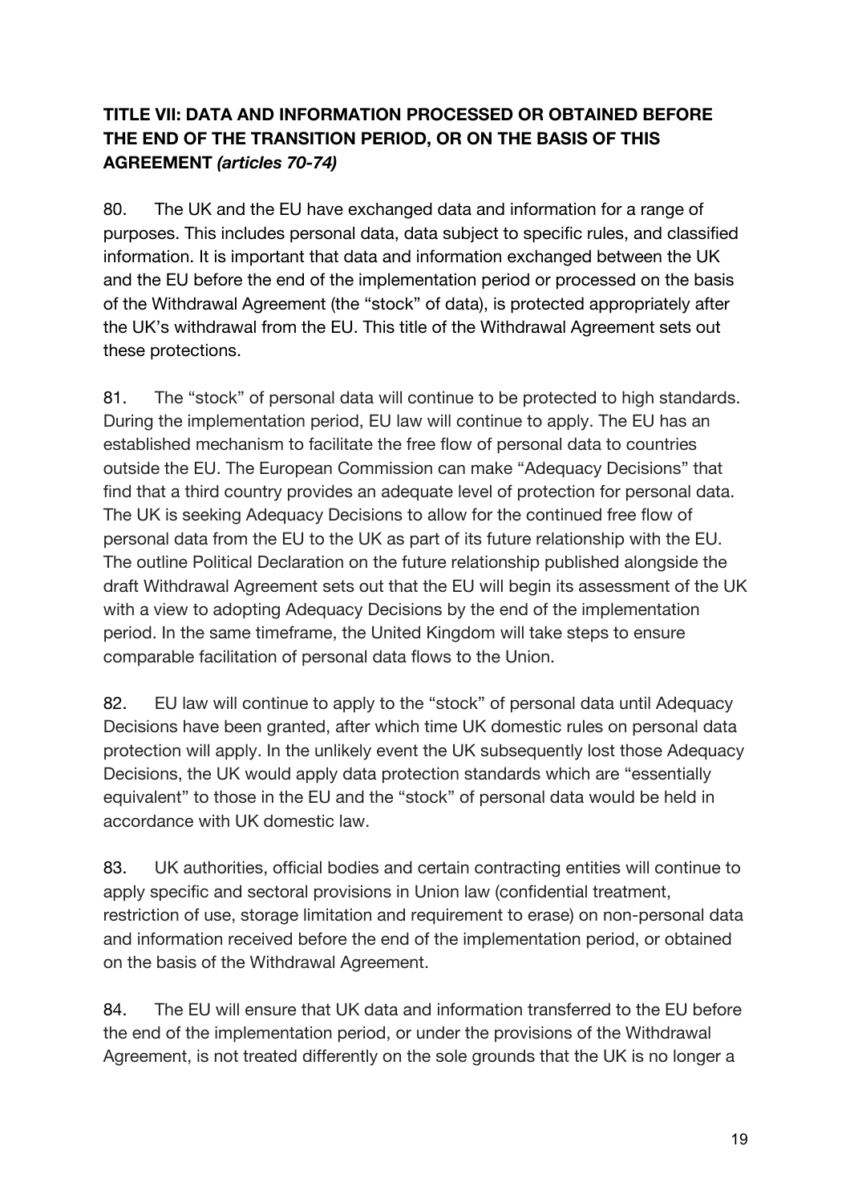**TITLE VII: DATA AND INFORMATION PROCESSED OR OBTAINED BEFORE THE END OF THE TRANSITION PERIOD, OR ON THE BASIS OF THIS AGREEMENT *(articles 70-74)***

80. The UK and the EU have exchanged data and information for a range of purposes. This includes personal data, data subject to specific rules, and classified information. It is important that data and information exchanged between the UK and the EU before the end of the implementation period or processed on the basis of the Withdrawal Agreement (the "stock" of data), is protected appropriately after the UK's withdrawal from the EU. This title of the Withdrawal Agreement sets out these protections.

81. The "stock" of personal data will continue to be protected to high standards. During the implementation period, EU law will continue to apply. The EU has an established mechanism to facilitate the free flow of personal data to countries outside the EU. The European Commission can make "Adequacy Decisions" that find that a third country provides an adequate level of protection for personal data. The UK is seeking Adequacy Decisions to allow for the continued free flow of personal data from the EU to the UK as part of its future relationship with the EU. The outline Political Declaration on the future relationship published alongside the draft Withdrawal Agreement sets out that the EU will begin its assessment of the UK with a view to adopting Adequacy Decisions by the end of the implementation period. In the same timeframe, the United Kingdom will take steps to ensure comparable facilitation of personal data flows to the Union.

82. EU law will continue to apply to the "stock" of personal data until Adequacy Decisions have been granted, after which time UK domestic rules on personal data protection will apply. In the unlikely event the UK subsequently lost those Adequacy Decisions, the UK would apply data protection standards which are "essentially equivalent" to those in the EU and the "stock" of personal data would be held in accordance with UK domestic law.

83. UK authorities, official bodies and certain contracting entities will continue to apply specific and sectoral provisions in Union law (confidential treatment, restriction of use, storage limitation and requirement to erase) on non-personal data and information received before the end of the implementation period, or obtained on the basis of the Withdrawal Agreement.

84. The EU will ensure that UK data and information transferred to the EU before the end of the implementation period, or under the provisions of the Withdrawal Agreement, is not treated differently on the sole grounds that the UK is no longer a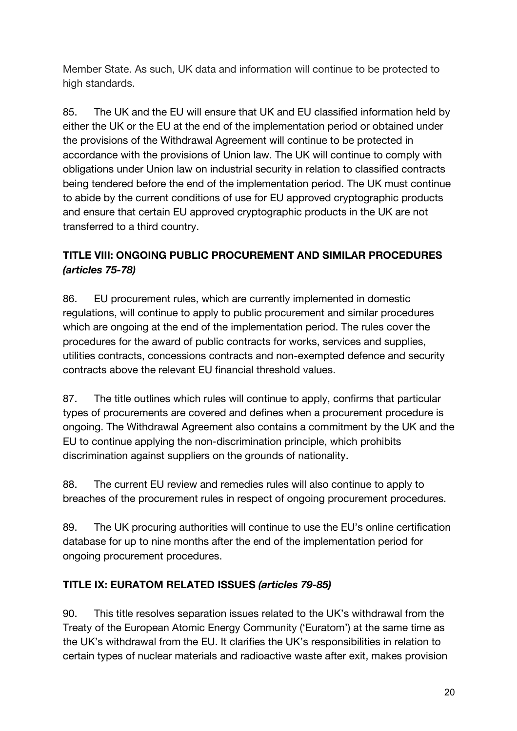Member State. As such, UK data and information will continue to be protected to high standards.

85. The UK and the EU will ensure that UK and EU classified information held by either the UK or the EU at the end of the implementation period or obtained under the provisions of the Withdrawal Agreement will continue to be protected in accordance with the provisions of Union law. The UK will continue to comply with obligations under Union law on industrial security in relation to classified contracts being tendered before the end of the implementation period. The UK must continue to abide by the current conditions of use for EU approved cryptographic products and ensure that certain EU approved cryptographic products in the UK are not transferred to a third country.

### TITLE VIII: ONGOING PUBLIC PROCUREMENT AND SIMILAR PROCEDURES *(articles 75-78)*

86. EU procurement rules, which are currently implemented in domestic regulations, will continue to apply to public procurement and similar procedures which are ongoing at the end of the implementation period. The rules cover the procedures for the award of public contracts for works, services and supplies, utilities contracts, concessions contracts and non-exempted defence and security contracts above the relevant EU financial threshold values.

87. The title outlines which rules will continue to apply, confirms that particular types of procurements are covered and defines when a procurement procedure is ongoing. The Withdrawal Agreement also contains a commitment by the UK and the EU to continue applying the non-discrimination principle, which prohibits discrimination against suppliers on the grounds of nationality.

88. The current EU review and remedies rules will also continue to apply to breaches of the procurement rules in respect of ongoing procurement procedures.

89. The UK procuring authorities will continue to use the EU's online certification database for up to nine months after the end of the implementation period for ongoing procurement procedures.

### TITLE IX: EURATOM RELATED ISSUES *(articles 79-85)*

90. This title resolves separation issues related to the UK's withdrawal from the Treaty of the European Atomic Energy Community ('Euratom') at the same time as the UK's withdrawal from the EU. It clarifies the UK's responsibilities in relation to certain types of nuclear materials and radioactive waste after exit, makes provision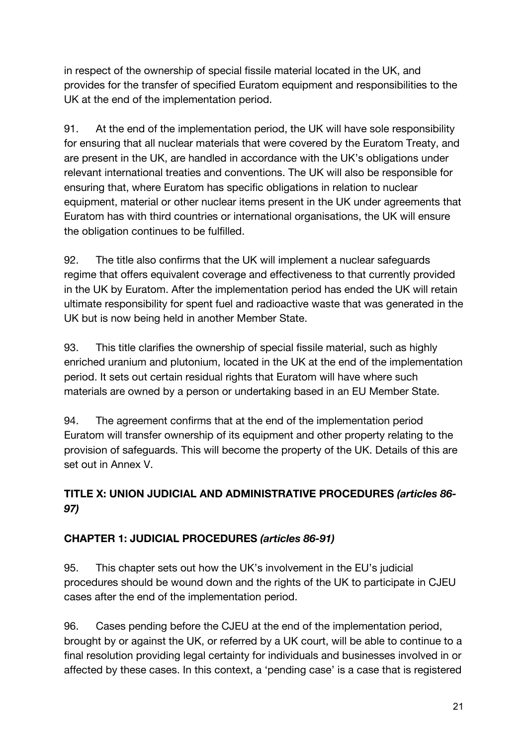in respect of the ownership of special fissile material located in the UK, and provides for the transfer of specified Euratom equipment and responsibilities to the UK at the end of the implementation period.

91. At the end of the implementation period, the UK will have sole responsibility for ensuring that all nuclear materials that were covered by the Euratom Treaty, and are present in the UK, are handled in accordance with the UK's obligations under relevant international treaties and conventions. The UK will also be responsible for ensuring that, where Euratom has specific obligations in relation to nuclear equipment, material or other nuclear items present in the UK under agreements that Euratom has with third countries or international organisations, the UK will ensure the obligation continues to be fulfilled.

92. The title also confirms that the UK will implement a nuclear safeguards regime that offers equivalent coverage and effectiveness to that currently provided in the UK by Euratom. After the implementation period has ended the UK will retain ultimate responsibility for spent fuel and radioactive waste that was generated in the UK but is now being held in another Member State.

93. This title clarifies the ownership of special fissile material, such as highly enriched uranium and plutonium, located in the UK at the end of the implementation period. It sets out certain residual rights that Euratom will have where such materials are owned by a person or undertaking based in an EU Member State.

94. The agreement confirms that at the end of the implementation period Euratom will transfer ownership of its equipment and other property relating to the provision of safeguards. This will become the property of the UK. Details of this are set out in Annex V.

## TITLE X: UNION JUDICIAL AND ADMINISTRATIVE PROCEDURES *(articles 86-97)*

### CHAPTER 1: JUDICIAL PROCEDURES *(articles 86-91)*

95. This chapter sets out how the UK's involvement in the EU's judicial procedures should be wound down and the rights of the UK to participate in CJEU cases after the end of the implementation period.

96. Cases pending before the CJEU at the end of the implementation period, brought by or against the UK, or referred by a UK court, will be able to continue to a final resolution providing legal certainty for individuals and businesses involved in or affected by these cases. In this context, a 'pending case' is a case that is registered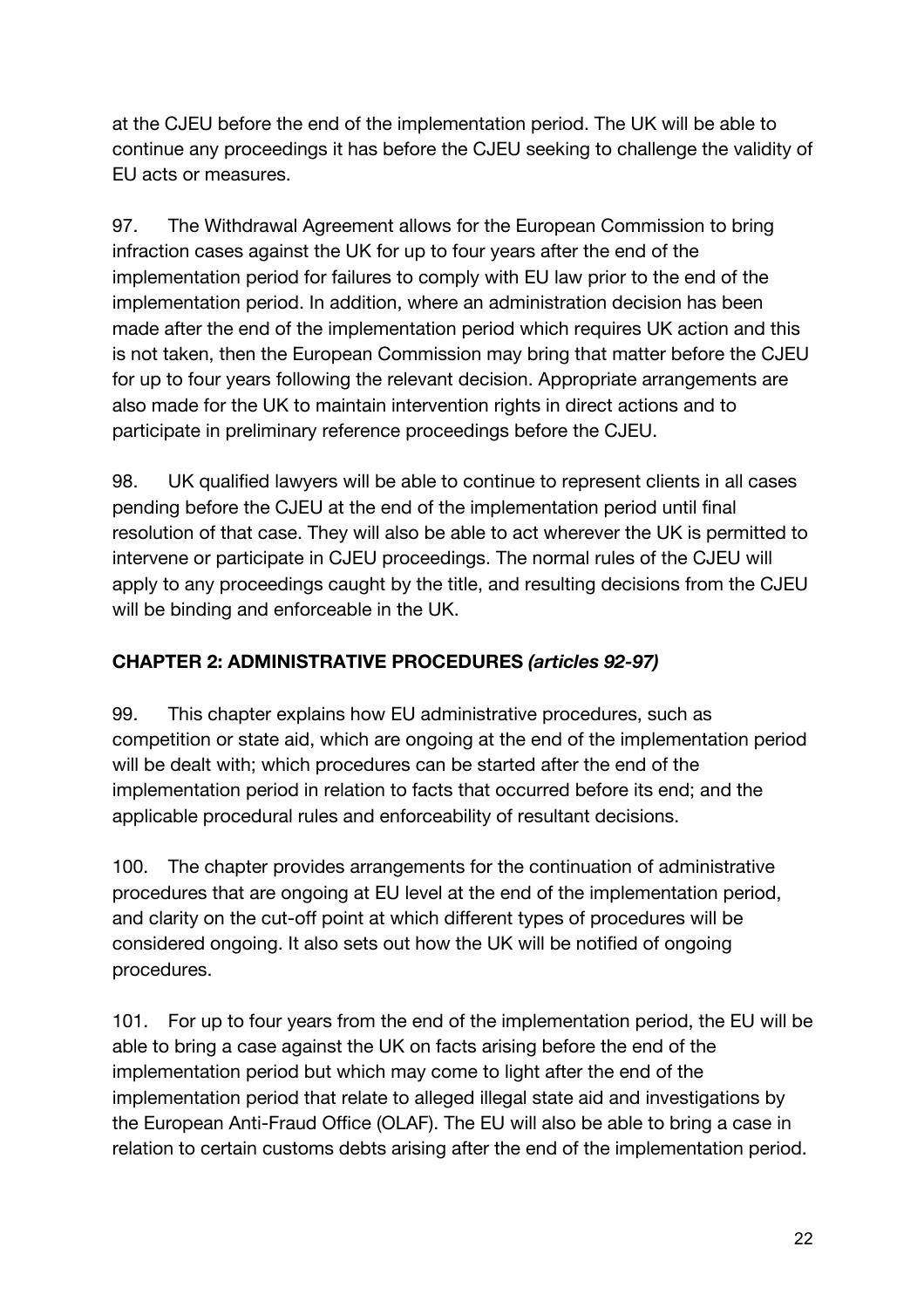at the CJEU before the end of the implementation period. The UK will be able to continue any proceedings it has before the CJEU seeking to challenge the validity of EU acts or measures.

97. The Withdrawal Agreement allows for the European Commission to bring infraction cases against the UK for up to four years after the end of the implementation period for failures to comply with EU law prior to the end of the implementation period. In addition, where an administration decision has been made after the end of the implementation period which requires UK action and this is not taken, then the European Commission may bring that matter before the CJEU for up to four years following the relevant decision. Appropriate arrangements are also made for the UK to maintain intervention rights in direct actions and to participate in preliminary reference proceedings before the CJEU.

98. UK qualified lawyers will be able to continue to represent clients in all cases pending before the CJEU at the end of the implementation period until final resolution of that case. They will also be able to act wherever the UK is permitted to intervene or participate in CJEU proceedings. The normal rules of the CJEU will apply to any proceedings caught by the title, and resulting decisions from the CJEU will be binding and enforceable in the UK.

## CHAPTER 2: ADMINISTRATIVE PROCEDURES *(articles 92-97)*

99. This chapter explains how EU administrative procedures, such as competition or state aid, which are ongoing at the end of the implementation period will be dealt with; which procedures can be started after the end of the implementation period in relation to facts that occurred before its end; and the applicable procedural rules and enforceability of resultant decisions.

100. The chapter provides arrangements for the continuation of administrative procedures that are ongoing at EU level at the end of the implementation period, and clarity on the cut-off point at which different types of procedures will be considered ongoing. It also sets out how the UK will be notified of ongoing procedures.

101. For up to four years from the end of the implementation period, the EU will be able to bring a case against the UK on facts arising before the end of the implementation period but which may come to light after the end of the implementation period that relate to alleged illegal state aid and investigations by the European Anti-Fraud Office (OLAF). The EU will also be able to bring a case in relation to certain customs debts arising after the end of the implementation period.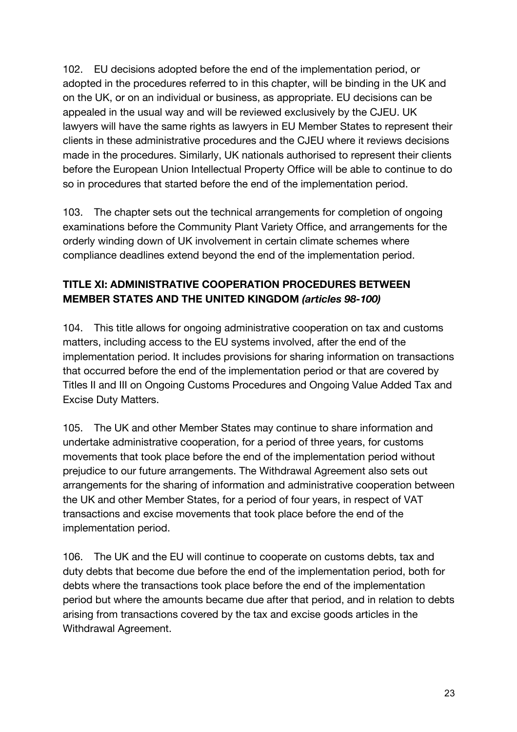102. EU decisions adopted before the end of the implementation period, or adopted in the procedures referred to in this chapter, will be binding in the UK and on the UK, or on an individual or business, as appropriate. EU decisions can be appealed in the usual way and will be reviewed exclusively by the CJEU. UK lawyers will have the same rights as lawyers in EU Member States to represent their clients in these administrative procedures and the CJEU where it reviews decisions made in the procedures. Similarly, UK nationals authorised to represent their clients before the European Union Intellectual Property Office will be able to continue to do so in procedures that started before the end of the implementation period.

103. The chapter sets out the technical arrangements for completion of ongoing examinations before the Community Plant Variety Office, and arrangements for the orderly winding down of UK involvement in certain climate schemes where compliance deadlines extend beyond the end of the implementation period.

### TITLE XI: ADMINISTRATIVE COOPERATION PROCEDURES BETWEEN MEMBER STATES AND THE UNITED KINGDOM *(articles 98-100)*

104. This title allows for ongoing administrative cooperation on tax and customs matters, including access to the EU systems involved, after the end of the implementation period. It includes provisions for sharing information on transactions that occurred before the end of the implementation period or that are covered by Titles II and III on Ongoing Customs Procedures and Ongoing Value Added Tax and Excise Duty Matters.

105. The UK and other Member States may continue to share information and undertake administrative cooperation, for a period of three years, for customs movements that took place before the end of the implementation period without prejudice to our future arrangements. The Withdrawal Agreement also sets out arrangements for the sharing of information and administrative cooperation between the UK and other Member States, for a period of four years, in respect of VAT transactions and excise movements that took place before the end of the implementation period.

106. The UK and the EU will continue to cooperate on customs debts, tax and duty debts that become due before the end of the implementation period, both for debts where the transactions took place before the end of the implementation period but where the amounts became due after that period, and in relation to debts arising from transactions covered by the tax and excise goods articles in the Withdrawal Agreement.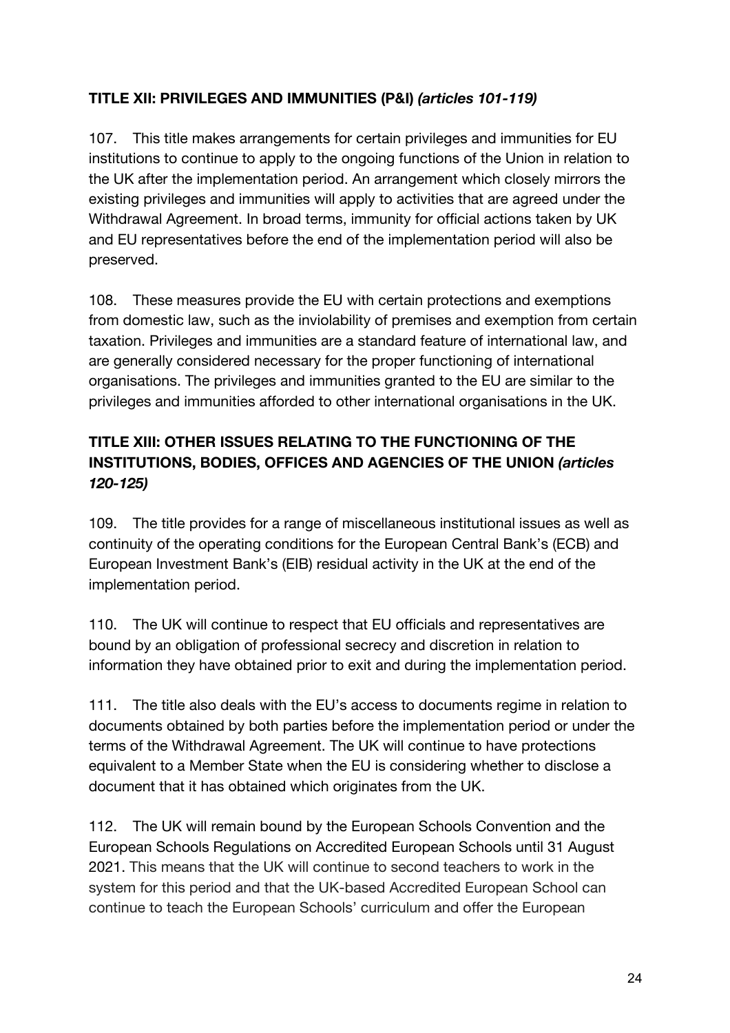**TITLE XII: PRIVILEGES AND IMMUNITIES (P&I)** ***(articles 101-119)***

107. This title makes arrangements for certain privileges and immunities for EU institutions to continue to apply to the ongoing functions of the Union in relation to the UK after the implementation period. An arrangement which closely mirrors the existing privileges and immunities will apply to activities that are agreed under the Withdrawal Agreement. In broad terms, immunity for official actions taken by UK and EU representatives before the end of the implementation period will also be preserved.

108. These measures provide the EU with certain protections and exemptions from domestic law, such as the inviolability of premises and exemption from certain taxation. Privileges and immunities are a standard feature of international law, and are generally considered necessary for the proper functioning of international organisations. The privileges and immunities granted to the EU are similar to the privileges and immunities afforded to other international organisations in the UK.

**TITLE XIII: OTHER ISSUES RELATING TO THE FUNCTIONING OF THE INSTITUTIONS, BODIES, OFFICES AND AGENCIES OF THE UNION** ***(articles 120-125)***

109. The title provides for a range of miscellaneous institutional issues as well as continuity of the operating conditions for the European Central Bank's (ECB) and European Investment Bank's (EIB) residual activity in the UK at the end of the implementation period.

110. The UK will continue to respect that EU officials and representatives are bound by an obligation of professional secrecy and discretion in relation to information they have obtained prior to exit and during the implementation period.

111. The title also deals with the EU's access to documents regime in relation to documents obtained by both parties before the implementation period or under the terms of the Withdrawal Agreement. The UK will continue to have protections equivalent to a Member State when the EU is considering whether to disclose a document that it has obtained which originates from the UK.

112. The UK will remain bound by the European Schools Convention and the European Schools Regulations on Accredited European Schools until 31 August 2021. This means that the UK will continue to second teachers to work in the system for this period and that the UK-based Accredited European School can continue to teach the European Schools' curriculum and offer the European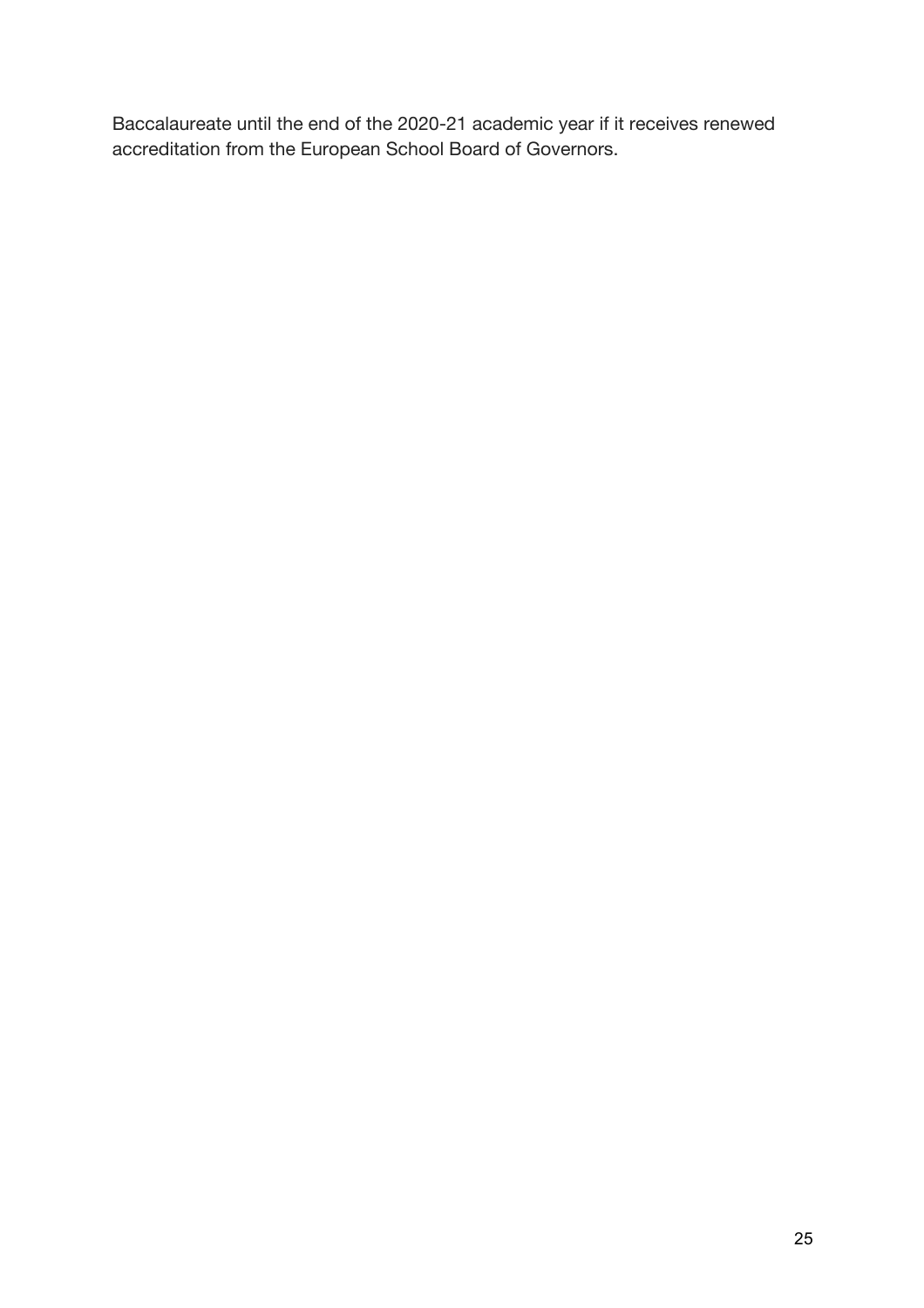Baccalaureate until the end of the 2020-21 academic year if it receives renewed accreditation from the European School Board of Governors.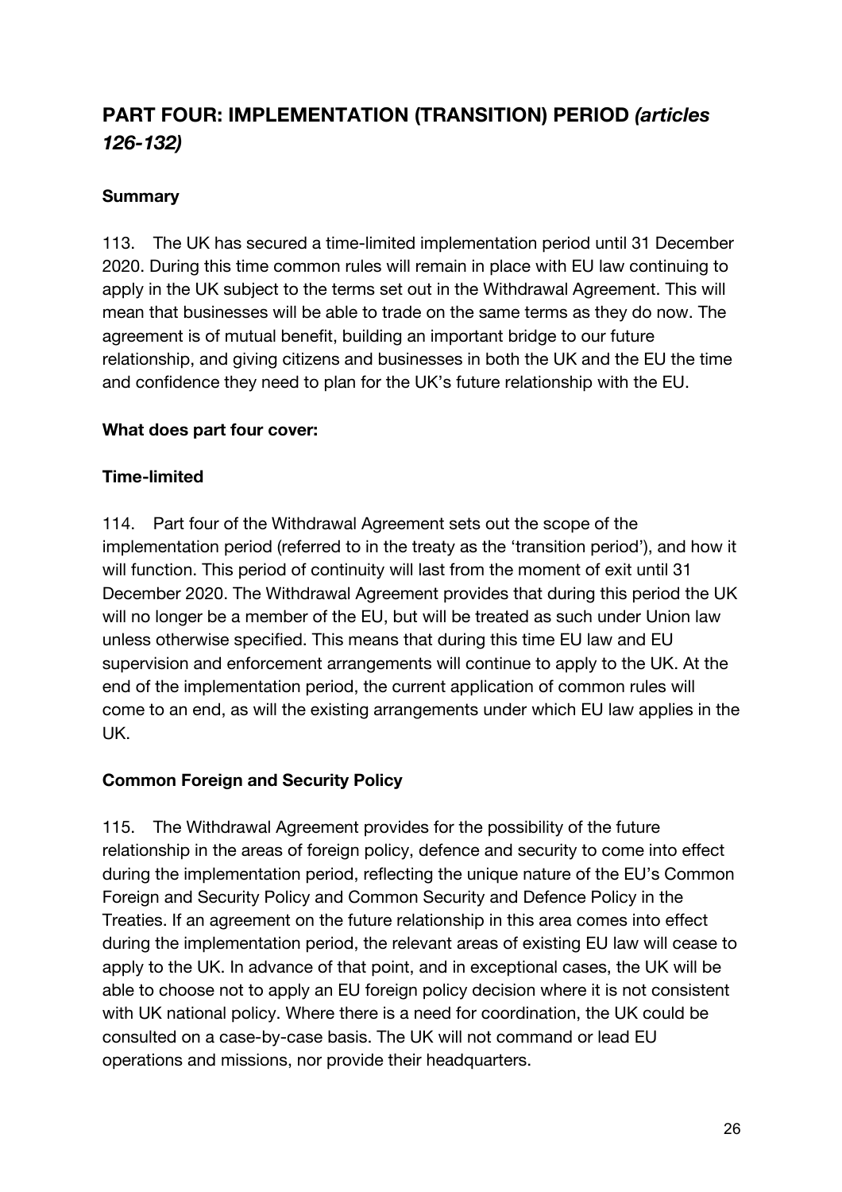## PART FOUR: IMPLEMENTATION (TRANSITION) PERIOD *(articles 126-132)*

### Summary

113. The UK has secured a time-limited implementation period until 31 December 2020. During this time common rules will remain in place with EU law continuing to apply in the UK subject to the terms set out in the Withdrawal Agreement. This will mean that businesses will be able to trade on the same terms as they do now. The agreement is of mutual benefit, building an important bridge to our future relationship, and giving citizens and businesses in both the UK and the EU the time and confidence they need to plan for the UK's future relationship with the EU.

### What does part four cover:

### Time-limited

114. Part four of the Withdrawal Agreement sets out the scope of the implementation period (referred to in the treaty as the 'transition period'), and how it will function. This period of continuity will last from the moment of exit until 31 December 2020. The Withdrawal Agreement provides that during this period the UK will no longer be a member of the EU, but will be treated as such under Union law unless otherwise specified. This means that during this time EU law and EU supervision and enforcement arrangements will continue to apply to the UK. At the end of the implementation period, the current application of common rules will come to an end, as will the existing arrangements under which EU law applies in the UK.

### Common Foreign and Security Policy

115. The Withdrawal Agreement provides for the possibility of the future relationship in the areas of foreign policy, defence and security to come into effect during the implementation period, reflecting the unique nature of the EU's Common Foreign and Security Policy and Common Security and Defence Policy in the Treaties. If an agreement on the future relationship in this area comes into effect during the implementation period, the relevant areas of existing EU law will cease to apply to the UK. In advance of that point, and in exceptional cases, the UK will be able to choose not to apply an EU foreign policy decision where it is not consistent with UK national policy. Where there is a need for coordination, the UK could be consulted on a case-by-case basis. The UK will not command or lead EU operations and missions, nor provide their headquarters.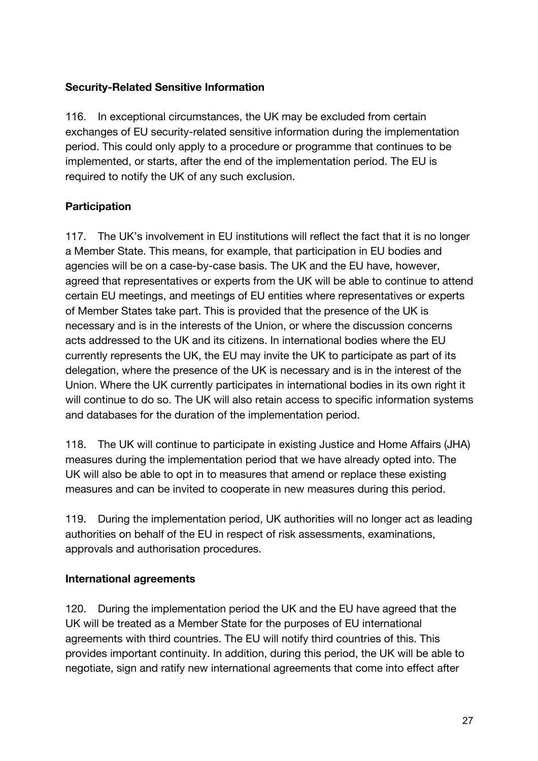**Security-Related Sensitive Information**

116. In exceptional circumstances, the UK may be excluded from certain exchanges of EU security-related sensitive information during the implementation period. This could only apply to a procedure or programme that continues to be implemented, or starts, after the end of the implementation period. The EU is required to notify the UK of any such exclusion.

**Participation**

117. The UK's involvement in EU institutions will reflect the fact that it is no longer a Member State. This means, for example, that participation in EU bodies and agencies will be on a case-by-case basis. The UK and the EU have, however, agreed that representatives or experts from the UK will be able to continue to attend certain EU meetings, and meetings of EU entities where representatives or experts of Member States take part. This is provided that the presence of the UK is necessary and is in the interests of the Union, or where the discussion concerns acts addressed to the UK and its citizens. In international bodies where the EU currently represents the UK, the EU may invite the UK to participate as part of its delegation, where the presence of the UK is necessary and is in the interest of the Union. Where the UK currently participates in international bodies in its own right it will continue to do so. The UK will also retain access to specific information systems and databases for the duration of the implementation period.

118. The UK will continue to participate in existing Justice and Home Affairs (JHA) measures during the implementation period that we have already opted into. The UK will also be able to opt in to measures that amend or replace these existing measures and can be invited to cooperate in new measures during this period.

119. During the implementation period, UK authorities will no longer act as leading authorities on behalf of the EU in respect of risk assessments, examinations, approvals and authorisation procedures.

**International agreements**

120. During the implementation period the UK and the EU have agreed that the UK will be treated as a Member State for the purposes of EU international agreements with third countries. The EU will notify third countries of this. This provides important continuity. In addition, during this period, the UK will be able to negotiate, sign and ratify new international agreements that come into effect after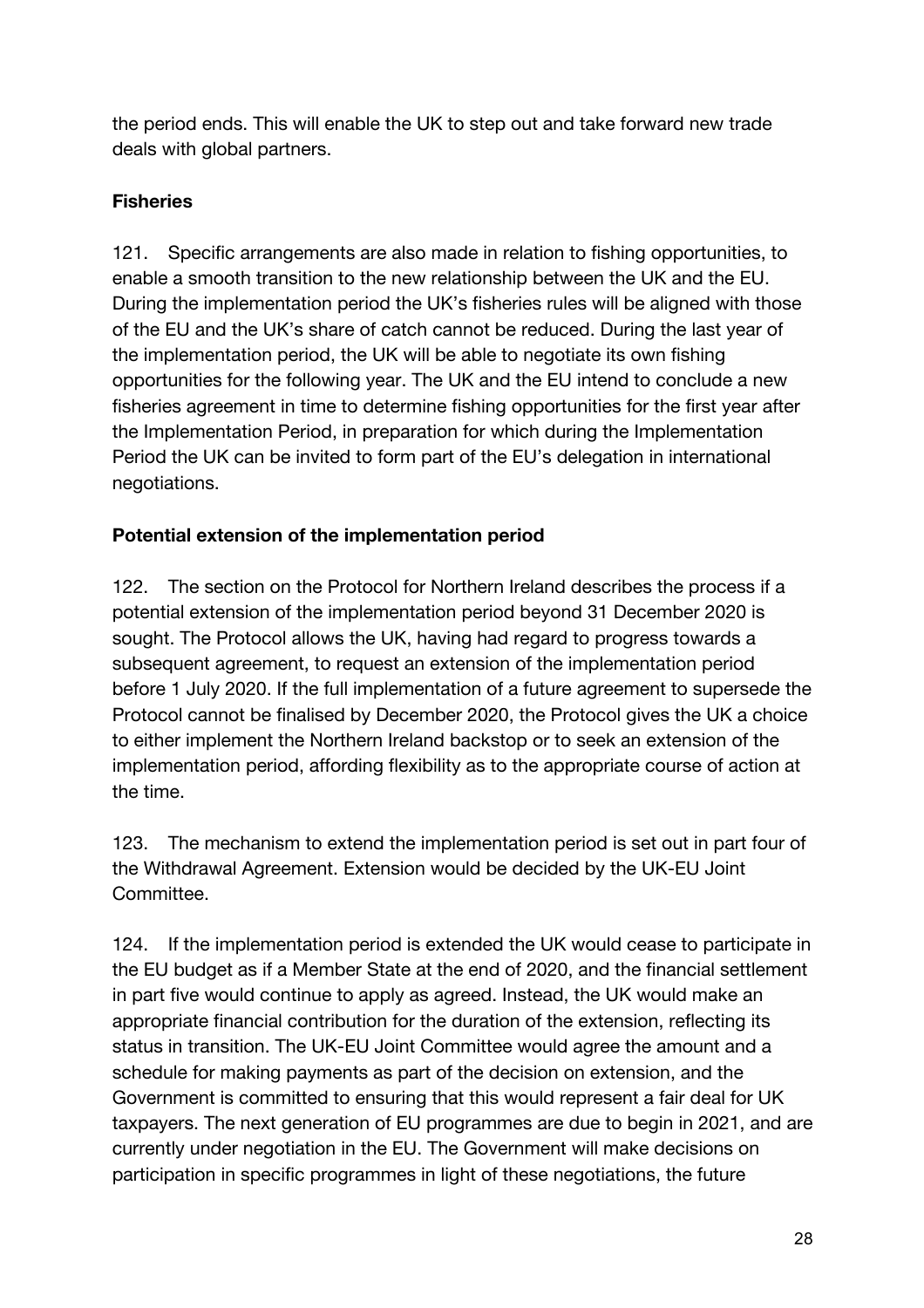the period ends. This will enable the UK to step out and take forward new trade deals with global partners.

**Fisheries**

121. Specific arrangements are also made in relation to fishing opportunities, to enable a smooth transition to the new relationship between the UK and the EU. During the implementation period the UK's fisheries rules will be aligned with those of the EU and the UK's share of catch cannot be reduced. During the last year of the implementation period, the UK will be able to negotiate its own fishing opportunities for the following year. The UK and the EU intend to conclude a new fisheries agreement in time to determine fishing opportunities for the first year after the Implementation Period, in preparation for which during the Implementation Period the UK can be invited to form part of the EU's delegation in international negotiations.

**Potential extension of the implementation period**

122. The section on the Protocol for Northern Ireland describes the process if a potential extension of the implementation period beyond 31 December 2020 is sought. The Protocol allows the UK, having had regard to progress towards a subsequent agreement, to request an extension of the implementation period before 1 July 2020. If the full implementation of a future agreement to supersede the Protocol cannot be finalised by December 2020, the Protocol gives the UK a choice to either implement the Northern Ireland backstop or to seek an extension of the implementation period, affording flexibility as to the appropriate course of action at the time.

123. The mechanism to extend the implementation period is set out in part four of the Withdrawal Agreement. Extension would be decided by the UK-EU Joint Committee.

124. If the implementation period is extended the UK would cease to participate in the EU budget as if a Member State at the end of 2020, and the financial settlement in part five would continue to apply as agreed. Instead, the UK would make an appropriate financial contribution for the duration of the extension, reflecting its status in transition. The UK-EU Joint Committee would agree the amount and a schedule for making payments as part of the decision on extension, and the Government is committed to ensuring that this would represent a fair deal for UK taxpayers. The next generation of EU programmes are due to begin in 2021, and are currently under negotiation in the EU. The Government will make decisions on participation in specific programmes in light of these negotiations, the future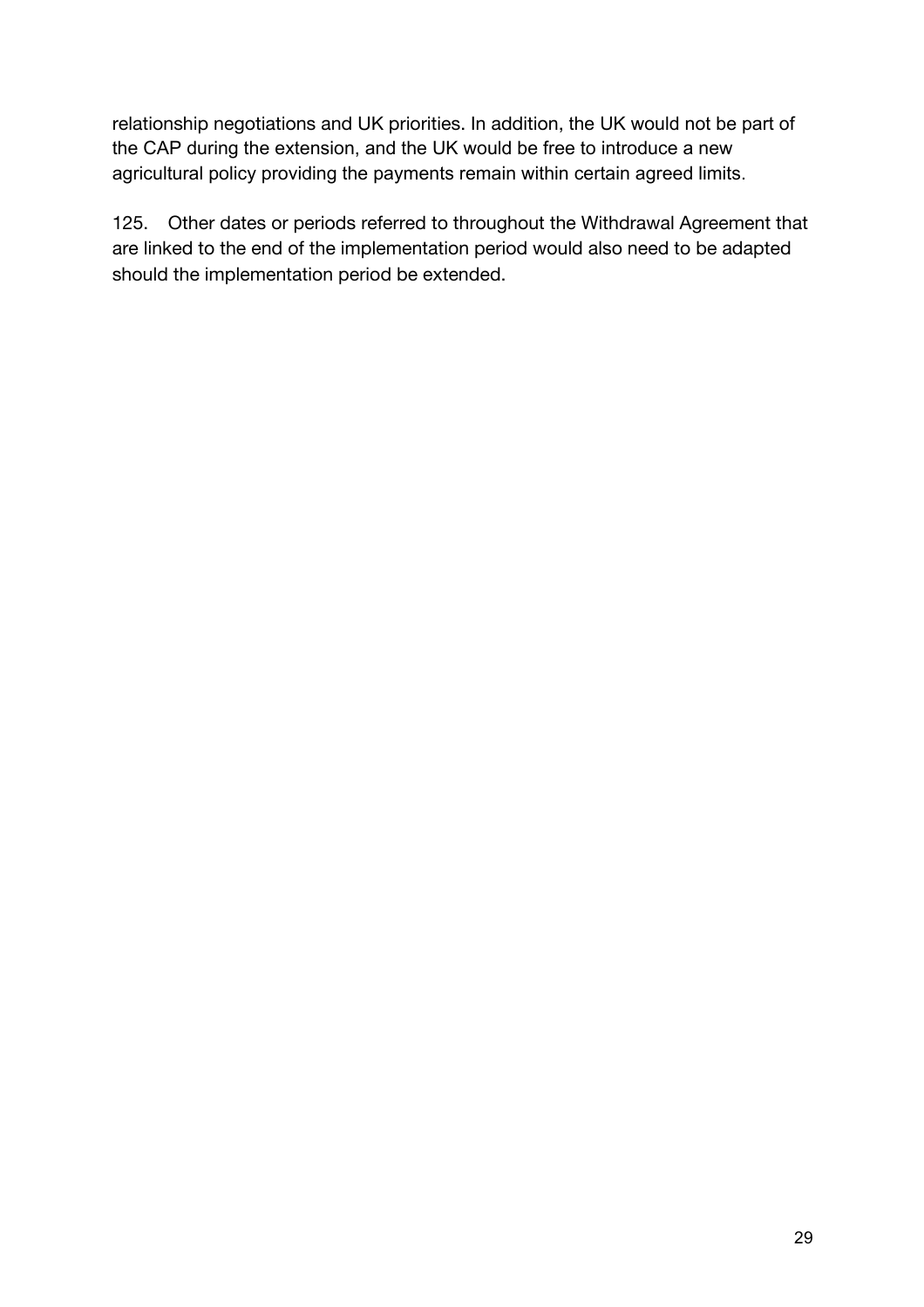relationship negotiations and UK priorities. In addition, the UK would not be part of the CAP during the extension, and the UK would be free to introduce a new agricultural policy providing the payments remain within certain agreed limits.

125. Other dates or periods referred to throughout the Withdrawal Agreement that are linked to the end of the implementation period would also need to be adapted should the implementation period be extended.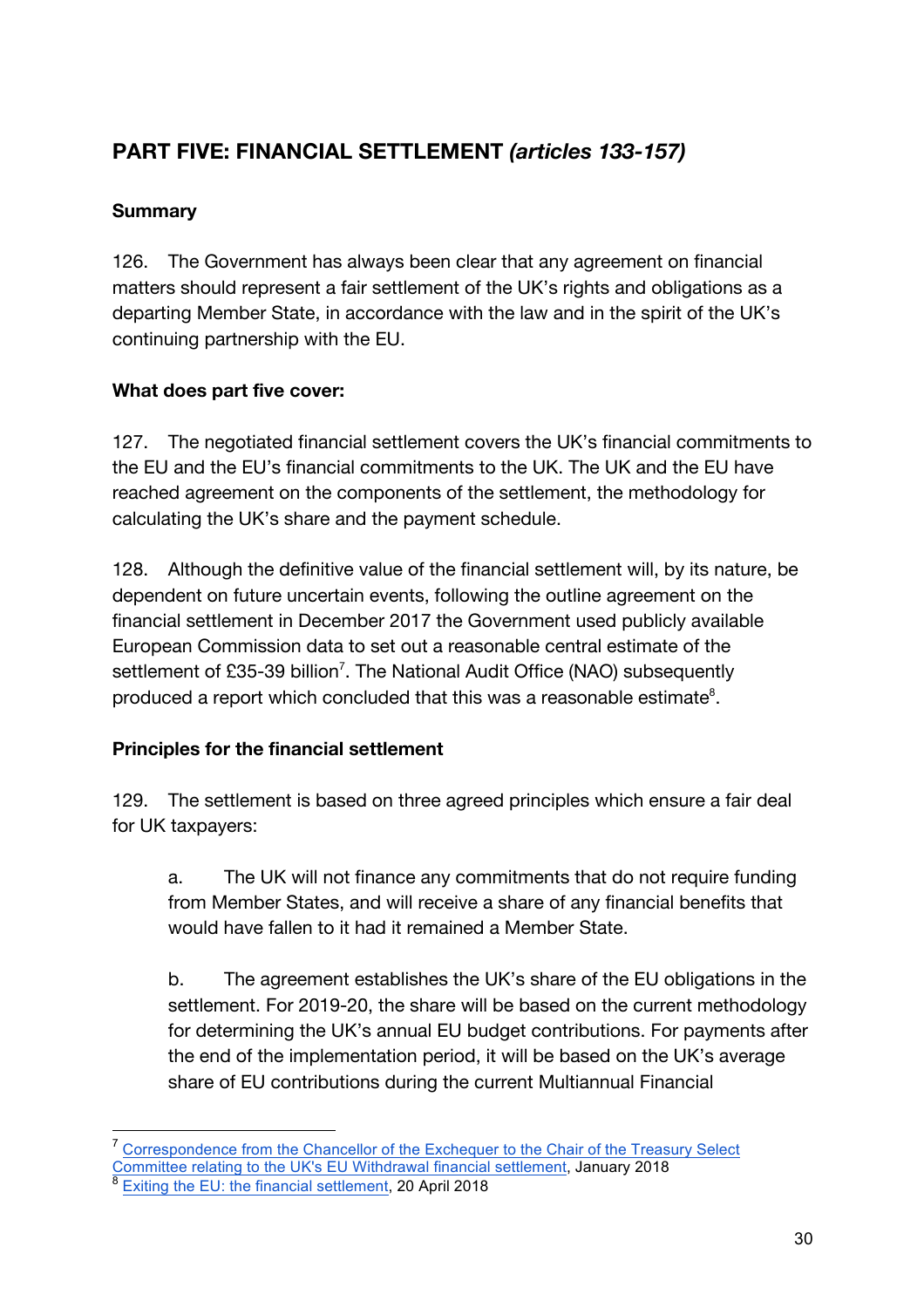## PART FIVE: FINANCIAL SETTLEMENT *(articles 133-157)*

### Summary

126. The Government has always been clear that any agreement on financial matters should represent a fair settlement of the UK's rights and obligations as a departing Member State, in accordance with the law and in the spirit of the UK's continuing partnership with the EU.

### What does part five cover:

127. The negotiated financial settlement covers the UK's financial commitments to the EU and the EU's financial commitments to the UK. The UK and the EU have reached agreement on the components of the settlement, the methodology for calculating the UK's share and the payment schedule.

128. Although the definitive value of the financial settlement will, by its nature, be dependent on future uncertain events, following the outline agreement on the financial settlement in December 2017 the Government used publicly available European Commission data to set out a reasonable central estimate of the settlement of £35-39 billion[7]. The National Audit Office (NAO) subsequently produced a report which concluded that this was a reasonable estimate[8].

### Principles for the financial settlement

129. The settlement is based on three agreed principles which ensure a fair deal for UK taxpayers:

a. The UK will not finance any commitments that do not require funding from Member States, and will receive a share of any financial benefits that would have fallen to it had it remained a Member State.

b. The agreement establishes the UK's share of the EU obligations in the settlement. For 2019-20, the share will be based on the current methodology for determining the UK's annual EU budget contributions. For payments after the end of the implementation period, it will be based on the UK's average share of EU contributions during the current Multiannual Financial

---

[7] Correspondence from the Chancellor of the Exchequer to the Chair of the Treasury Select Committee relating to the UK's EU Withdrawal financial settlement, January 2018

[8] Exiting the EU: the financial settlement, 20 April 2018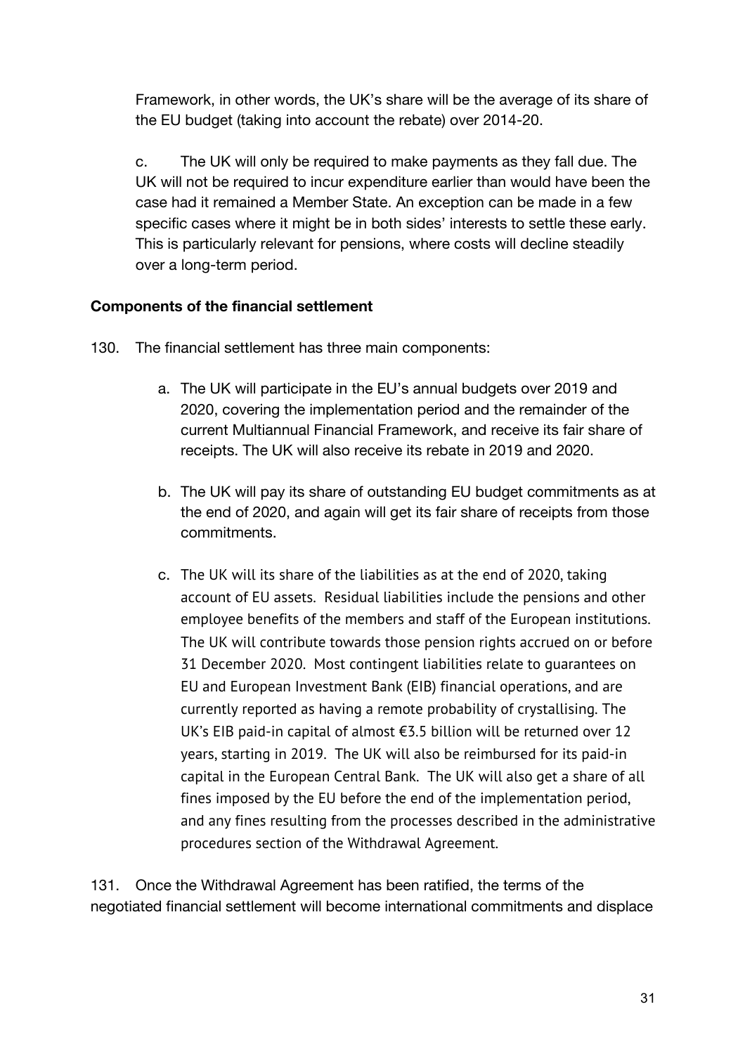Framework, in other words, the UK's share will be the average of its share of the EU budget (taking into account the rebate) over 2014-20.

c. The UK will only be required to make payments as they fall due. The UK will not be required to incur expenditure earlier than would have been the case had it remained a Member State. An exception can be made in a few specific cases where it might be in both sides' interests to settle these early. This is particularly relevant for pensions, where costs will decline steadily over a long-term period.

**Components of the financial settlement**

130. The financial settlement has three main components:

a. The UK will participate in the EU's annual budgets over 2019 and 2020, covering the implementation period and the remainder of the current Multiannual Financial Framework, and receive its fair share of receipts. The UK will also receive its rebate in 2019 and 2020.

b. The UK will pay its share of outstanding EU budget commitments as at the end of 2020, and again will get its fair share of receipts from those commitments.

c. The UK will its share of the liabilities as at the end of 2020, taking account of EU assets. Residual liabilities include the pensions and other employee benefits of the members and staff of the European institutions. The UK will contribute towards those pension rights accrued on or before 31 December 2020. Most contingent liabilities relate to guarantees on EU and European Investment Bank (EIB) financial operations, and are currently reported as having a remote probability of crystallising. The UK's EIB paid-in capital of almost €3.5 billion will be returned over 12 years, starting in 2019. The UK will also be reimbursed for its paid-in capital in the European Central Bank. The UK will also get a share of all fines imposed by the EU before the end of the implementation period, and any fines resulting from the processes described in the administrative procedures section of the Withdrawal Agreement.

131. Once the Withdrawal Agreement has been ratified, the terms of the negotiated financial settlement will become international commitments and displace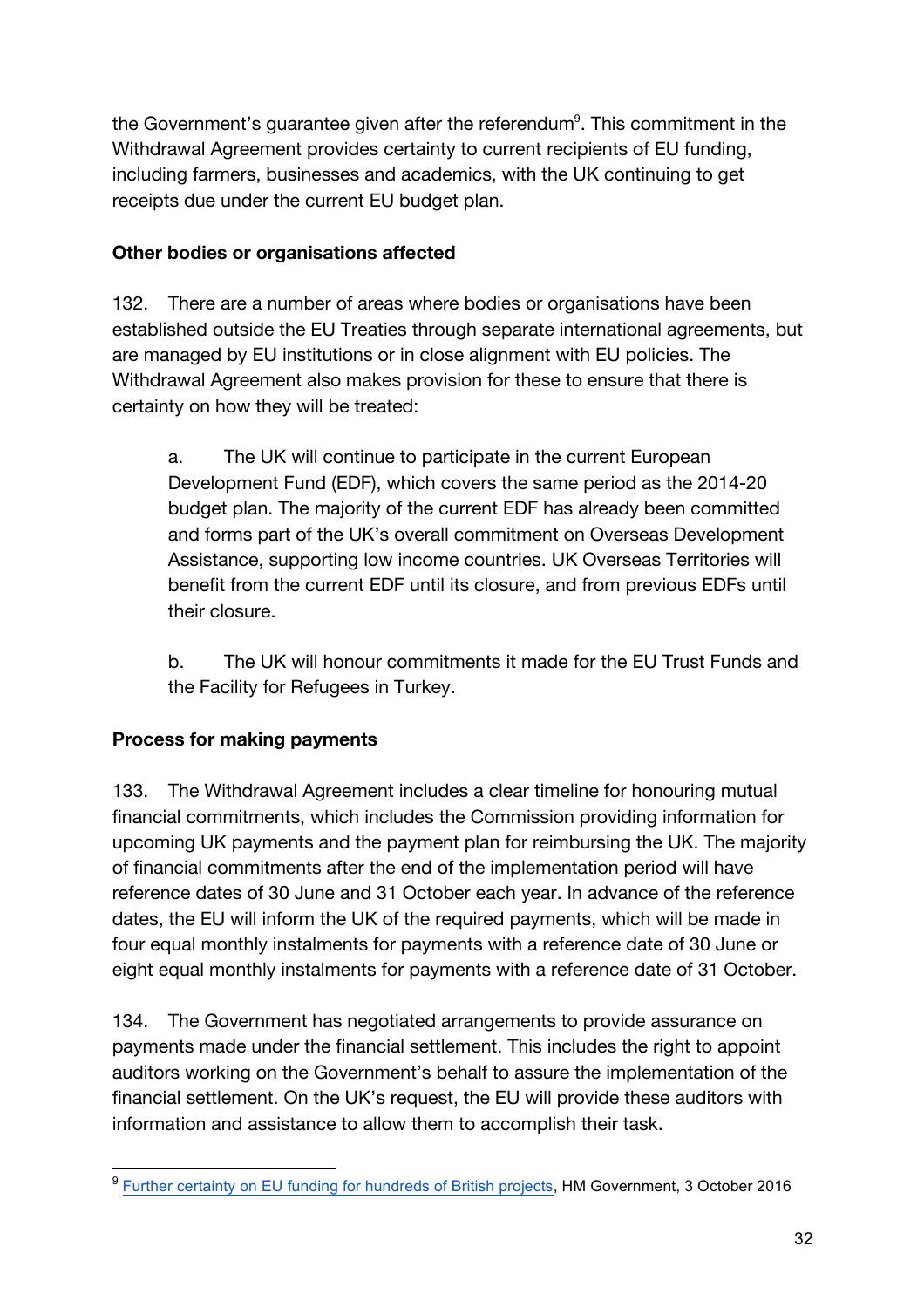the Government's guarantee given after the referendum[9]. This commitment in the Withdrawal Agreement provides certainty to current recipients of EU funding, including farmers, businesses and academics, with the UK continuing to get receipts due under the current EU budget plan.

**Other bodies or organisations affected**

132. There are a number of areas where bodies or organisations have been established outside the EU Treaties through separate international agreements, but are managed by EU institutions or in close alignment with EU policies. The Withdrawal Agreement also makes provision for these to ensure that there is certainty on how they will be treated:

a. The UK will continue to participate in the current European Development Fund (EDF), which covers the same period as the 2014-20 budget plan. The majority of the current EDF has already been committed and forms part of the UK's overall commitment on Overseas Development Assistance, supporting low income countries. UK Overseas Territories will benefit from the current EDF until its closure, and from previous EDFs until their closure.

b. The UK will honour commitments it made for the EU Trust Funds and the Facility for Refugees in Turkey.

**Process for making payments**

133. The Withdrawal Agreement includes a clear timeline for honouring mutual financial commitments, which includes the Commission providing information for upcoming UK payments and the payment plan for reimbursing the UK. The majority of financial commitments after the end of the implementation period will have reference dates of 30 June and 31 October each year. In advance of the reference dates, the EU will inform the UK of the required payments, which will be made in four equal monthly instalments for payments with a reference date of 30 June or eight equal monthly instalments for payments with a reference date of 31 October.

134. The Government has negotiated arrangements to provide assurance on payments made under the financial settlement. This includes the right to appoint auditors working on the Government's behalf to assure the implementation of the financial settlement. On the UK's request, the EU will provide these auditors with information and assistance to allow them to accomplish their task.

---

[9] Further certainty on EU funding for hundreds of British projects, HM Government, 3 October 2016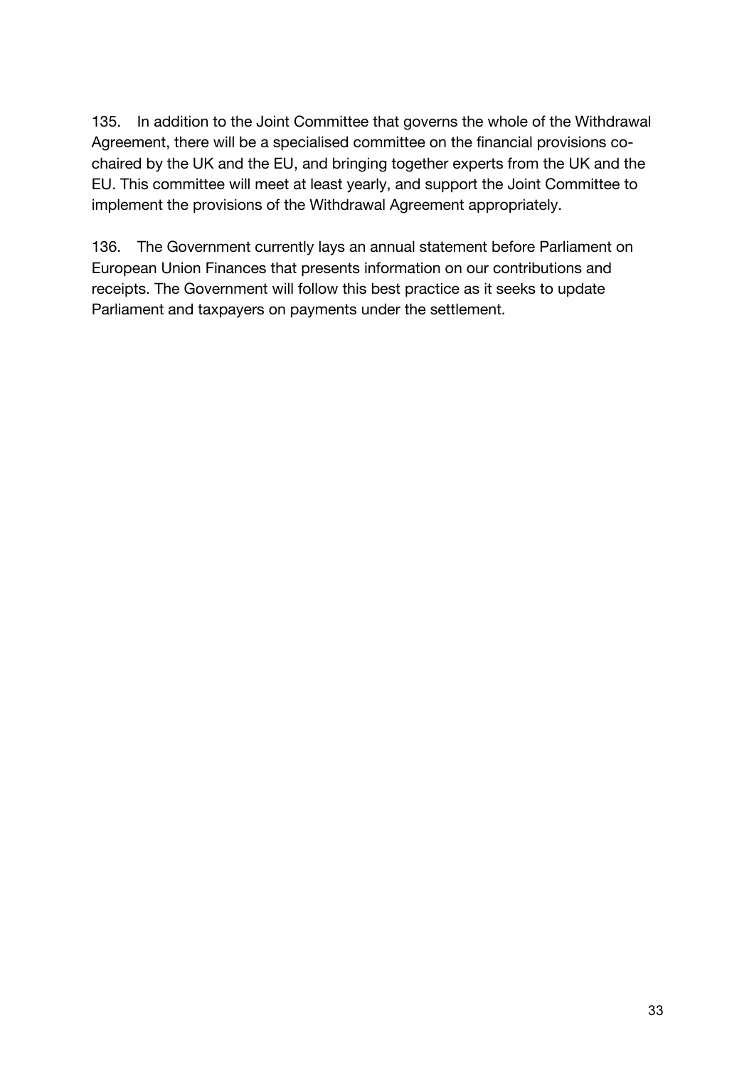135. In addition to the Joint Committee that governs the whole of the Withdrawal Agreement, there will be a specialised committee on the financial provisions co-chaired by the UK and the EU, and bringing together experts from the UK and the EU. This committee will meet at least yearly, and support the Joint Committee to implement the provisions of the Withdrawal Agreement appropriately.

136. The Government currently lays an annual statement before Parliament on European Union Finances that presents information on our contributions and receipts. The Government will follow this best practice as it seeks to update Parliament and taxpayers on payments under the settlement.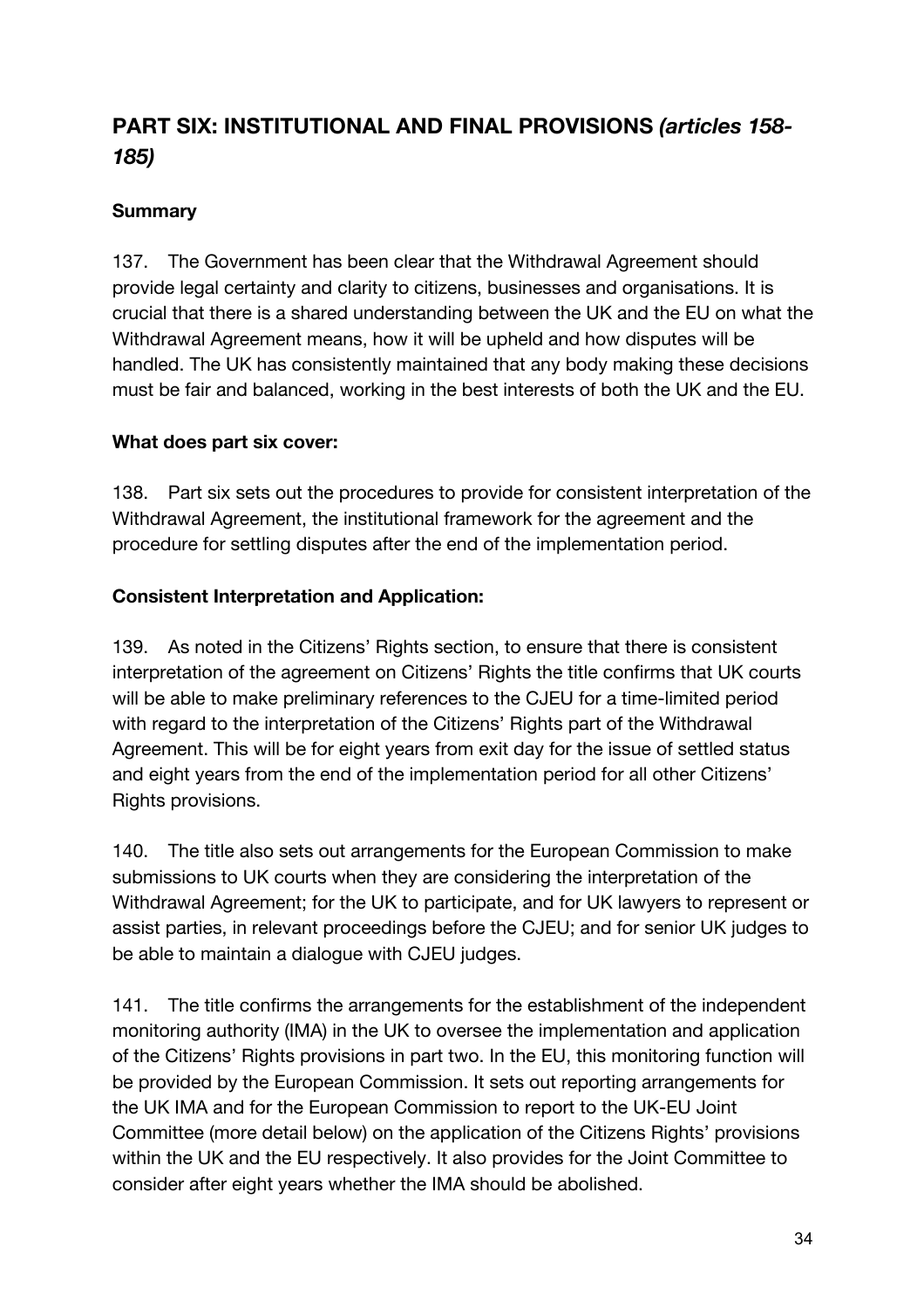## PART SIX: INSTITUTIONAL AND FINAL PROVISIONS *(articles 158-185)*

**Summary**

137. The Government has been clear that the Withdrawal Agreement should provide legal certainty and clarity to citizens, businesses and organisations. It is crucial that there is a shared understanding between the UK and the EU on what the Withdrawal Agreement means, how it will be upheld and how disputes will be handled. The UK has consistently maintained that any body making these decisions must be fair and balanced, working in the best interests of both the UK and the EU.

**What does part six cover:**

138. Part six sets out the procedures to provide for consistent interpretation of the Withdrawal Agreement, the institutional framework for the agreement and the procedure for settling disputes after the end of the implementation period.

**Consistent Interpretation and Application:**

139. As noted in the Citizens' Rights section, to ensure that there is consistent interpretation of the agreement on Citizens' Rights the title confirms that UK courts will be able to make preliminary references to the CJEU for a time-limited period with regard to the interpretation of the Citizens' Rights part of the Withdrawal Agreement. This will be for eight years from exit day for the issue of settled status and eight years from the end of the implementation period for all other Citizens' Rights provisions.

140. The title also sets out arrangements for the European Commission to make submissions to UK courts when they are considering the interpretation of the Withdrawal Agreement; for the UK to participate, and for UK lawyers to represent or assist parties, in relevant proceedings before the CJEU; and for senior UK judges to be able to maintain a dialogue with CJEU judges.

141. The title confirms the arrangements for the establishment of the independent monitoring authority (IMA) in the UK to oversee the implementation and application of the Citizens' Rights provisions in part two. In the EU, this monitoring function will be provided by the European Commission. It sets out reporting arrangements for the UK IMA and for the European Commission to report to the UK-EU Joint Committee (more detail below) on the application of the Citizens Rights' provisions within the UK and the EU respectively. It also provides for the Joint Committee to consider after eight years whether the IMA should be abolished.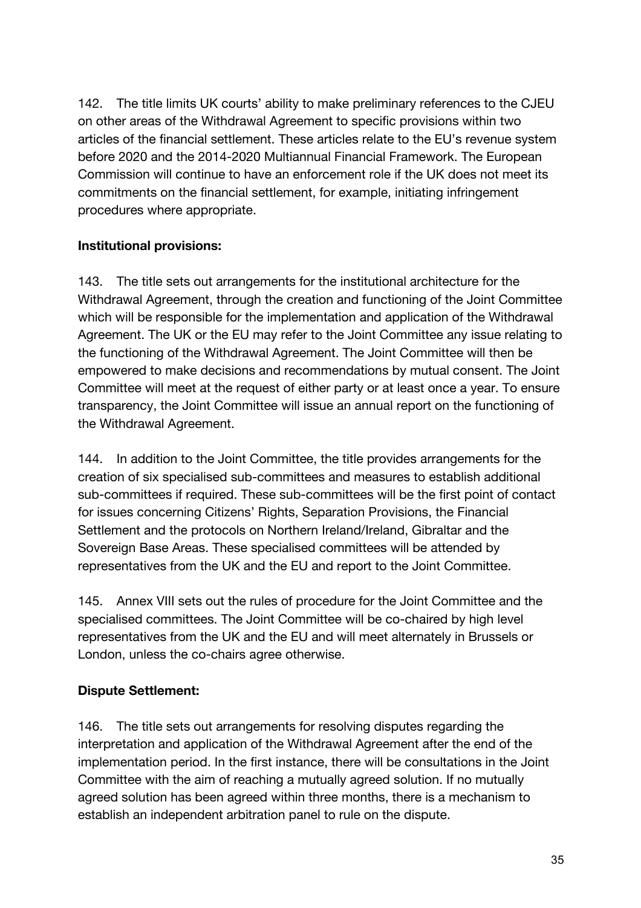142. The title limits UK courts' ability to make preliminary references to the CJEU on other areas of the Withdrawal Agreement to specific provisions within two articles of the financial settlement. These articles relate to the EU's revenue system before 2020 and the 2014-2020 Multiannual Financial Framework. The European Commission will continue to have an enforcement role if the UK does not meet its commitments on the financial settlement, for example, initiating infringement procedures where appropriate.

**Institutional provisions:**

143. The title sets out arrangements for the institutional architecture for the Withdrawal Agreement, through the creation and functioning of the Joint Committee which will be responsible for the implementation and application of the Withdrawal Agreement. The UK or the EU may refer to the Joint Committee any issue relating to the functioning of the Withdrawal Agreement. The Joint Committee will then be empowered to make decisions and recommendations by mutual consent. The Joint Committee will meet at the request of either party or at least once a year. To ensure transparency, the Joint Committee will issue an annual report on the functioning of the Withdrawal Agreement.

144. In addition to the Joint Committee, the title provides arrangements for the creation of six specialised sub-committees and measures to establish additional sub-committees if required. These sub-committees will be the first point of contact for issues concerning Citizens' Rights, Separation Provisions, the Financial Settlement and the protocols on Northern Ireland/Ireland, Gibraltar and the Sovereign Base Areas. These specialised committees will be attended by representatives from the UK and the EU and report to the Joint Committee.

145. Annex VIII sets out the rules of procedure for the Joint Committee and the specialised committees. The Joint Committee will be co-chaired by high level representatives from the UK and the EU and will meet alternately in Brussels or London, unless the co-chairs agree otherwise.

**Dispute Settlement:**

146. The title sets out arrangements for resolving disputes regarding the interpretation and application of the Withdrawal Agreement after the end of the implementation period. In the first instance, there will be consultations in the Joint Committee with the aim of reaching a mutually agreed solution. If no mutually agreed solution has been agreed within three months, there is a mechanism to establish an independent arbitration panel to rule on the dispute.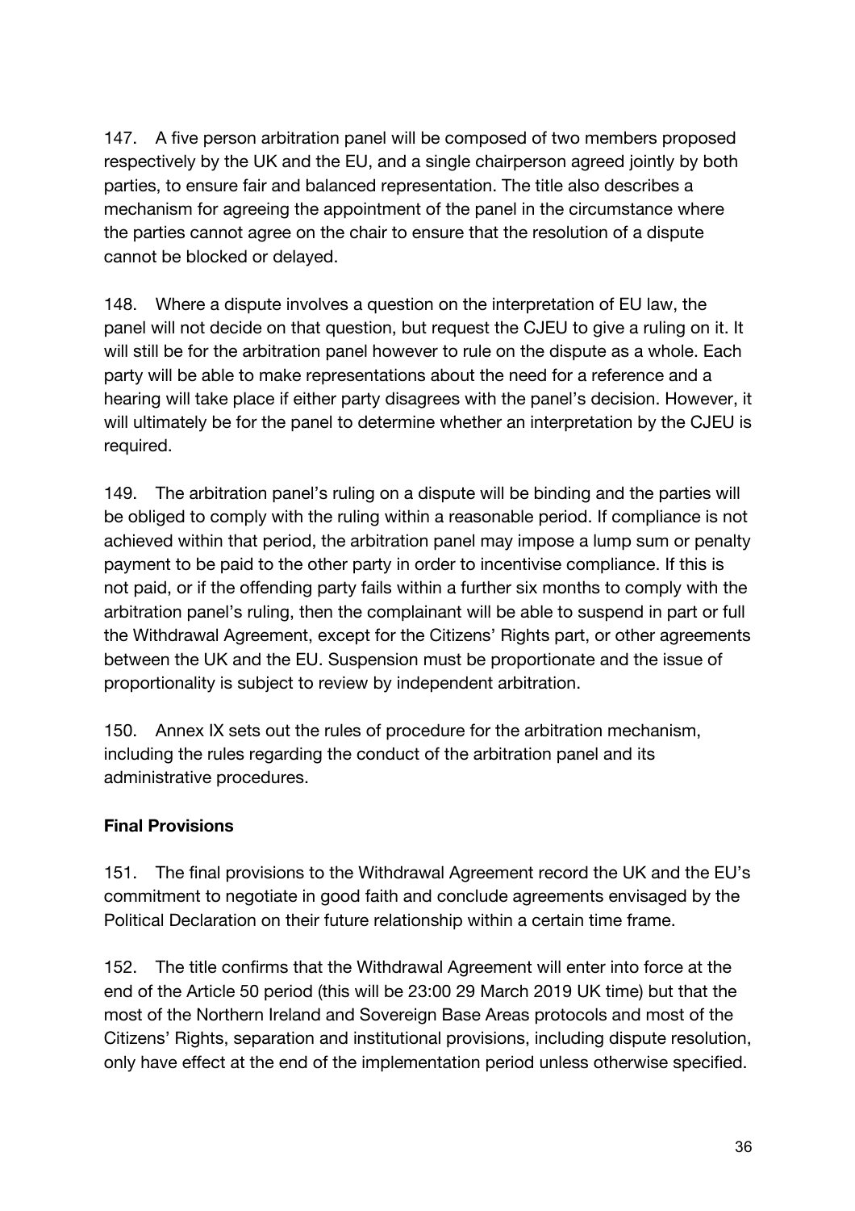147. A five person arbitration panel will be composed of two members proposed respectively by the UK and the EU, and a single chairperson agreed jointly by both parties, to ensure fair and balanced representation. The title also describes a mechanism for agreeing the appointment of the panel in the circumstance where the parties cannot agree on the chair to ensure that the resolution of a dispute cannot be blocked or delayed.

148. Where a dispute involves a question on the interpretation of EU law, the panel will not decide on that question, but request the CJEU to give a ruling on it. It will still be for the arbitration panel however to rule on the dispute as a whole. Each party will be able to make representations about the need for a reference and a hearing will take place if either party disagrees with the panel's decision. However, it will ultimately be for the panel to determine whether an interpretation by the CJEU is required.

149. The arbitration panel's ruling on a dispute will be binding and the parties will be obliged to comply with the ruling within a reasonable period. If compliance is not achieved within that period, the arbitration panel may impose a lump sum or penalty payment to be paid to the other party in order to incentivise compliance. If this is not paid, or if the offending party fails within a further six months to comply with the arbitration panel's ruling, then the complainant will be able to suspend in part or full the Withdrawal Agreement, except for the Citizens' Rights part, or other agreements between the UK and the EU. Suspension must be proportionate and the issue of proportionality is subject to review by independent arbitration.

150. Annex IX sets out the rules of procedure for the arbitration mechanism, including the rules regarding the conduct of the arbitration panel and its administrative procedures.

**Final Provisions**

151. The final provisions to the Withdrawal Agreement record the UK and the EU's commitment to negotiate in good faith and conclude agreements envisaged by the Political Declaration on their future relationship within a certain time frame.

152. The title confirms that the Withdrawal Agreement will enter into force at the end of the Article 50 period (this will be 23:00 29 March 2019 UK time) but that the most of the Northern Ireland and Sovereign Base Areas protocols and most of the Citizens' Rights, separation and institutional provisions, including dispute resolution, only have effect at the end of the implementation period unless otherwise specified.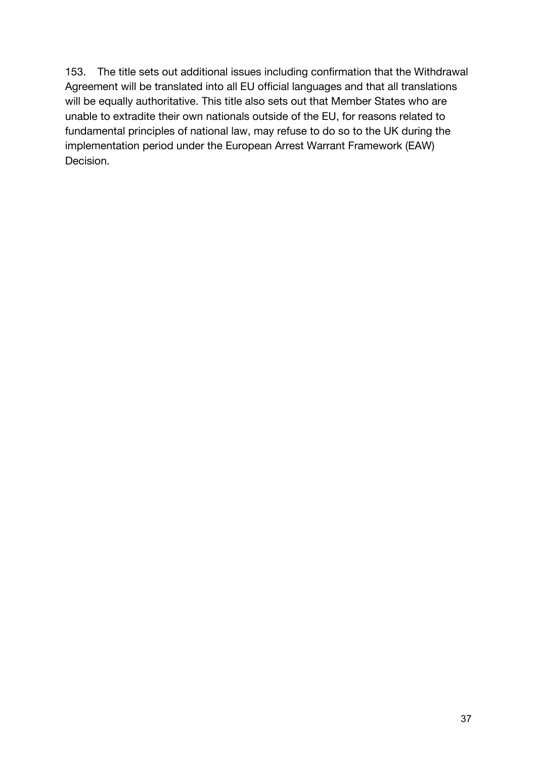153. The title sets out additional issues including confirmation that the Withdrawal Agreement will be translated into all EU official languages and that all translations will be equally authoritative. This title also sets out that Member States who are unable to extradite their own nationals outside of the EU, for reasons related to fundamental principles of national law, may refuse to do so to the UK during the implementation period under the European Arrest Warrant Framework (EAW) Decision.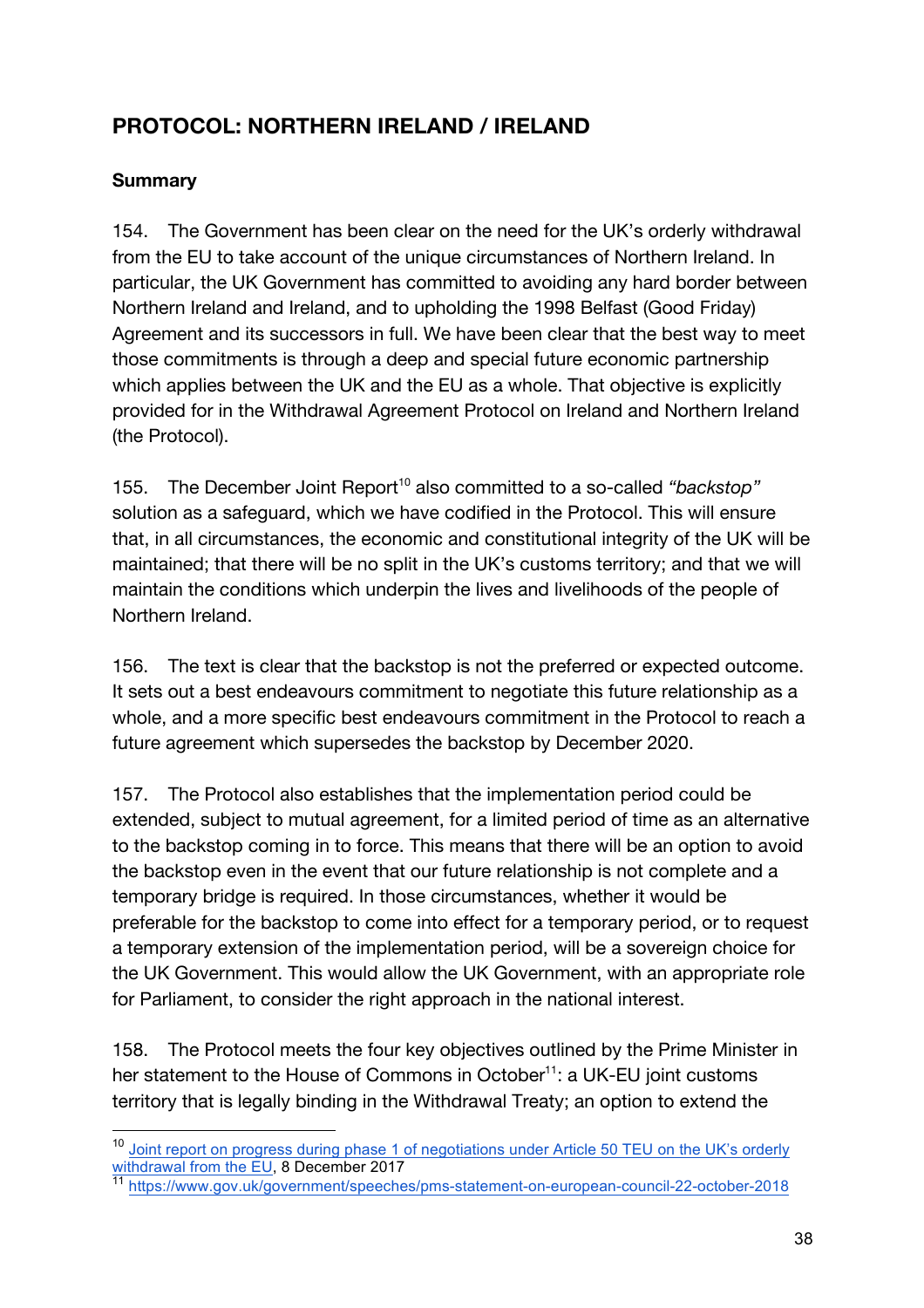## PROTOCOL: NORTHERN IRELAND / IRELAND

### Summary

154. The Government has been clear on the need for the UK's orderly withdrawal from the EU to take account of the unique circumstances of Northern Ireland. In particular, the UK Government has committed to avoiding any hard border between Northern Ireland and Ireland, and to upholding the 1998 Belfast (Good Friday) Agreement and its successors in full. We have been clear that the best way to meet those commitments is through a deep and special future economic partnership which applies between the UK and the EU as a whole. That objective is explicitly provided for in the Withdrawal Agreement Protocol on Ireland and Northern Ireland (the Protocol).

155. The December Joint Report[10] also committed to a so-called *"backstop"* solution as a safeguard, which we have codified in the Protocol. This will ensure that, in all circumstances, the economic and constitutional integrity of the UK will be maintained; that there will be no split in the UK's customs territory; and that we will maintain the conditions which underpin the lives and livelihoods of the people of Northern Ireland.

156. The text is clear that the backstop is not the preferred or expected outcome. It sets out a best endeavours commitment to negotiate this future relationship as a whole, and a more specific best endeavours commitment in the Protocol to reach a future agreement which supersedes the backstop by December 2020.

157. The Protocol also establishes that the implementation period could be extended, subject to mutual agreement, for a limited period of time as an alternative to the backstop coming in to force. This means that there will be an option to avoid the backstop even in the event that our future relationship is not complete and a temporary bridge is required. In those circumstances, whether it would be preferable for the backstop to come into effect for a temporary period, or to request a temporary extension of the implementation period, will be a sovereign choice for the UK Government. This would allow the UK Government, with an appropriate role for Parliament, to consider the right approach in the national interest.

158. The Protocol meets the four key objectives outlined by the Prime Minister in her statement to the House of Commons in October[11]: a UK-EU joint customs territory that is legally binding in the Withdrawal Treaty; an option to extend the

---

[10] Joint report on progress during phase 1 of negotiations under Article 50 TEU on the UK's orderly withdrawal from the EU, 8 December 2017

[11] https://www.gov.uk/government/speeches/pms-statement-on-european-council-22-october-2018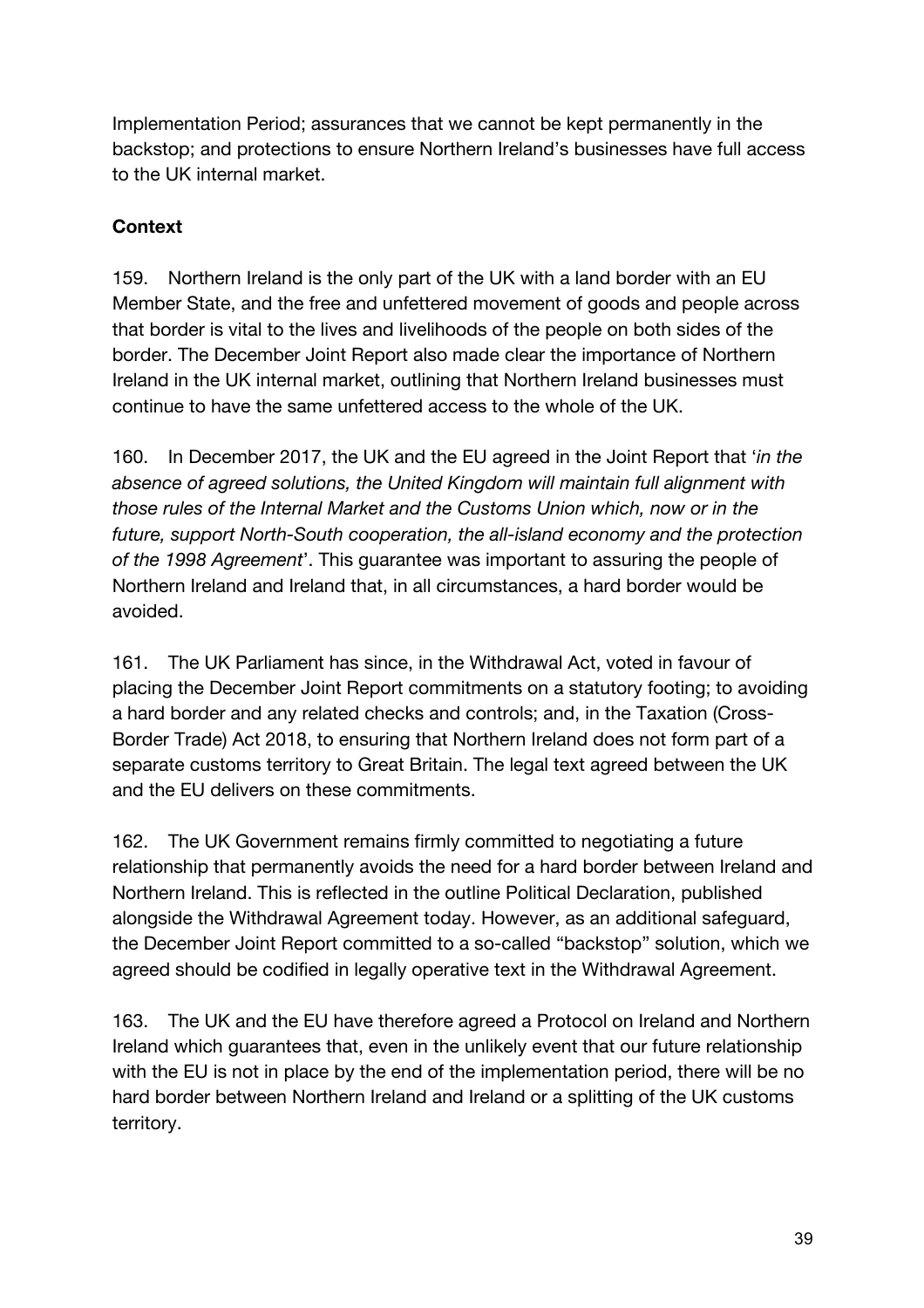Implementation Period; assurances that we cannot be kept permanently in the backstop; and protections to ensure Northern Ireland's businesses have full access to the UK internal market.

**Context**

159. Northern Ireland is the only part of the UK with a land border with an EU Member State, and the free and unfettered movement of goods and people across that border is vital to the lives and livelihoods of the people on both sides of the border. The December Joint Report also made clear the importance of Northern Ireland in the UK internal market, outlining that Northern Ireland businesses must continue to have the same unfettered access to the whole of the UK.

160. In December 2017, the UK and the EU agreed in the Joint Report that '*in the absence of agreed solutions, the United Kingdom will maintain full alignment with those rules of the Internal Market and the Customs Union which, now or in the future, support North-South cooperation, the all-island economy and the protection of the 1998 Agreement*'. This guarantee was important to assuring the people of Northern Ireland and Ireland that, in all circumstances, a hard border would be avoided.

161. The UK Parliament has since, in the Withdrawal Act, voted in favour of placing the December Joint Report commitments on a statutory footing; to avoiding a hard border and any related checks and controls; and, in the Taxation (Cross-Border Trade) Act 2018, to ensuring that Northern Ireland does not form part of a separate customs territory to Great Britain. The legal text agreed between the UK and the EU delivers on these commitments.

162. The UK Government remains firmly committed to negotiating a future relationship that permanently avoids the need for a hard border between Ireland and Northern Ireland. This is reflected in the outline Political Declaration, published alongside the Withdrawal Agreement today. However, as an additional safeguard, the December Joint Report committed to a so-called "backstop" solution, which we agreed should be codified in legally operative text in the Withdrawal Agreement.

163. The UK and the EU have therefore agreed a Protocol on Ireland and Northern Ireland which guarantees that, even in the unlikely event that our future relationship with the EU is not in place by the end of the implementation period, there will be no hard border between Northern Ireland and Ireland or a splitting of the UK customs territory.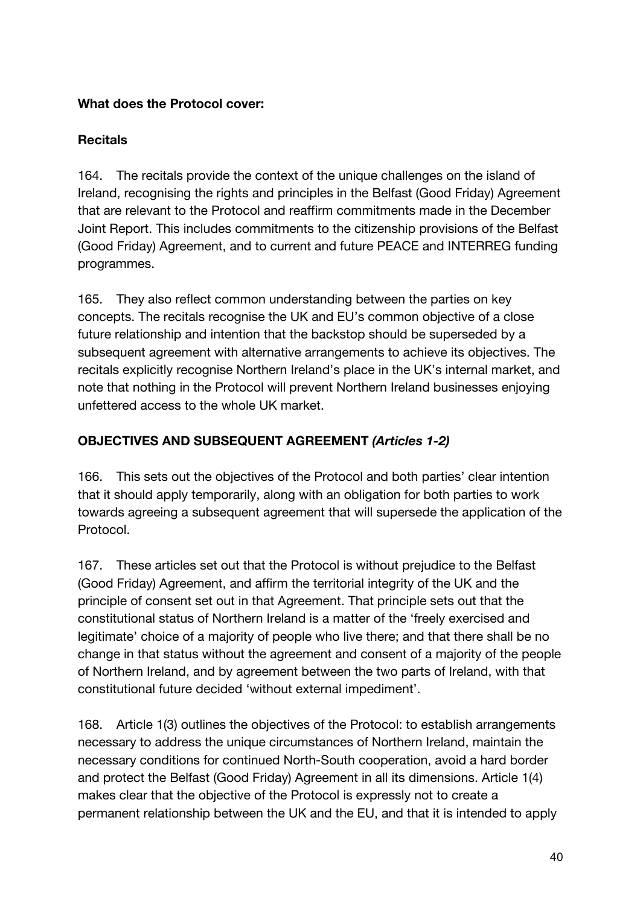**What does the Protocol cover:**

**Recitals**

164. The recitals provide the context of the unique challenges on the island of Ireland, recognising the rights and principles in the Belfast (Good Friday) Agreement that are relevant to the Protocol and reaffirm commitments made in the December Joint Report. This includes commitments to the citizenship provisions of the Belfast (Good Friday) Agreement, and to current and future PEACE and INTERREG funding programmes.

165. They also reflect common understanding between the parties on key concepts. The recitals recognise the UK and EU's common objective of a close future relationship and intention that the backstop should be superseded by a subsequent agreement with alternative arrangements to achieve its objectives. The recitals explicitly recognise Northern Ireland's place in the UK's internal market, and note that nothing in the Protocol will prevent Northern Ireland businesses enjoying unfettered access to the whole UK market.

**OBJECTIVES AND SUBSEQUENT AGREEMENT *(Articles 1-2)***

166. This sets out the objectives of the Protocol and both parties' clear intention that it should apply temporarily, along with an obligation for both parties to work towards agreeing a subsequent agreement that will supersede the application of the Protocol.

167. These articles set out that the Protocol is without prejudice to the Belfast (Good Friday) Agreement, and affirm the territorial integrity of the UK and the principle of consent set out in that Agreement. That principle sets out that the constitutional status of Northern Ireland is a matter of the 'freely exercised and legitimate' choice of a majority of people who live there; and that there shall be no change in that status without the agreement and consent of a majority of the people of Northern Ireland, and by agreement between the two parts of Ireland, with that constitutional future decided 'without external impediment'.

168. Article 1(3) outlines the objectives of the Protocol: to establish arrangements necessary to address the unique circumstances of Northern Ireland, maintain the necessary conditions for continued North-South cooperation, avoid a hard border and protect the Belfast (Good Friday) Agreement in all its dimensions. Article 1(4) makes clear that the objective of the Protocol is expressly not to create a permanent relationship between the UK and the EU, and that it is intended to apply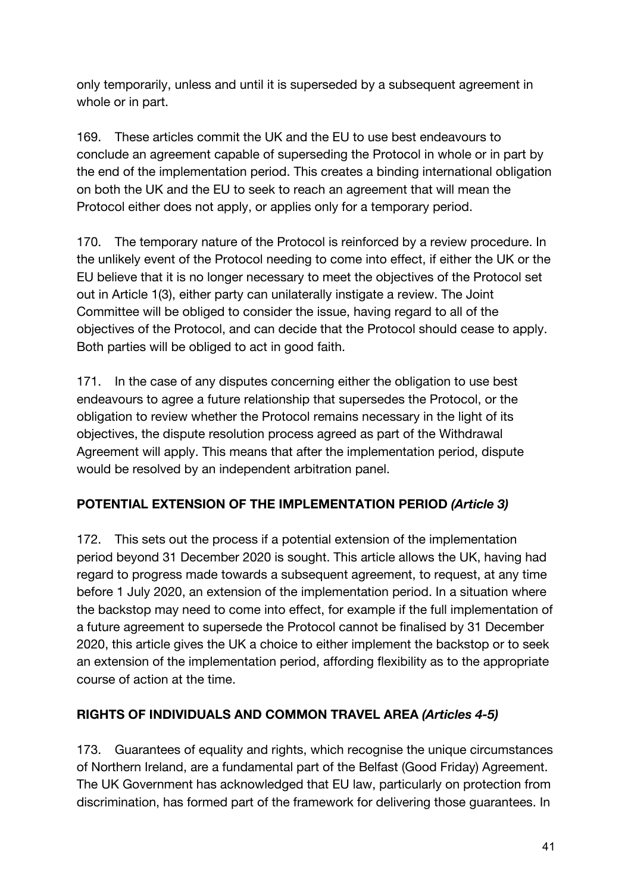only temporarily, unless and until it is superseded by a subsequent agreement in whole or in part.

169. These articles commit the UK and the EU to use best endeavours to conclude an agreement capable of superseding the Protocol in whole or in part by the end of the implementation period. This creates a binding international obligation on both the UK and the EU to seek to reach an agreement that will mean the Protocol either does not apply, or applies only for a temporary period.

170. The temporary nature of the Protocol is reinforced by a review procedure. In the unlikely event of the Protocol needing to come into effect, if either the UK or the EU believe that it is no longer necessary to meet the objectives of the Protocol set out in Article 1(3), either party can unilaterally instigate a review. The Joint Committee will be obliged to consider the issue, having regard to all of the objectives of the Protocol, and can decide that the Protocol should cease to apply. Both parties will be obliged to act in good faith.

171. In the case of any disputes concerning either the obligation to use best endeavours to agree a future relationship that supersedes the Protocol, or the obligation to review whether the Protocol remains necessary in the light of its objectives, the dispute resolution process agreed as part of the Withdrawal Agreement will apply. This means that after the implementation period, dispute would be resolved by an independent arbitration panel.

**POTENTIAL EXTENSION OF THE IMPLEMENTATION PERIOD *(Article 3)***

172. This sets out the process if a potential extension of the implementation period beyond 31 December 2020 is sought. This article allows the UK, having had regard to progress made towards a subsequent agreement, to request, at any time before 1 July 2020, an extension of the implementation period. In a situation where the backstop may need to come into effect, for example if the full implementation of a future agreement to supersede the Protocol cannot be finalised by 31 December 2020, this article gives the UK a choice to either implement the backstop or to seek an extension of the implementation period, affording flexibility as to the appropriate course of action at the time.

**RIGHTS OF INDIVIDUALS AND COMMON TRAVEL AREA *(Articles 4-5)***

173. Guarantees of equality and rights, which recognise the unique circumstances of Northern Ireland, are a fundamental part of the Belfast (Good Friday) Agreement. The UK Government has acknowledged that EU law, particularly on protection from discrimination, has formed part of the framework for delivering those guarantees. In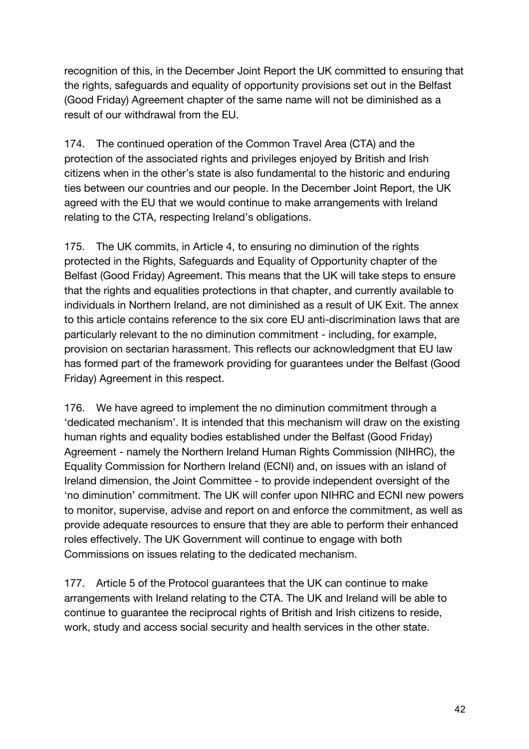recognition of this, in the December Joint Report the UK committed to ensuring that the rights, safeguards and equality of opportunity provisions set out in the Belfast (Good Friday) Agreement chapter of the same name will not be diminished as a result of our withdrawal from the EU.

174. The continued operation of the Common Travel Area (CTA) and the protection of the associated rights and privileges enjoyed by British and Irish citizens when in the other's state is also fundamental to the historic and enduring ties between our countries and our people. In the December Joint Report, the UK agreed with the EU that we would continue to make arrangements with Ireland relating to the CTA, respecting Ireland's obligations.

175. The UK commits, in Article 4, to ensuring no diminution of the rights protected in the Rights, Safeguards and Equality of Opportunity chapter of the Belfast (Good Friday) Agreement. This means that the UK will take steps to ensure that the rights and equalities protections in that chapter, and currently available to individuals in Northern Ireland, are not diminished as a result of UK Exit. The annex to this article contains reference to the six core EU anti-discrimination laws that are particularly relevant to the no diminution commitment - including, for example, provision on sectarian harassment. This reflects our acknowledgment that EU law has formed part of the framework providing for guarantees under the Belfast (Good Friday) Agreement in this respect.

176. We have agreed to implement the no diminution commitment through a 'dedicated mechanism'. It is intended that this mechanism will draw on the existing human rights and equality bodies established under the Belfast (Good Friday) Agreement - namely the Northern Ireland Human Rights Commission (NIHRC), the Equality Commission for Northern Ireland (ECNI) and, on issues with an island of Ireland dimension, the Joint Committee - to provide independent oversight of the 'no diminution' commitment. The UK will confer upon NIHRC and ECNI new powers to monitor, supervise, advise and report on and enforce the commitment, as well as provide adequate resources to ensure that they are able to perform their enhanced roles effectively. The UK Government will continue to engage with both Commissions on issues relating to the dedicated mechanism.

177. Article 5 of the Protocol guarantees that the UK can continue to make arrangements with Ireland relating to the CTA. The UK and Ireland will be able to continue to guarantee the reciprocal rights of British and Irish citizens to reside, work, study and access social security and health services in the other state.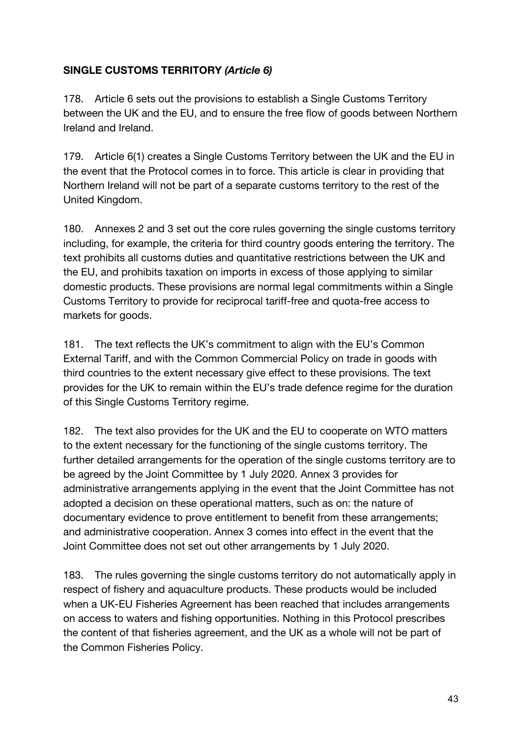**SINGLE CUSTOMS TERRITORY *(Article 6)***

178. Article 6 sets out the provisions to establish a Single Customs Territory between the UK and the EU, and to ensure the free flow of goods between Northern Ireland and Ireland.

179. Article 6(1) creates a Single Customs Territory between the UK and the EU in the event that the Protocol comes in to force. This article is clear in providing that Northern Ireland will not be part of a separate customs territory to the rest of the United Kingdom.

180. Annexes 2 and 3 set out the core rules governing the single customs territory including, for example, the criteria for third country goods entering the territory. The text prohibits all customs duties and quantitative restrictions between the UK and the EU, and prohibits taxation on imports in excess of those applying to similar domestic products. These provisions are normal legal commitments within a Single Customs Territory to provide for reciprocal tariff-free and quota-free access to markets for goods.

181. The text reflects the UK's commitment to align with the EU's Common External Tariff, and with the Common Commercial Policy on trade in goods with third countries to the extent necessary give effect to these provisions. The text provides for the UK to remain within the EU's trade defence regime for the duration of this Single Customs Territory regime.

182. The text also provides for the UK and the EU to cooperate on WTO matters to the extent necessary for the functioning of the single customs territory. The further detailed arrangements for the operation of the single customs territory are to be agreed by the Joint Committee by 1 July 2020. Annex 3 provides for administrative arrangements applying in the event that the Joint Committee has not adopted a decision on these operational matters, such as on: the nature of documentary evidence to prove entitlement to benefit from these arrangements; and administrative cooperation. Annex 3 comes into effect in the event that the Joint Committee does not set out other arrangements by 1 July 2020.

183. The rules governing the single customs territory do not automatically apply in respect of fishery and aquaculture products. These products would be included when a UK-EU Fisheries Agreement has been reached that includes arrangements on access to waters and fishing opportunities. Nothing in this Protocol prescribes the content of that fisheries agreement, and the UK as a whole will not be part of the Common Fisheries Policy.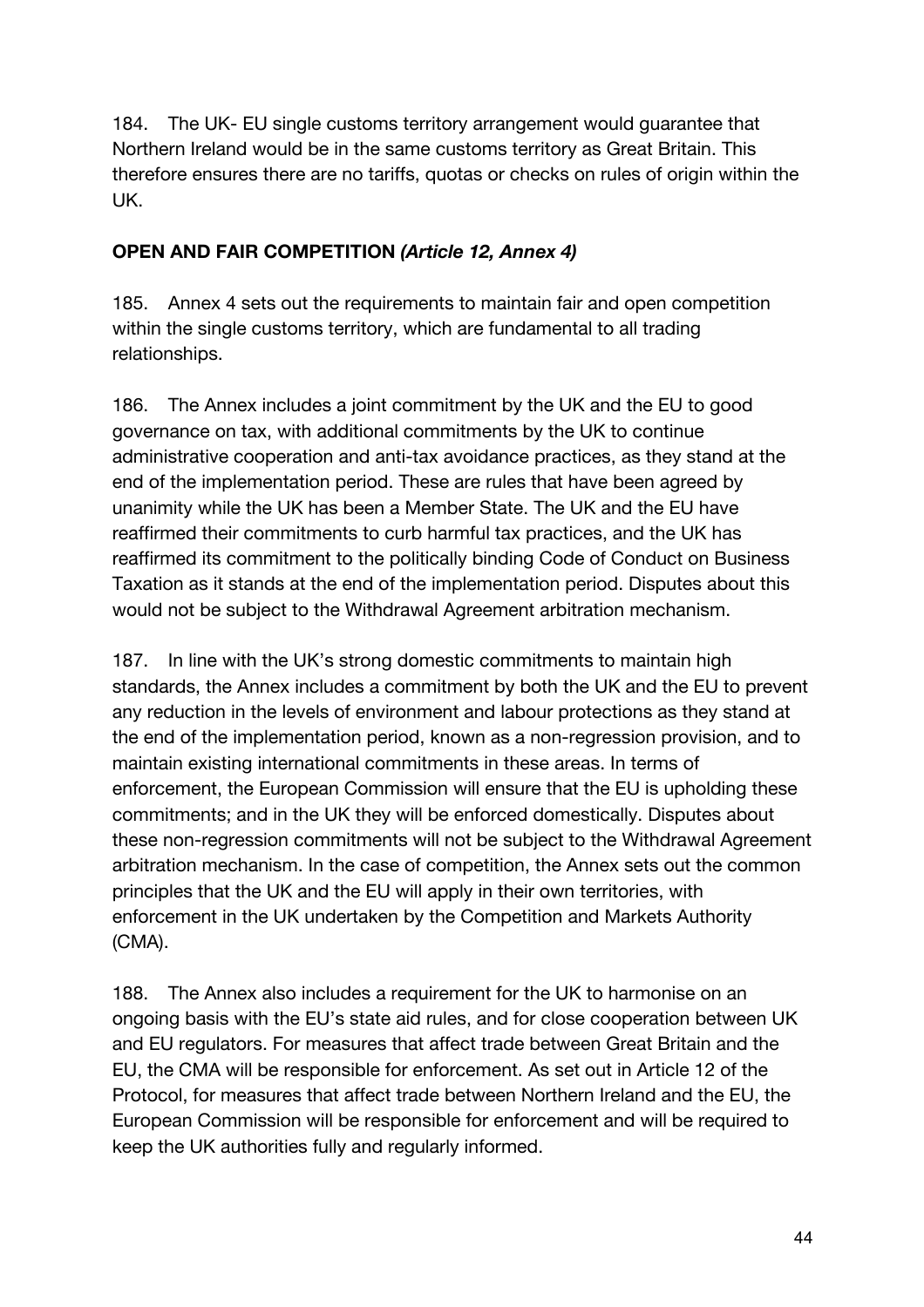184. The UK- EU single customs territory arrangement would guarantee that Northern Ireland would be in the same customs territory as Great Britain. This therefore ensures there are no tariffs, quotas or checks on rules of origin within the UK.

**OPEN AND FAIR COMPETITION *(Article 12, Annex 4)***

185. Annex 4 sets out the requirements to maintain fair and open competition within the single customs territory, which are fundamental to all trading relationships.

186. The Annex includes a joint commitment by the UK and the EU to good governance on tax, with additional commitments by the UK to continue administrative cooperation and anti-tax avoidance practices, as they stand at the end of the implementation period. These are rules that have been agreed by unanimity while the UK has been a Member State. The UK and the EU have reaffirmed their commitments to curb harmful tax practices, and the UK has reaffirmed its commitment to the politically binding Code of Conduct on Business Taxation as it stands at the end of the implementation period. Disputes about this would not be subject to the Withdrawal Agreement arbitration mechanism.

187. In line with the UK's strong domestic commitments to maintain high standards, the Annex includes a commitment by both the UK and the EU to prevent any reduction in the levels of environment and labour protections as they stand at the end of the implementation period, known as a non-regression provision, and to maintain existing international commitments in these areas. In terms of enforcement, the European Commission will ensure that the EU is upholding these commitments; and in the UK they will be enforced domestically. Disputes about these non-regression commitments will not be subject to the Withdrawal Agreement arbitration mechanism. In the case of competition, the Annex sets out the common principles that the UK and the EU will apply in their own territories, with enforcement in the UK undertaken by the Competition and Markets Authority (CMA).

188. The Annex also includes a requirement for the UK to harmonise on an ongoing basis with the EU's state aid rules, and for close cooperation between UK and EU regulators. For measures that affect trade between Great Britain and the EU, the CMA will be responsible for enforcement. As set out in Article 12 of the Protocol, for measures that affect trade between Northern Ireland and the EU, the European Commission will be responsible for enforcement and will be required to keep the UK authorities fully and regularly informed.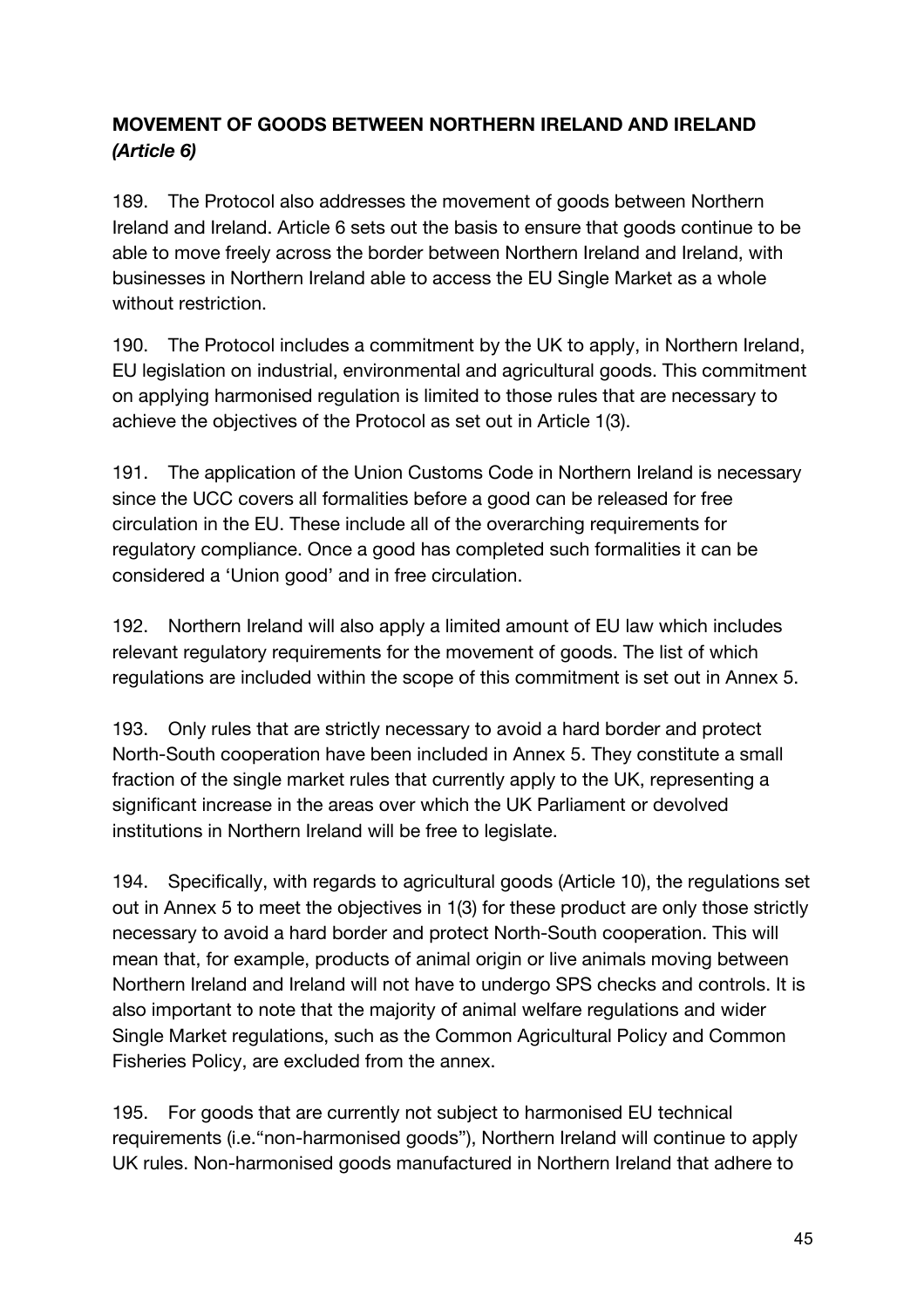## MOVEMENT OF GOODS BETWEEN NORTHERN IRELAND AND IRELAND *(Article 6)*

189. The Protocol also addresses the movement of goods between Northern Ireland and Ireland. Article 6 sets out the basis to ensure that goods continue to be able to move freely across the border between Northern Ireland and Ireland, with businesses in Northern Ireland able to access the EU Single Market as a whole without restriction.

190. The Protocol includes a commitment by the UK to apply, in Northern Ireland, EU legislation on industrial, environmental and agricultural goods. This commitment on applying harmonised regulation is limited to those rules that are necessary to achieve the objectives of the Protocol as set out in Article 1(3).

191. The application of the Union Customs Code in Northern Ireland is necessary since the UCC covers all formalities before a good can be released for free circulation in the EU. These include all of the overarching requirements for regulatory compliance. Once a good has completed such formalities it can be considered a 'Union good' and in free circulation.

192. Northern Ireland will also apply a limited amount of EU law which includes relevant regulatory requirements for the movement of goods. The list of which regulations are included within the scope of this commitment is set out in Annex 5.

193. Only rules that are strictly necessary to avoid a hard border and protect North-South cooperation have been included in Annex 5. They constitute a small fraction of the single market rules that currently apply to the UK, representing a significant increase in the areas over which the UK Parliament or devolved institutions in Northern Ireland will be free to legislate.

194. Specifically, with regards to agricultural goods (Article 10), the regulations set out in Annex 5 to meet the objectives in 1(3) for these product are only those strictly necessary to avoid a hard border and protect North-South cooperation. This will mean that, for example, products of animal origin or live animals moving between Northern Ireland and Ireland will not have to undergo SPS checks and controls. It is also important to note that the majority of animal welfare regulations and wider Single Market regulations, such as the Common Agricultural Policy and Common Fisheries Policy, are excluded from the annex.

195. For goods that are currently not subject to harmonised EU technical requirements (i.e."non-harmonised goods"), Northern Ireland will continue to apply UK rules. Non-harmonised goods manufactured in Northern Ireland that adhere to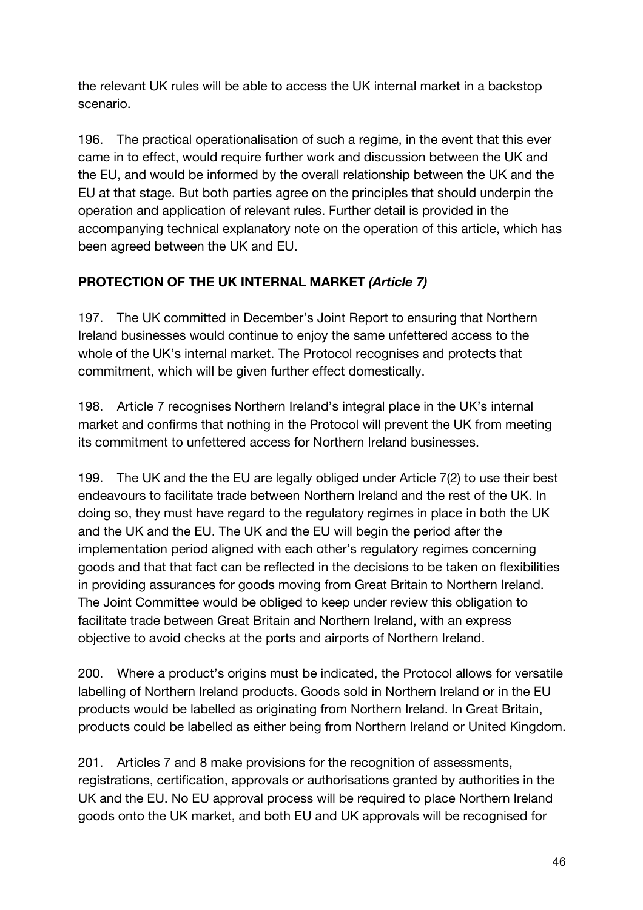the relevant UK rules will be able to access the UK internal market in a backstop scenario.

196. The practical operationalisation of such a regime, in the event that this ever came in to effect, would require further work and discussion between the UK and the EU, and would be informed by the overall relationship between the UK and the EU at that stage. But both parties agree on the principles that should underpin the operation and application of relevant rules. Further detail is provided in the accompanying technical explanatory note on the operation of this article, which has been agreed between the UK and EU.

## PROTECTION OF THE UK INTERNAL MARKET *(Article 7)*

197. The UK committed in December's Joint Report to ensuring that Northern Ireland businesses would continue to enjoy the same unfettered access to the whole of the UK's internal market. The Protocol recognises and protects that commitment, which will be given further effect domestically.

198. Article 7 recognises Northern Ireland's integral place in the UK's internal market and confirms that nothing in the Protocol will prevent the UK from meeting its commitment to unfettered access for Northern Ireland businesses.

199. The UK and the the EU are legally obliged under Article 7(2) to use their best endeavours to facilitate trade between Northern Ireland and the rest of the UK. In doing so, they must have regard to the regulatory regimes in place in both the UK and the UK and the EU. The UK and the EU will begin the period after the implementation period aligned with each other's regulatory regimes concerning goods and that that fact can be reflected in the decisions to be taken on flexibilities in providing assurances for goods moving from Great Britain to Northern Ireland. The Joint Committee would be obliged to keep under review this obligation to facilitate trade between Great Britain and Northern Ireland, with an express objective to avoid checks at the ports and airports of Northern Ireland.

200. Where a product's origins must be indicated, the Protocol allows for versatile labelling of Northern Ireland products. Goods sold in Northern Ireland or in the EU products would be labelled as originating from Northern Ireland. In Great Britain, products could be labelled as either being from Northern Ireland or United Kingdom.

201. Articles 7 and 8 make provisions for the recognition of assessments, registrations, certification, approvals or authorisations granted by authorities in the UK and the EU. No EU approval process will be required to place Northern Ireland goods onto the UK market, and both EU and UK approvals will be recognised for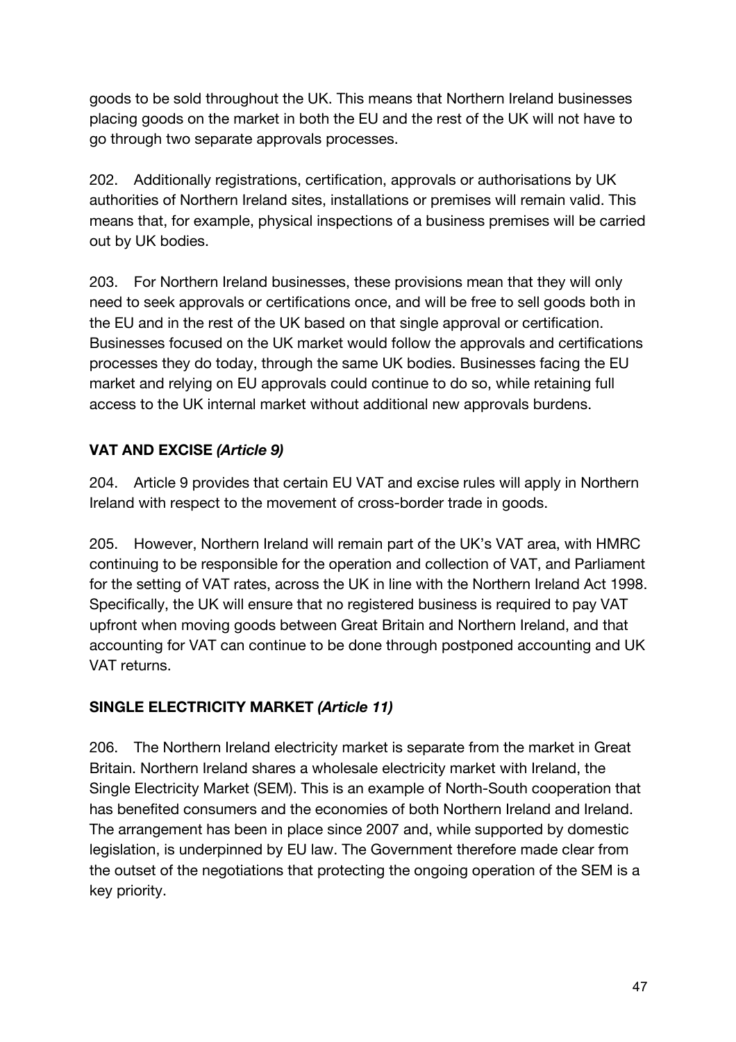goods to be sold throughout the UK. This means that Northern Ireland businesses placing goods on the market in both the EU and the rest of the UK will not have to go through two separate approvals processes.

202. Additionally registrations, certification, approvals or authorisations by UK authorities of Northern Ireland sites, installations or premises will remain valid. This means that, for example, physical inspections of a business premises will be carried out by UK bodies.

203. For Northern Ireland businesses, these provisions mean that they will only need to seek approvals or certifications once, and will be free to sell goods both in the EU and in the rest of the UK based on that single approval or certification. Businesses focused on the UK market would follow the approvals and certifications processes they do today, through the same UK bodies. Businesses facing the EU market and relying on EU approvals could continue to do so, while retaining full access to the UK internal market without additional new approvals burdens.

**VAT AND EXCISE *(Article 9)***

204. Article 9 provides that certain EU VAT and excise rules will apply in Northern Ireland with respect to the movement of cross-border trade in goods.

205. However, Northern Ireland will remain part of the UK's VAT area, with HMRC continuing to be responsible for the operation and collection of VAT, and Parliament for the setting of VAT rates, across the UK in line with the Northern Ireland Act 1998. Specifically, the UK will ensure that no registered business is required to pay VAT upfront when moving goods between Great Britain and Northern Ireland, and that accounting for VAT can continue to be done through postponed accounting and UK VAT returns.

**SINGLE ELECTRICITY MARKET *(Article 11)***

206. The Northern Ireland electricity market is separate from the market in Great Britain. Northern Ireland shares a wholesale electricity market with Ireland, the Single Electricity Market (SEM). This is an example of North-South cooperation that has benefited consumers and the economies of both Northern Ireland and Ireland. The arrangement has been in place since 2007 and, while supported by domestic legislation, is underpinned by EU law. The Government therefore made clear from the outset of the negotiations that protecting the ongoing operation of the SEM is a key priority.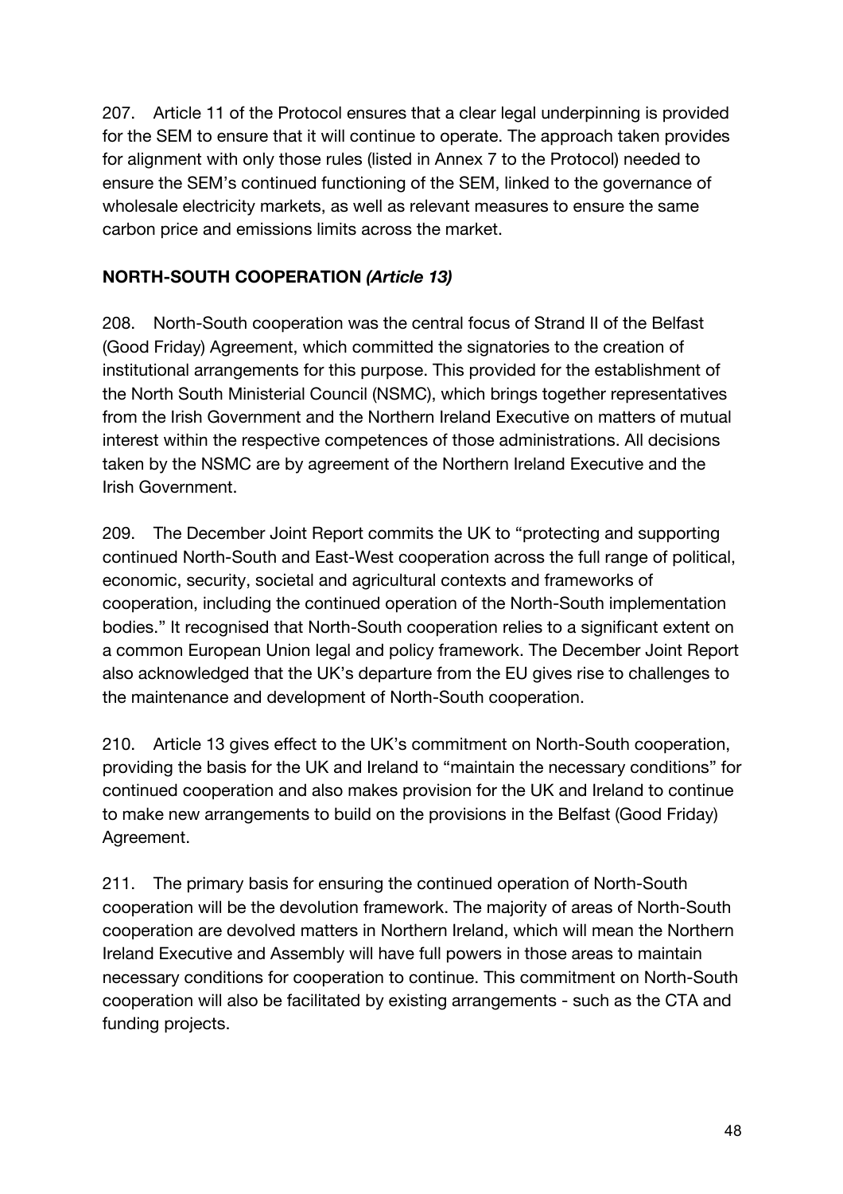207. Article 11 of the Protocol ensures that a clear legal underpinning is provided for the SEM to ensure that it will continue to operate. The approach taken provides for alignment with only those rules (listed in Annex 7 to the Protocol) needed to ensure the SEM's continued functioning of the SEM, linked to the governance of wholesale electricity markets, as well as relevant measures to ensure the same carbon price and emissions limits across the market.

## NORTH-SOUTH COOPERATION *(Article 13)*

208. North-South cooperation was the central focus of Strand II of the Belfast (Good Friday) Agreement, which committed the signatories to the creation of institutional arrangements for this purpose. This provided for the establishment of the North South Ministerial Council (NSMC), which brings together representatives from the Irish Government and the Northern Ireland Executive on matters of mutual interest within the respective competences of those administrations. All decisions taken by the NSMC are by agreement of the Northern Ireland Executive and the Irish Government.

209. The December Joint Report commits the UK to "protecting and supporting continued North-South and East-West cooperation across the full range of political, economic, security, societal and agricultural contexts and frameworks of cooperation, including the continued operation of the North-South implementation bodies." It recognised that North-South cooperation relies to a significant extent on a common European Union legal and policy framework. The December Joint Report also acknowledged that the UK's departure from the EU gives rise to challenges to the maintenance and development of North-South cooperation.

210. Article 13 gives effect to the UK's commitment on North-South cooperation, providing the basis for the UK and Ireland to "maintain the necessary conditions" for continued cooperation and also makes provision for the UK and Ireland to continue to make new arrangements to build on the provisions in the Belfast (Good Friday) Agreement.

211. The primary basis for ensuring the continued operation of North-South cooperation will be the devolution framework. The majority of areas of North-South cooperation are devolved matters in Northern Ireland, which will mean the Northern Ireland Executive and Assembly will have full powers in those areas to maintain necessary conditions for cooperation to continue. This commitment on North-South cooperation will also be facilitated by existing arrangements - such as the CTA and funding projects.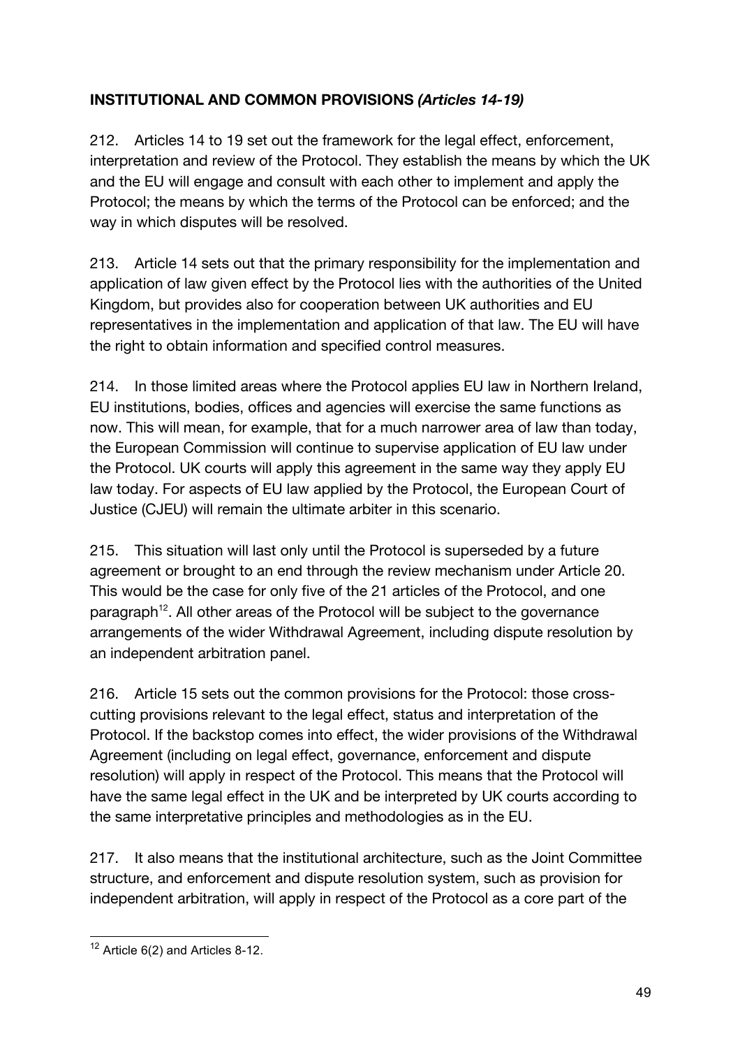## INSTITUTIONAL AND COMMON PROVISIONS *(Articles 14-19)*

212. Articles 14 to 19 set out the framework for the legal effect, enforcement, interpretation and review of the Protocol. They establish the means by which the UK and the EU will engage and consult with each other to implement and apply the Protocol; the means by which the terms of the Protocol can be enforced; and the way in which disputes will be resolved.

213. Article 14 sets out that the primary responsibility for the implementation and application of law given effect by the Protocol lies with the authorities of the United Kingdom, but provides also for cooperation between UK authorities and EU representatives in the implementation and application of that law. The EU will have the right to obtain information and specified control measures.

214. In those limited areas where the Protocol applies EU law in Northern Ireland, EU institutions, bodies, offices and agencies will exercise the same functions as now. This will mean, for example, that for a much narrower area of law than today, the European Commission will continue to supervise application of EU law under the Protocol. UK courts will apply this agreement in the same way they apply EU law today. For aspects of EU law applied by the Protocol, the European Court of Justice (CJEU) will remain the ultimate arbiter in this scenario.

215. This situation will last only until the Protocol is superseded by a future agreement or brought to an end through the review mechanism under Article 20. This would be the case for only five of the 21 articles of the Protocol, and one paragraph[12]. All other areas of the Protocol will be subject to the governance arrangements of the wider Withdrawal Agreement, including dispute resolution by an independent arbitration panel.

216. Article 15 sets out the common provisions for the Protocol: those cross-cutting provisions relevant to the legal effect, status and interpretation of the Protocol. If the backstop comes into effect, the wider provisions of the Withdrawal Agreement (including on legal effect, governance, enforcement and dispute resolution) will apply in respect of the Protocol. This means that the Protocol will have the same legal effect in the UK and be interpreted by UK courts according to the same interpretative principles and methodologies as in the EU.

217. It also means that the institutional architecture, such as the Joint Committee structure, and enforcement and dispute resolution system, such as provision for independent arbitration, will apply in respect of the Protocol as a core part of the

[12] Article 6(2) and Articles 8-12.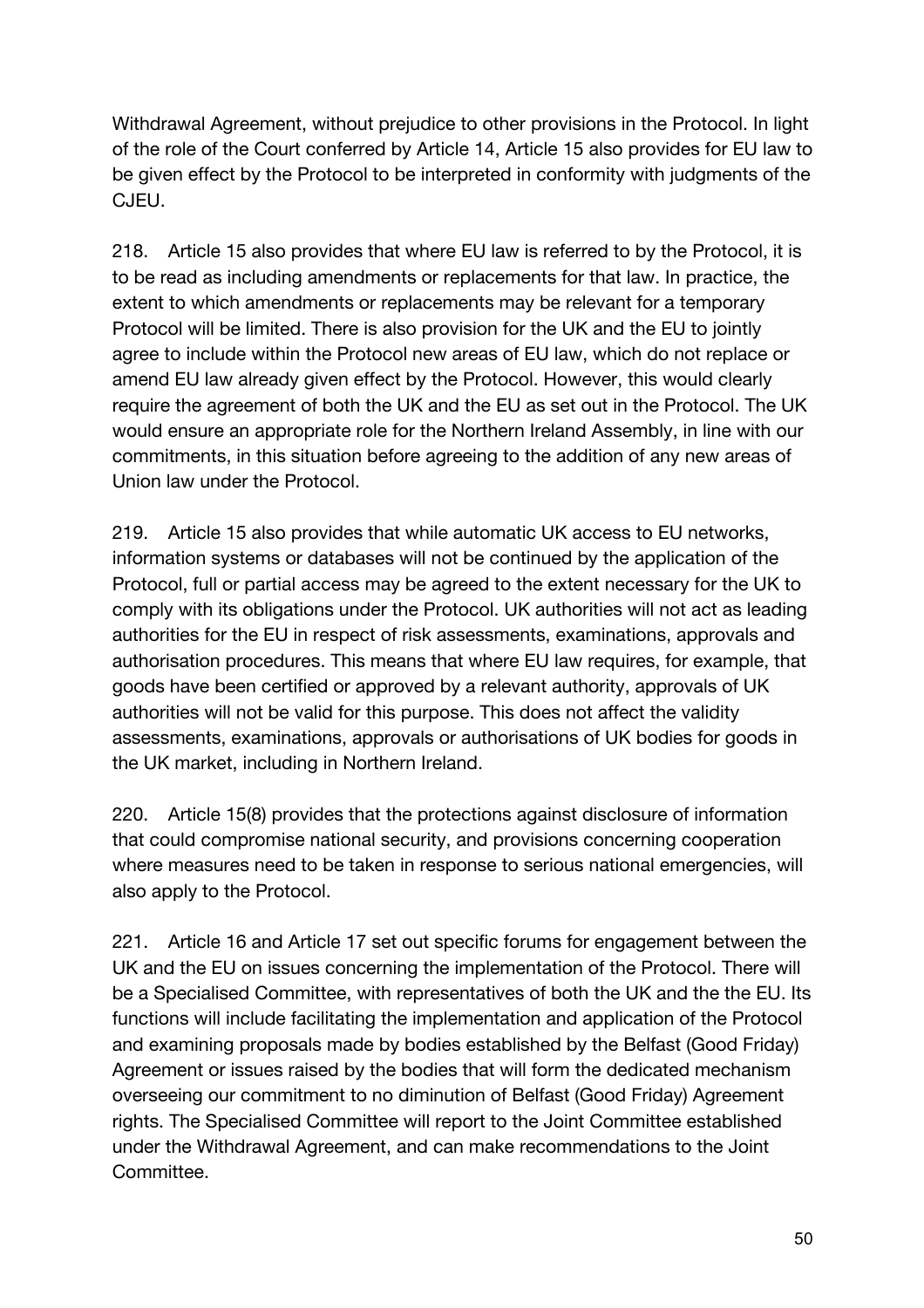Withdrawal Agreement, without prejudice to other provisions in the Protocol. In light of the role of the Court conferred by Article 14, Article 15 also provides for EU law to be given effect by the Protocol to be interpreted in conformity with judgments of the CJEU.

218. Article 15 also provides that where EU law is referred to by the Protocol, it is to be read as including amendments or replacements for that law. In practice, the extent to which amendments or replacements may be relevant for a temporary Protocol will be limited. There is also provision for the UK and the EU to jointly agree to include within the Protocol new areas of EU law, which do not replace or amend EU law already given effect by the Protocol. However, this would clearly require the agreement of both the UK and the EU as set out in the Protocol. The UK would ensure an appropriate role for the Northern Ireland Assembly, in line with our commitments, in this situation before agreeing to the addition of any new areas of Union law under the Protocol.

219. Article 15 also provides that while automatic UK access to EU networks, information systems or databases will not be continued by the application of the Protocol, full or partial access may be agreed to the extent necessary for the UK to comply with its obligations under the Protocol. UK authorities will not act as leading authorities for the EU in respect of risk assessments, examinations, approvals and authorisation procedures. This means that where EU law requires, for example, that goods have been certified or approved by a relevant authority, approvals of UK authorities will not be valid for this purpose. This does not affect the validity assessments, examinations, approvals or authorisations of UK bodies for goods in the UK market, including in Northern Ireland.

220. Article 15(8) provides that the protections against disclosure of information that could compromise national security, and provisions concerning cooperation where measures need to be taken in response to serious national emergencies, will also apply to the Protocol.

221. Article 16 and Article 17 set out specific forums for engagement between the UK and the EU on issues concerning the implementation of the Protocol. There will be a Specialised Committee, with representatives of both the UK and the the EU. Its functions will include facilitating the implementation and application of the Protocol and examining proposals made by bodies established by the Belfast (Good Friday) Agreement or issues raised by the bodies that will form the dedicated mechanism overseeing our commitment to no diminution of Belfast (Good Friday) Agreement rights. The Specialised Committee will report to the Joint Committee established under the Withdrawal Agreement, and can make recommendations to the Joint Committee.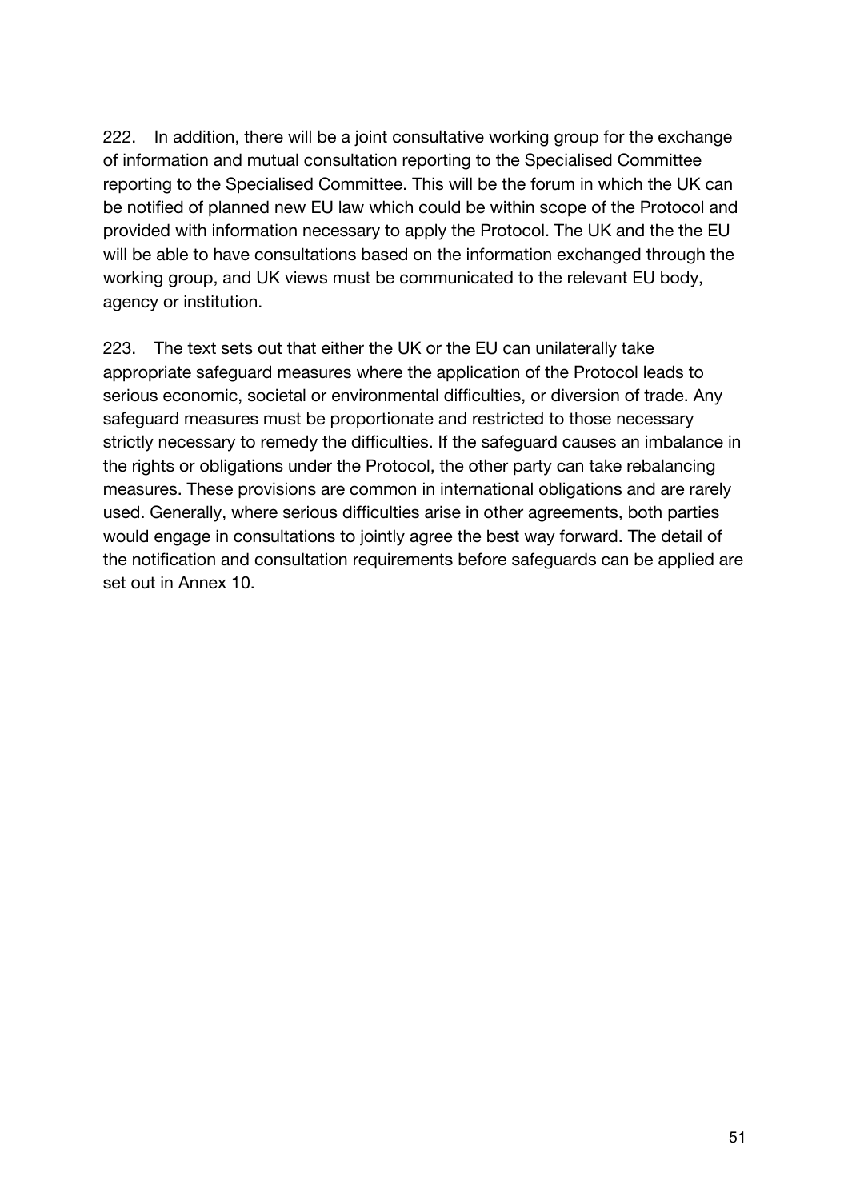222. In addition, there will be a joint consultative working group for the exchange of information and mutual consultation reporting to the Specialised Committee reporting to the Specialised Committee. This will be the forum in which the UK can be notified of planned new EU law which could be within scope of the Protocol and provided with information necessary to apply the Protocol. The UK and the the EU will be able to have consultations based on the information exchanged through the working group, and UK views must be communicated to the relevant EU body, agency or institution.

223. The text sets out that either the UK or the EU can unilaterally take appropriate safeguard measures where the application of the Protocol leads to serious economic, societal or environmental difficulties, or diversion of trade. Any safeguard measures must be proportionate and restricted to those necessary strictly necessary to remedy the difficulties. If the safeguard causes an imbalance in the rights or obligations under the Protocol, the other party can take rebalancing measures. These provisions are common in international obligations and are rarely used. Generally, where serious difficulties arise in other agreements, both parties would engage in consultations to jointly agree the best way forward. The detail of the notification and consultation requirements before safeguards can be applied are set out in Annex 10.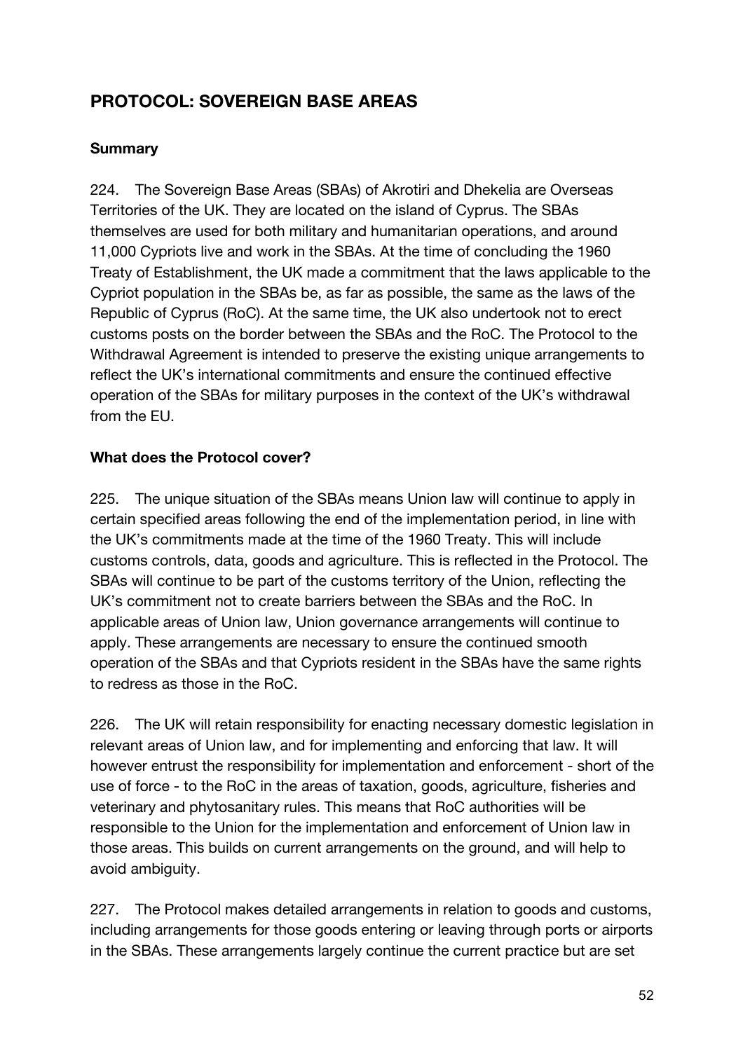## PROTOCOL: SOVEREIGN BASE AREAS

### Summary

224. The Sovereign Base Areas (SBAs) of Akrotiri and Dhekelia are Overseas Territories of the UK. They are located on the island of Cyprus. The SBAs themselves are used for both military and humanitarian operations, and around 11,000 Cypriots live and work in the SBAs. At the time of concluding the 1960 Treaty of Establishment, the UK made a commitment that the laws applicable to the Cypriot population in the SBAs be, as far as possible, the same as the laws of the Republic of Cyprus (RoC). At the same time, the UK also undertook not to erect customs posts on the border between the SBAs and the RoC. The Protocol to the Withdrawal Agreement is intended to preserve the existing unique arrangements to reflect the UK's international commitments and ensure the continued effective operation of the SBAs for military purposes in the context of the UK's withdrawal from the EU.

### What does the Protocol cover?

225. The unique situation of the SBAs means Union law will continue to apply in certain specified areas following the end of the implementation period, in line with the UK's commitments made at the time of the 1960 Treaty. This will include customs controls, data, goods and agriculture. This is reflected in the Protocol. The SBAs will continue to be part of the customs territory of the Union, reflecting the UK's commitment not to create barriers between the SBAs and the RoC. In applicable areas of Union law, Union governance arrangements will continue to apply. These arrangements are necessary to ensure the continued smooth operation of the SBAs and that Cypriots resident in the SBAs have the same rights to redress as those in the RoC.

226. The UK will retain responsibility for enacting necessary domestic legislation in relevant areas of Union law, and for implementing and enforcing that law. It will however entrust the responsibility for implementation and enforcement - short of the use of force - to the RoC in the areas of taxation, goods, agriculture, fisheries and veterinary and phytosanitary rules. This means that RoC authorities will be responsible to the Union for the implementation and enforcement of Union law in those areas. This builds on current arrangements on the ground, and will help to avoid ambiguity.

227. The Protocol makes detailed arrangements in relation to goods and customs, including arrangements for those goods entering or leaving through ports or airports in the SBAs. These arrangements largely continue the current practice but are set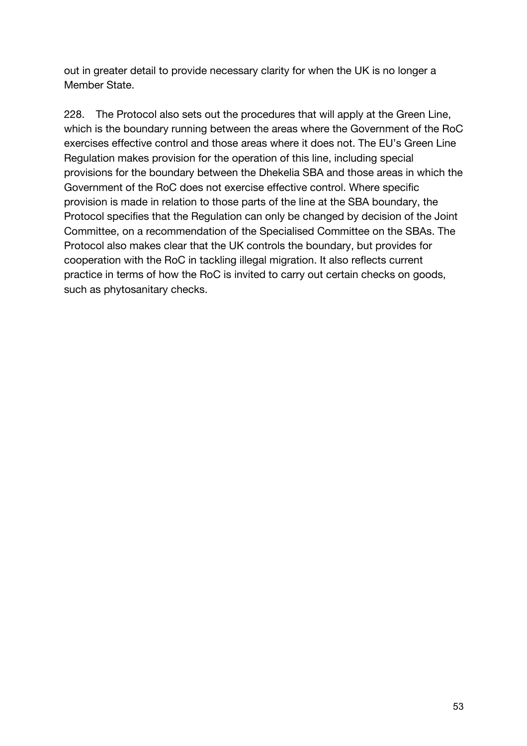out in greater detail to provide necessary clarity for when the UK is no longer a Member State.

228. The Protocol also sets out the procedures that will apply at the Green Line, which is the boundary running between the areas where the Government of the RoC exercises effective control and those areas where it does not. The EU's Green Line Regulation makes provision for the operation of this line, including special provisions for the boundary between the Dhekelia SBA and those areas in which the Government of the RoC does not exercise effective control. Where specific provision is made in relation to those parts of the line at the SBA boundary, the Protocol specifies that the Regulation can only be changed by decision of the Joint Committee, on a recommendation of the Specialised Committee on the SBAs. The Protocol also makes clear that the UK controls the boundary, but provides for cooperation with the RoC in tackling illegal migration. It also reflects current practice in terms of how the RoC is invited to carry out certain checks on goods, such as phytosanitary checks.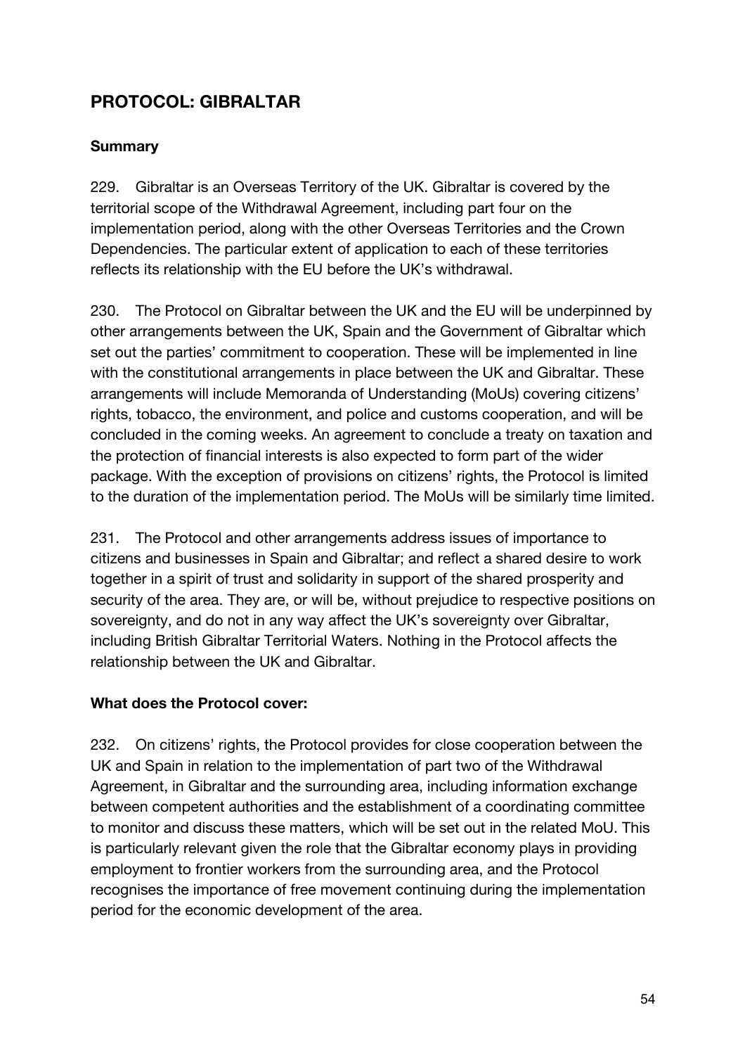## PROTOCOL: GIBRALTAR

### Summary

229. Gibraltar is an Overseas Territory of the UK. Gibraltar is covered by the territorial scope of the Withdrawal Agreement, including part four on the implementation period, along with the other Overseas Territories and the Crown Dependencies. The particular extent of application to each of these territories reflects its relationship with the EU before the UK's withdrawal.

230. The Protocol on Gibraltar between the UK and the EU will be underpinned by other arrangements between the UK, Spain and the Government of Gibraltar which set out the parties' commitment to cooperation. These will be implemented in line with the constitutional arrangements in place between the UK and Gibraltar. These arrangements will include Memoranda of Understanding (MoUs) covering citizens' rights, tobacco, the environment, and police and customs cooperation, and will be concluded in the coming weeks. An agreement to conclude a treaty on taxation and the protection of financial interests is also expected to form part of the wider package. With the exception of provisions on citizens' rights, the Protocol is limited to the duration of the implementation period. The MoUs will be similarly time limited.

231. The Protocol and other arrangements address issues of importance to citizens and businesses in Spain and Gibraltar; and reflect a shared desire to work together in a spirit of trust and solidarity in support of the shared prosperity and security of the area. They are, or will be, without prejudice to respective positions on sovereignty, and do not in any way affect the UK's sovereignty over Gibraltar, including British Gibraltar Territorial Waters. Nothing in the Protocol affects the relationship between the UK and Gibraltar.

### What does the Protocol cover:

232. On citizens' rights, the Protocol provides for close cooperation between the UK and Spain in relation to the implementation of part two of the Withdrawal Agreement, in Gibraltar and the surrounding area, including information exchange between competent authorities and the establishment of a coordinating committee to monitor and discuss these matters, which will be set out in the related MoU. This is particularly relevant given the role that the Gibraltar economy plays in providing employment to frontier workers from the surrounding area, and the Protocol recognises the importance of free movement continuing during the implementation period for the economic development of the area.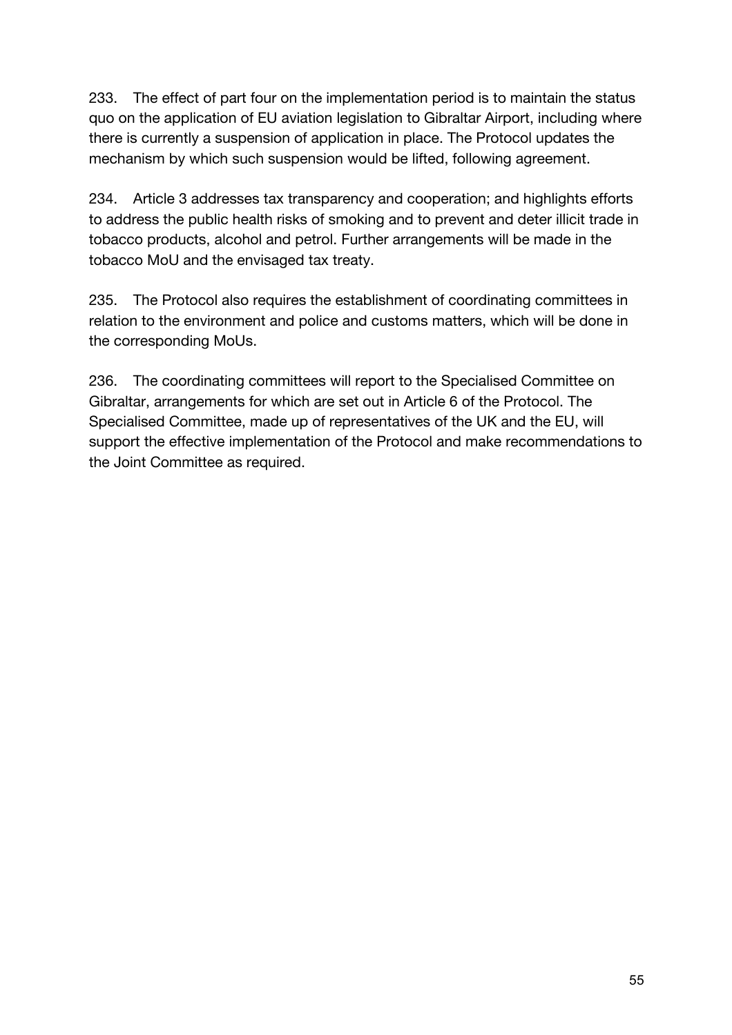233. The effect of part four on the implementation period is to maintain the status quo on the application of EU aviation legislation to Gibraltar Airport, including where there is currently a suspension of application in place. The Protocol updates the mechanism by which such suspension would be lifted, following agreement.

234. Article 3 addresses tax transparency and cooperation; and highlights efforts to address the public health risks of smoking and to prevent and deter illicit trade in tobacco products, alcohol and petrol. Further arrangements will be made in the tobacco MoU and the envisaged tax treaty.

235. The Protocol also requires the establishment of coordinating committees in relation to the environment and police and customs matters, which will be done in the corresponding MoUs.

236. The coordinating committees will report to the Specialised Committee on Gibraltar, arrangements for which are set out in Article 6 of the Protocol. The Specialised Committee, made up of representatives of the UK and the EU, will support the effective implementation of the Protocol and make recommendations to the Joint Committee as required.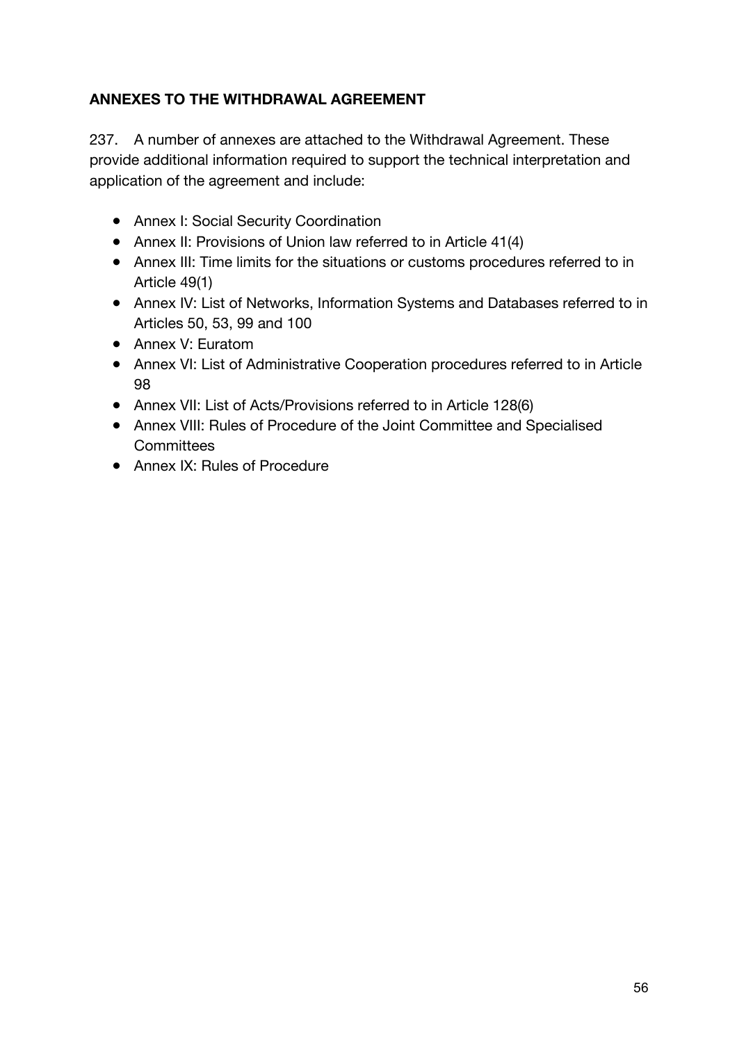**ANNEXES TO THE WITHDRAWAL AGREEMENT**

237. A number of annexes are attached to the Withdrawal Agreement. These provide additional information required to support the technical interpretation and application of the agreement and include:

- Annex I: Social Security Coordination
- Annex II: Provisions of Union law referred to in Article 41(4)
- Annex III: Time limits for the situations or customs procedures referred to in Article 49(1)
- Annex IV: List of Networks, Information Systems and Databases referred to in Articles 50, 53, 99 and 100
- Annex V: Euratom
- Annex VI: List of Administrative Cooperation procedures referred to in Article 98
- Annex VII: List of Acts/Provisions referred to in Article 128(6)
- Annex VIII: Rules of Procedure of the Joint Committee and Specialised Committees
- Annex IX: Rules of Procedure